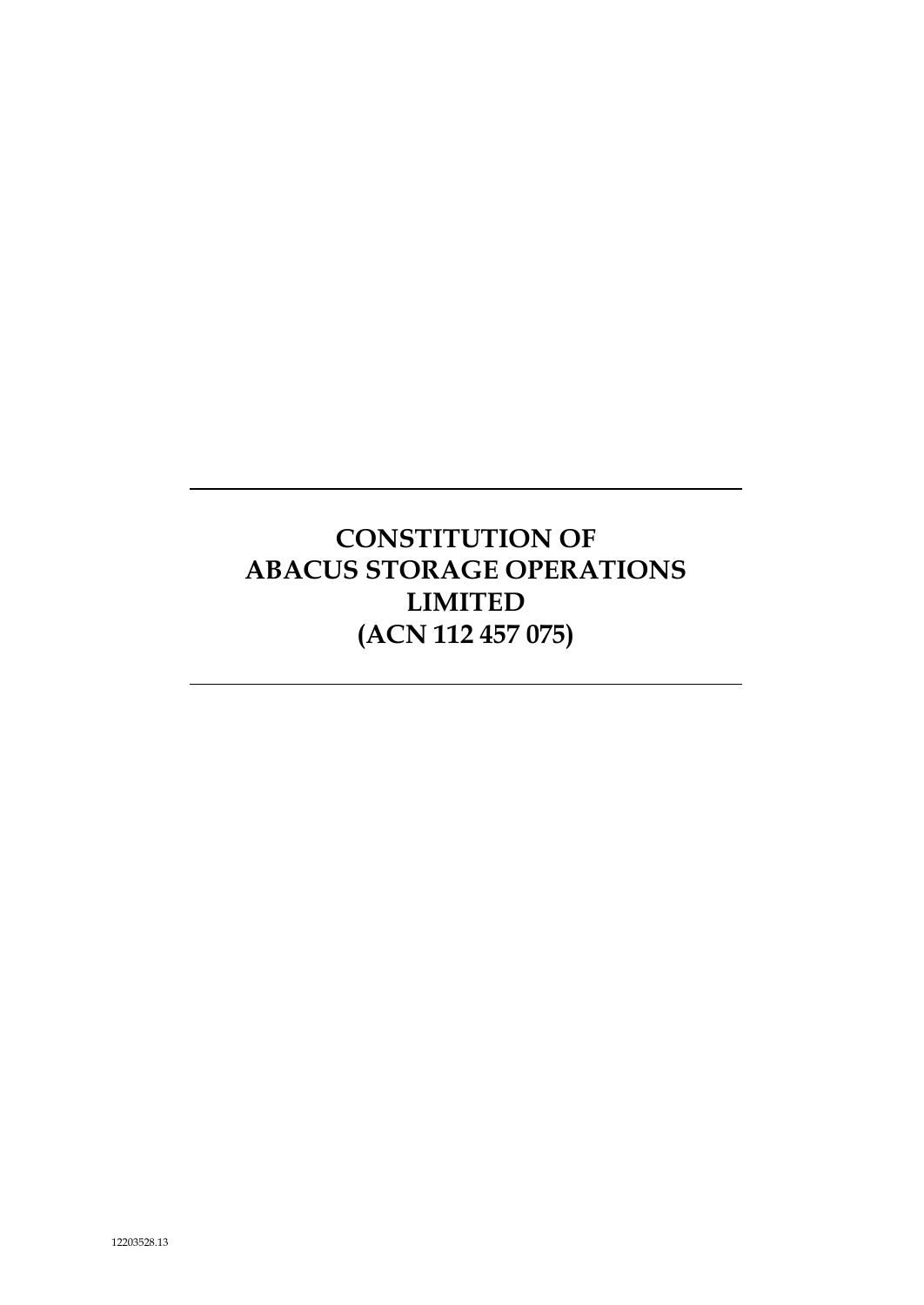# CONSTITUTION OF ABACUS STORAGE OPERATIONS LIMITED (ACN 112 457 075)

12203528.13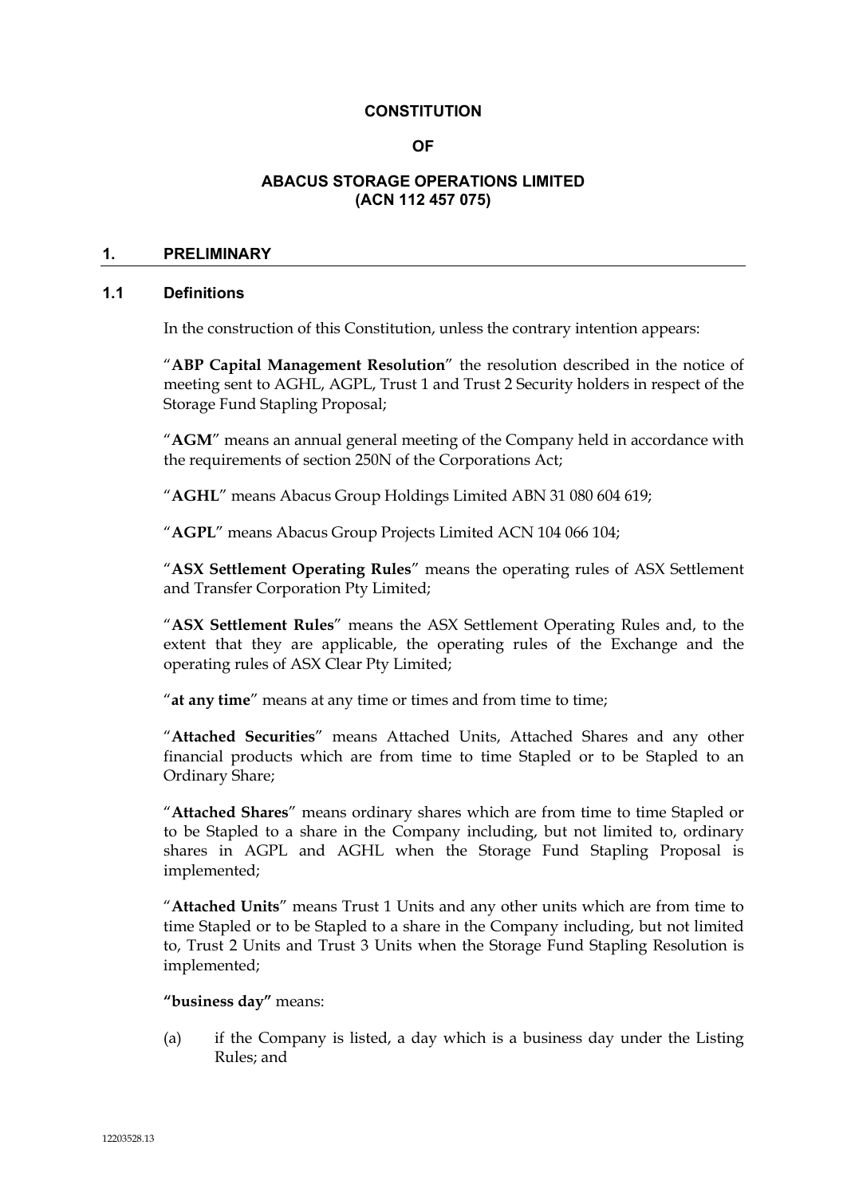**CONSTITUTION**

**OF**

**ABACUS STORAGE OPERATIONS LIMITED**
**(ACN 112 457 075)**

## 1. PRELIMINARY

### 1.1 Definitions

In the construction of this Constitution, unless the contrary intention appears:

"**ABP Capital Management Resolution**" the resolution described in the notice of meeting sent to AGHL, AGPL, Trust 1 and Trust 2 Security holders in respect of the Storage Fund Stapling Proposal;

"**AGM**" means an annual general meeting of the Company held in accordance with the requirements of section 250N of the Corporations Act;

"**AGHL**" means Abacus Group Holdings Limited ABN 31 080 604 619;

"**AGPL**" means Abacus Group Projects Limited ACN 104 066 104;

"**ASX Settlement Operating Rules**" means the operating rules of ASX Settlement and Transfer Corporation Pty Limited;

"**ASX Settlement Rules**" means the ASX Settlement Operating Rules and, to the extent that they are applicable, the operating rules of the Exchange and the operating rules of ASX Clear Pty Limited;

"**at any time**" means at any time or times and from time to time;

"**Attached Securities**" means Attached Units, Attached Shares and any other financial products which are from time to time Stapled or to be Stapled to an Ordinary Share;

"**Attached Shares**" means ordinary shares which are from time to time Stapled or to be Stapled to a share in the Company including, but not limited to, ordinary shares in AGPL and AGHL when the Storage Fund Stapling Proposal is implemented;

"**Attached Units**" means Trust 1 Units and any other units which are from time to time Stapled or to be Stapled to a share in the Company including, but not limited to, Trust 2 Units and Trust 3 Units when the Storage Fund Stapling Resolution is implemented;

**"business day"** means:

(a) if the Company is listed, a day which is a business day under the Listing Rules; and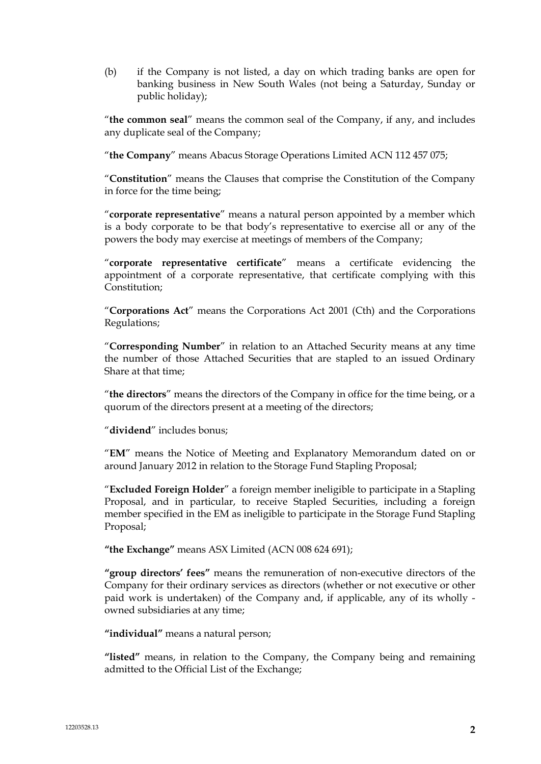(b) if the Company is not listed, a day on which trading banks are open for banking business in New South Wales (not being a Saturday, Sunday or public holiday);

"**the common seal**" means the common seal of the Company, if any, and includes any duplicate seal of the Company;

"**the Company**" means Abacus Storage Operations Limited ACN 112 457 075;

"**Constitution**" means the Clauses that comprise the Constitution of the Company in force for the time being;

"**corporate representative**" means a natural person appointed by a member which is a body corporate to be that body's representative to exercise all or any of the powers the body may exercise at meetings of members of the Company;

"**corporate representative certificate**" means a certificate evidencing the appointment of a corporate representative, that certificate complying with this Constitution;

"**Corporations Act**" means the Corporations Act 2001 (Cth) and the Corporations Regulations;

"**Corresponding Number**" in relation to an Attached Security means at any time the number of those Attached Securities that are stapled to an issued Ordinary Share at that time;

"**the directors**" means the directors of the Company in office for the time being, or a quorum of the directors present at a meeting of the directors;

"**dividend**" includes bonus;

"**EM**" means the Notice of Meeting and Explanatory Memorandum dated on or around January 2012 in relation to the Storage Fund Stapling Proposal;

"**Excluded Foreign Holder**" a foreign member ineligible to participate in a Stapling Proposal, and in particular, to receive Stapled Securities, including a foreign member specified in the EM as ineligible to participate in the Storage Fund Stapling Proposal;

**"the Exchange"** means ASX Limited (ACN 008 624 691);

**"group directors' fees"** means the remuneration of non-executive directors of the Company for their ordinary services as directors (whether or not executive or other paid work is undertaken) of the Company and, if applicable, any of its wholly - owned subsidiaries at any time;

**"individual"** means a natural person;

**"listed"** means, in relation to the Company, the Company being and remaining admitted to the Official List of the Exchange;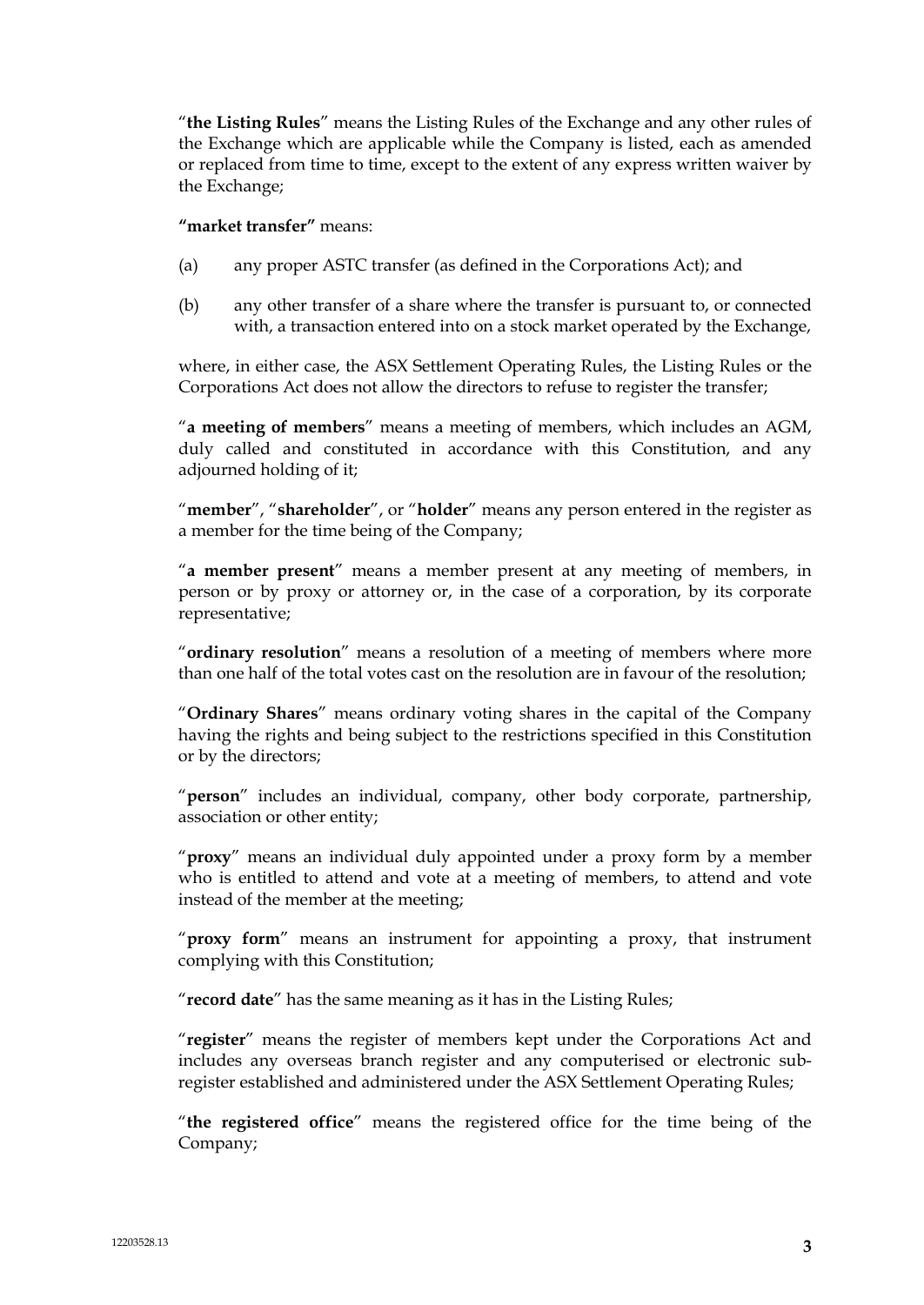"**the Listing Rules**" means the Listing Rules of the Exchange and any other rules of the Exchange which are applicable while the Company is listed, each as amended or replaced from time to time, except to the extent of any express written waiver by the Exchange;

**"market transfer"** means:

(a) any proper ASTC transfer (as defined in the Corporations Act); and

(b) any other transfer of a share where the transfer is pursuant to, or connected with, a transaction entered into on a stock market operated by the Exchange,

where, in either case, the ASX Settlement Operating Rules, the Listing Rules or the Corporations Act does not allow the directors to refuse to register the transfer;

"**a meeting of members**" means a meeting of members, which includes an AGM, duly called and constituted in accordance with this Constitution, and any adjourned holding of it;

"**member**", "**shareholder**", or "**holder**" means any person entered in the register as a member for the time being of the Company;

"**a member present**" means a member present at any meeting of members, in person or by proxy or attorney or, in the case of a corporation, by its corporate representative;

"**ordinary resolution**" means a resolution of a meeting of members where more than one half of the total votes cast on the resolution are in favour of the resolution;

"**Ordinary Shares**" means ordinary voting shares in the capital of the Company having the rights and being subject to the restrictions specified in this Constitution or by the directors;

"**person**" includes an individual, company, other body corporate, partnership, association or other entity;

"**proxy**" means an individual duly appointed under a proxy form by a member who is entitled to attend and vote at a meeting of members, to attend and vote instead of the member at the meeting;

"**proxy form**" means an instrument for appointing a proxy, that instrument complying with this Constitution;

"**record date**" has the same meaning as it has in the Listing Rules;

"**register**" means the register of members kept under the Corporations Act and includes any overseas branch register and any computerised or electronic sub-register established and administered under the ASX Settlement Operating Rules;

"**the registered office**" means the registered office for the time being of the Company;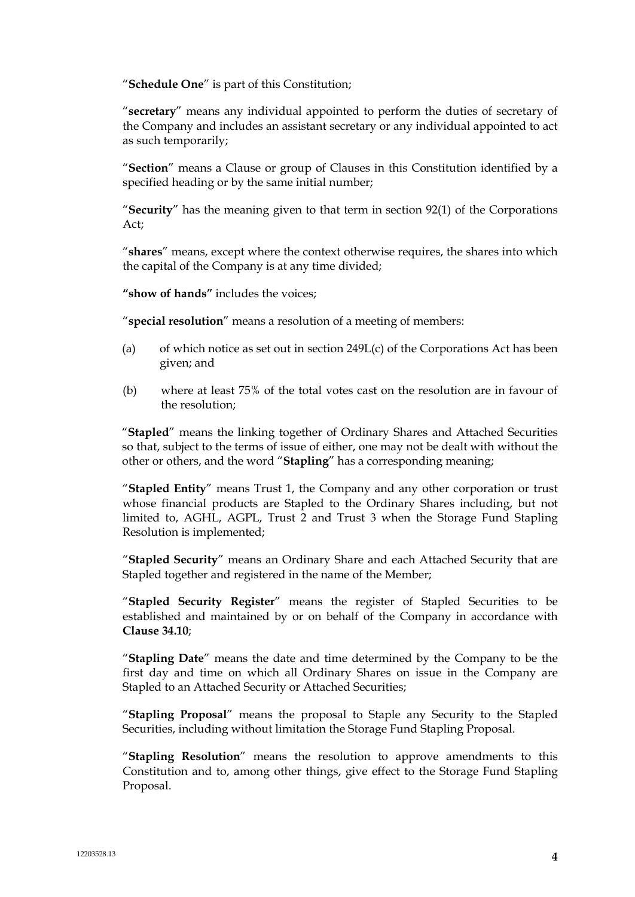"**Schedule One**" is part of this Constitution;

"**secretary**" means any individual appointed to perform the duties of secretary of the Company and includes an assistant secretary or any individual appointed to act as such temporarily;

"**Section**" means a Clause or group of Clauses in this Constitution identified by a specified heading or by the same initial number;

"**Security**" has the meaning given to that term in section 92(1) of the Corporations Act;

"**shares**" means, except where the context otherwise requires, the shares into which the capital of the Company is at any time divided;

**"show of hands"** includes the voices;

"**special resolution**" means a resolution of a meeting of members:

(a) of which notice as set out in section 249L(c) of the Corporations Act has been given; and

(b) where at least 75% of the total votes cast on the resolution are in favour of the resolution;

"**Stapled**" means the linking together of Ordinary Shares and Attached Securities so that, subject to the terms of issue of either, one may not be dealt with without the other or others, and the word "**Stapling**" has a corresponding meaning;

"**Stapled Entity**" means Trust 1, the Company and any other corporation or trust whose financial products are Stapled to the Ordinary Shares including, but not limited to, AGHL, AGPL, Trust 2 and Trust 3 when the Storage Fund Stapling Resolution is implemented;

"**Stapled Security**" means an Ordinary Share and each Attached Security that are Stapled together and registered in the name of the Member;

"**Stapled Security Register**" means the register of Stapled Securities to be established and maintained by or on behalf of the Company in accordance with **Clause 34.10**;

"**Stapling Date**" means the date and time determined by the Company to be the first day and time on which all Ordinary Shares on issue in the Company are Stapled to an Attached Security or Attached Securities;

"**Stapling Proposal**" means the proposal to Staple any Security to the Stapled Securities, including without limitation the Storage Fund Stapling Proposal.

"**Stapling Resolution**" means the resolution to approve amendments to this Constitution and to, among other things, give effect to the Storage Fund Stapling Proposal.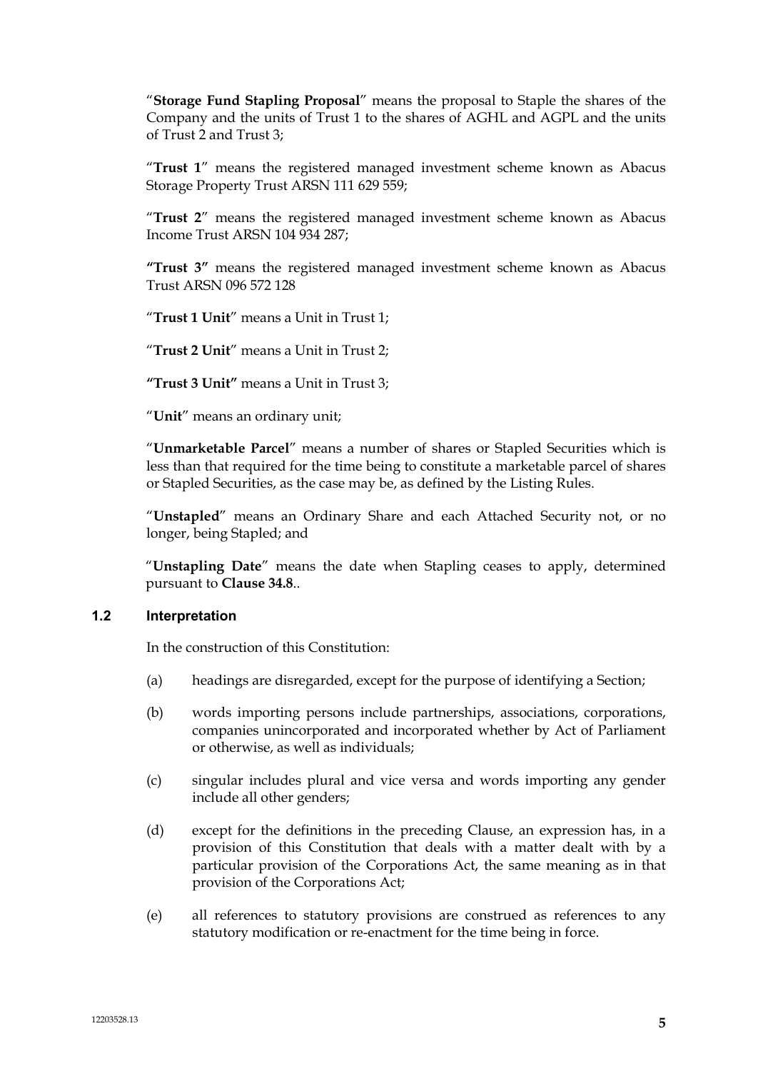"**Storage Fund Stapling Proposal**" means the proposal to Staple the shares of the Company and the units of Trust 1 to the shares of AGHL and AGPL and the units of Trust 2 and Trust 3;

"**Trust 1**" means the registered managed investment scheme known as Abacus Storage Property Trust ARSN 111 629 559;

"**Trust 2**" means the registered managed investment scheme known as Abacus Income Trust ARSN 104 934 287;

**"Trust 3"** means the registered managed investment scheme known as Abacus Trust ARSN 096 572 128

"**Trust 1 Unit**" means a Unit in Trust 1;

"**Trust 2 Unit**" means a Unit in Trust 2;

**"Trust 3 Unit"** means a Unit in Trust 3;

"**Unit**" means an ordinary unit;

"**Unmarketable Parcel**" means a number of shares or Stapled Securities which is less than that required for the time being to constitute a marketable parcel of shares or Stapled Securities, as the case may be, as defined by the Listing Rules.

"**Unstapled**" means an Ordinary Share and each Attached Security not, or no longer, being Stapled; and

"**Unstapling Date**" means the date when Stapling ceases to apply, determined pursuant to **Clause 34.8**..

### 1.2 Interpretation

In the construction of this Constitution:

(a) headings are disregarded, except for the purpose of identifying a Section;

(b) words importing persons include partnerships, associations, corporations, companies unincorporated and incorporated whether by Act of Parliament or otherwise, as well as individuals;

(c) singular includes plural and vice versa and words importing any gender include all other genders;

(d) except for the definitions in the preceding Clause, an expression has, in a provision of this Constitution that deals with a matter dealt with by a particular provision of the Corporations Act, the same meaning as in that provision of the Corporations Act;

(e) all references to statutory provisions are construed as references to any statutory modification or re-enactment for the time being in force.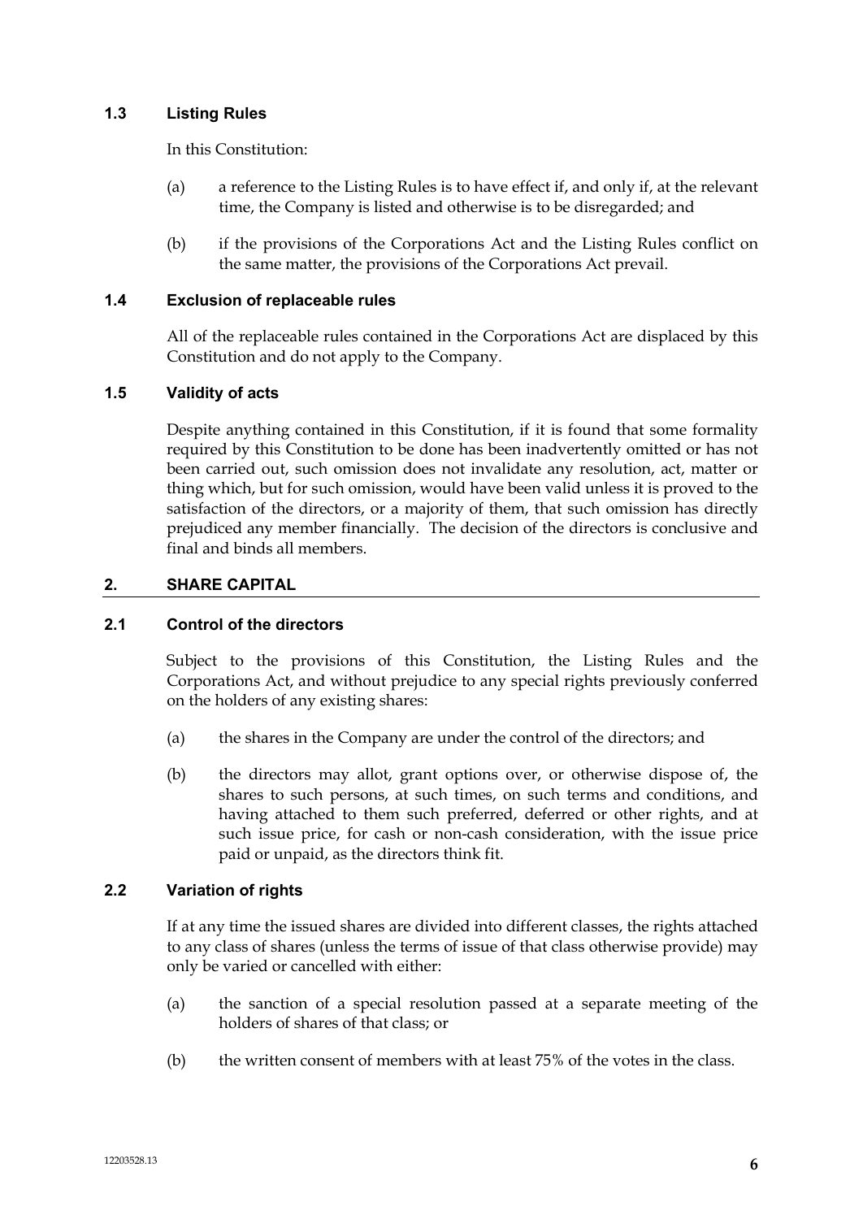### 1.3 Listing Rules

In this Constitution:

(a) a reference to the Listing Rules is to have effect if, and only if, at the relevant time, the Company is listed and otherwise is to be disregarded; and

(b) if the provisions of the Corporations Act and the Listing Rules conflict on the same matter, the provisions of the Corporations Act prevail.

### 1.4 Exclusion of replaceable rules

All of the replaceable rules contained in the Corporations Act are displaced by this Constitution and do not apply to the Company.

### 1.5 Validity of acts

Despite anything contained in this Constitution, if it is found that some formality required by this Constitution to be done has been inadvertently omitted or has not been carried out, such omission does not invalidate any resolution, act, matter or thing which, but for such omission, would have been valid unless it is proved to the satisfaction of the directors, or a majority of them, that such omission has directly prejudiced any member financially. The decision of the directors is conclusive and final and binds all members.

## 2. SHARE CAPITAL

### 2.1 Control of the directors

Subject to the provisions of this Constitution, the Listing Rules and the Corporations Act, and without prejudice to any special rights previously conferred on the holders of any existing shares:

(a) the shares in the Company are under the control of the directors; and

(b) the directors may allot, grant options over, or otherwise dispose of, the shares to such persons, at such times, on such terms and conditions, and having attached to them such preferred, deferred or other rights, and at such issue price, for cash or non-cash consideration, with the issue price paid or unpaid, as the directors think fit.

### 2.2 Variation of rights

If at any time the issued shares are divided into different classes, the rights attached to any class of shares (unless the terms of issue of that class otherwise provide) may only be varied or cancelled with either:

(a) the sanction of a special resolution passed at a separate meeting of the holders of shares of that class; or

(b) the written consent of members with at least 75% of the votes in the class.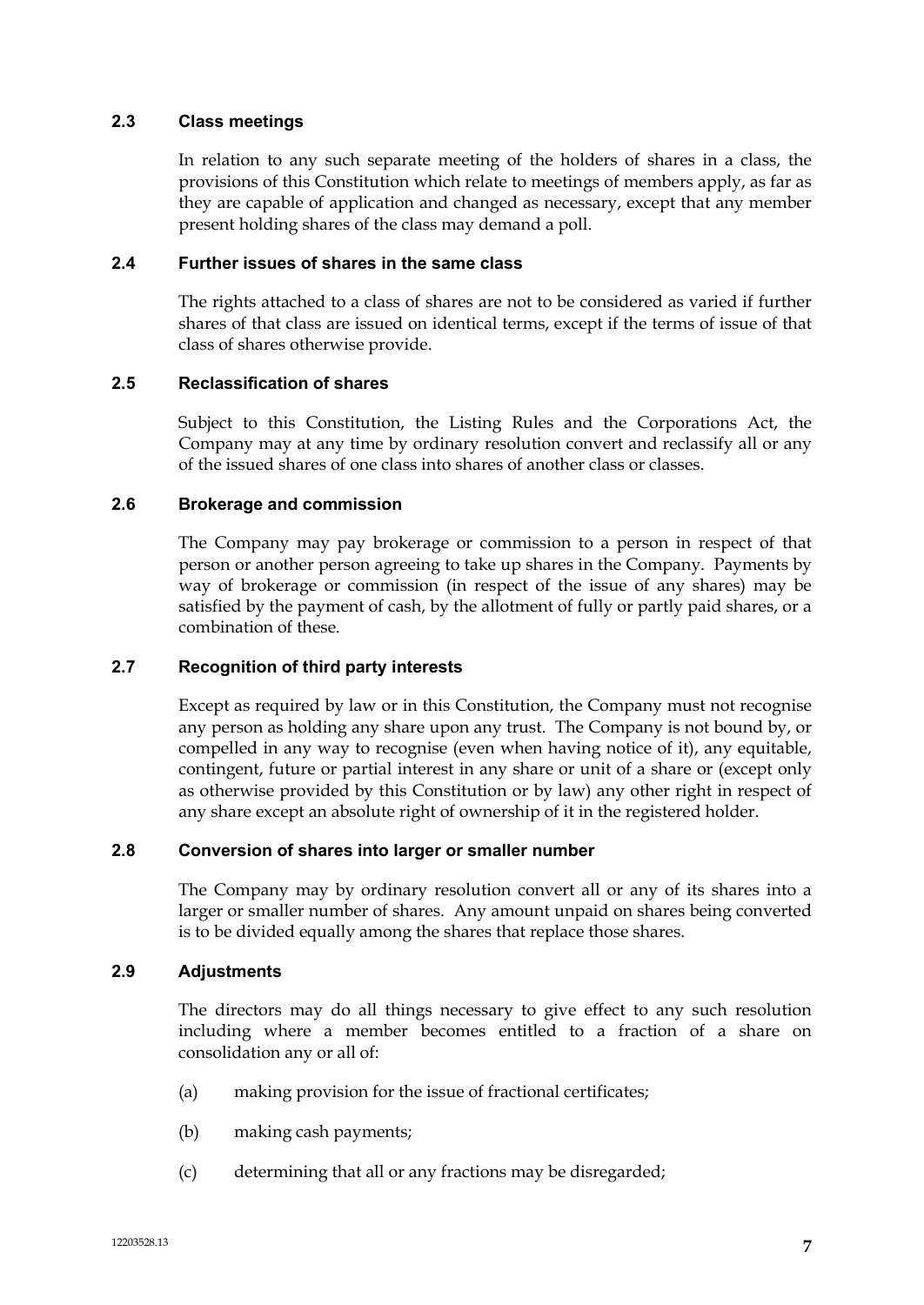### 2.3 Class meetings

In relation to any such separate meeting of the holders of shares in a class, the provisions of this Constitution which relate to meetings of members apply, as far as they are capable of application and changed as necessary, except that any member present holding shares of the class may demand a poll.

### 2.4 Further issues of shares in the same class

The rights attached to a class of shares are not to be considered as varied if further shares of that class are issued on identical terms, except if the terms of issue of that class of shares otherwise provide.

### 2.5 Reclassification of shares

Subject to this Constitution, the Listing Rules and the Corporations Act, the Company may at any time by ordinary resolution convert and reclassify all or any of the issued shares of one class into shares of another class or classes.

### 2.6 Brokerage and commission

The Company may pay brokerage or commission to a person in respect of that person or another person agreeing to take up shares in the Company. Payments by way of brokerage or commission (in respect of the issue of any shares) may be satisfied by the payment of cash, by the allotment of fully or partly paid shares, or a combination of these.

### 2.7 Recognition of third party interests

Except as required by law or in this Constitution, the Company must not recognise any person as holding any share upon any trust. The Company is not bound by, or compelled in any way to recognise (even when having notice of it), any equitable, contingent, future or partial interest in any share or unit of a share or (except only as otherwise provided by this Constitution or by law) any other right in respect of any share except an absolute right of ownership of it in the registered holder.

### 2.8 Conversion of shares into larger or smaller number

The Company may by ordinary resolution convert all or any of its shares into a larger or smaller number of shares. Any amount unpaid on shares being converted is to be divided equally among the shares that replace those shares.

### 2.9 Adjustments

The directors may do all things necessary to give effect to any such resolution including where a member becomes entitled to a fraction of a share on consolidation any or all of:

(a) making provision for the issue of fractional certificates;

(b) making cash payments;

(c) determining that all or any fractions may be disregarded;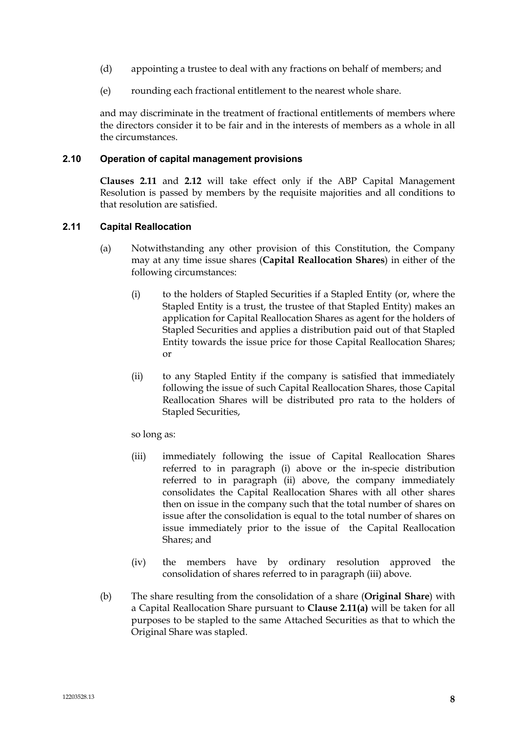(d) appointing a trustee to deal with any fractions on behalf of members; and

(e) rounding each fractional entitlement to the nearest whole share.

and may discriminate in the treatment of fractional entitlements of members where the directors consider it to be fair and in the interests of members as a whole in all the circumstances.

### 2.10 Operation of capital management provisions

**Clauses 2.11** and **2.12** will take effect only if the ABP Capital Management Resolution is passed by members by the requisite majorities and all conditions to that resolution are satisfied.

### 2.11 Capital Reallocation

(a) Notwithstanding any other provision of this Constitution, the Company may at any time issue shares (**Capital Reallocation Shares**) in either of the following circumstances:

   (i) to the holders of Stapled Securities if a Stapled Entity (or, where the Stapled Entity is a trust, the trustee of that Stapled Entity) makes an application for Capital Reallocation Shares as agent for the holders of Stapled Securities and applies a distribution paid out of that Stapled Entity towards the issue price for those Capital Reallocation Shares; or

   (ii) to any Stapled Entity if the company is satisfied that immediately following the issue of such Capital Reallocation Shares, those Capital Reallocation Shares will be distributed pro rata to the holders of Stapled Securities,

   so long as:

   (iii) immediately following the issue of Capital Reallocation Shares referred to in paragraph (i) above or the in-specie distribution referred to in paragraph (ii) above, the company immediately consolidates the Capital Reallocation Shares with all other shares then on issue in the company such that the total number of shares on issue after the consolidation is equal to the total number of shares on issue immediately prior to the issue of the Capital Reallocation Shares; and

   (iv) the members have by ordinary resolution approved the consolidation of shares referred to in paragraph (iii) above.

(b) The share resulting from the consolidation of a share (**Original Share**) with a Capital Reallocation Share pursuant to **Clause 2.11(a)** will be taken for all purposes to be stapled to the same Attached Securities as that to which the Original Share was stapled.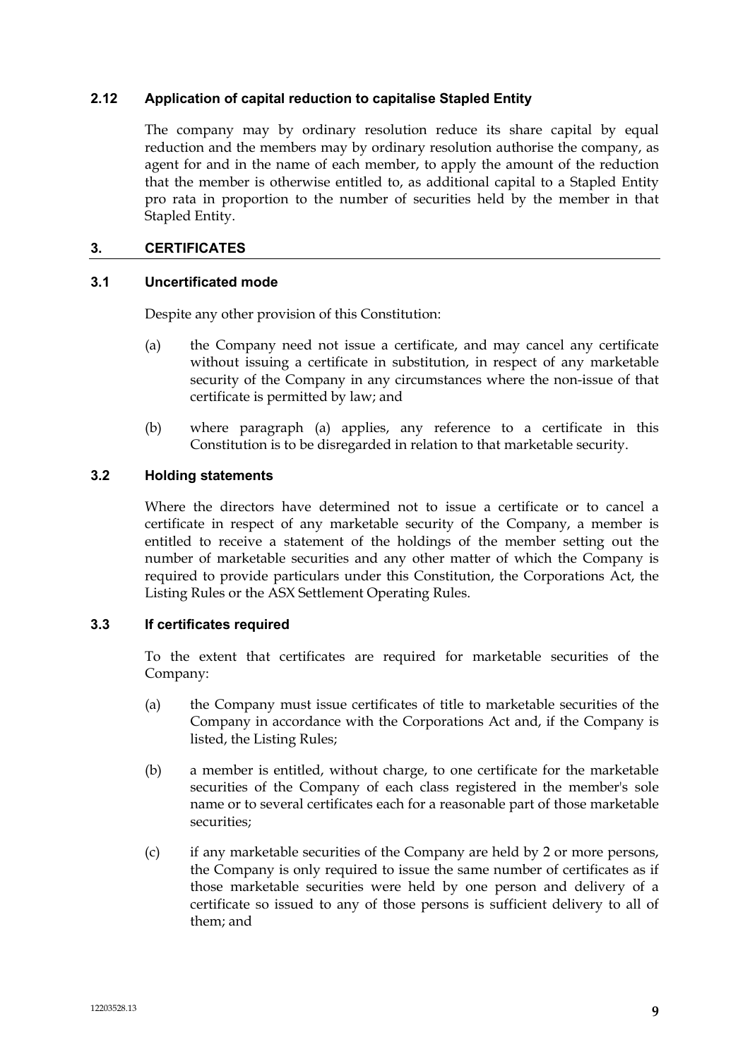### 2.12 Application of capital reduction to capitalise Stapled Entity

The company may by ordinary resolution reduce its share capital by equal reduction and the members may by ordinary resolution authorise the company, as agent for and in the name of each member, to apply the amount of the reduction that the member is otherwise entitled to, as additional capital to a Stapled Entity pro rata in proportion to the number of securities held by the member in that Stapled Entity.

## 3. CERTIFICATES

### 3.1 Uncertificated mode

Despite any other provision of this Constitution:

(a) the Company need not issue a certificate, and may cancel any certificate without issuing a certificate in substitution, in respect of any marketable security of the Company in any circumstances where the non-issue of that certificate is permitted by law; and

(b) where paragraph (a) applies, any reference to a certificate in this Constitution is to be disregarded in relation to that marketable security.

### 3.2 Holding statements

Where the directors have determined not to issue a certificate or to cancel a certificate in respect of any marketable security of the Company, a member is entitled to receive a statement of the holdings of the member setting out the number of marketable securities and any other matter of which the Company is required to provide particulars under this Constitution, the Corporations Act, the Listing Rules or the ASX Settlement Operating Rules.

### 3.3 If certificates required

To the extent that certificates are required for marketable securities of the Company:

(a) the Company must issue certificates of title to marketable securities of the Company in accordance with the Corporations Act and, if the Company is listed, the Listing Rules;

(b) a member is entitled, without charge, to one certificate for the marketable securities of the Company of each class registered in the member's sole name or to several certificates each for a reasonable part of those marketable securities;

(c) if any marketable securities of the Company are held by 2 or more persons, the Company is only required to issue the same number of certificates as if those marketable securities were held by one person and delivery of a certificate so issued to any of those persons is sufficient delivery to all of them; and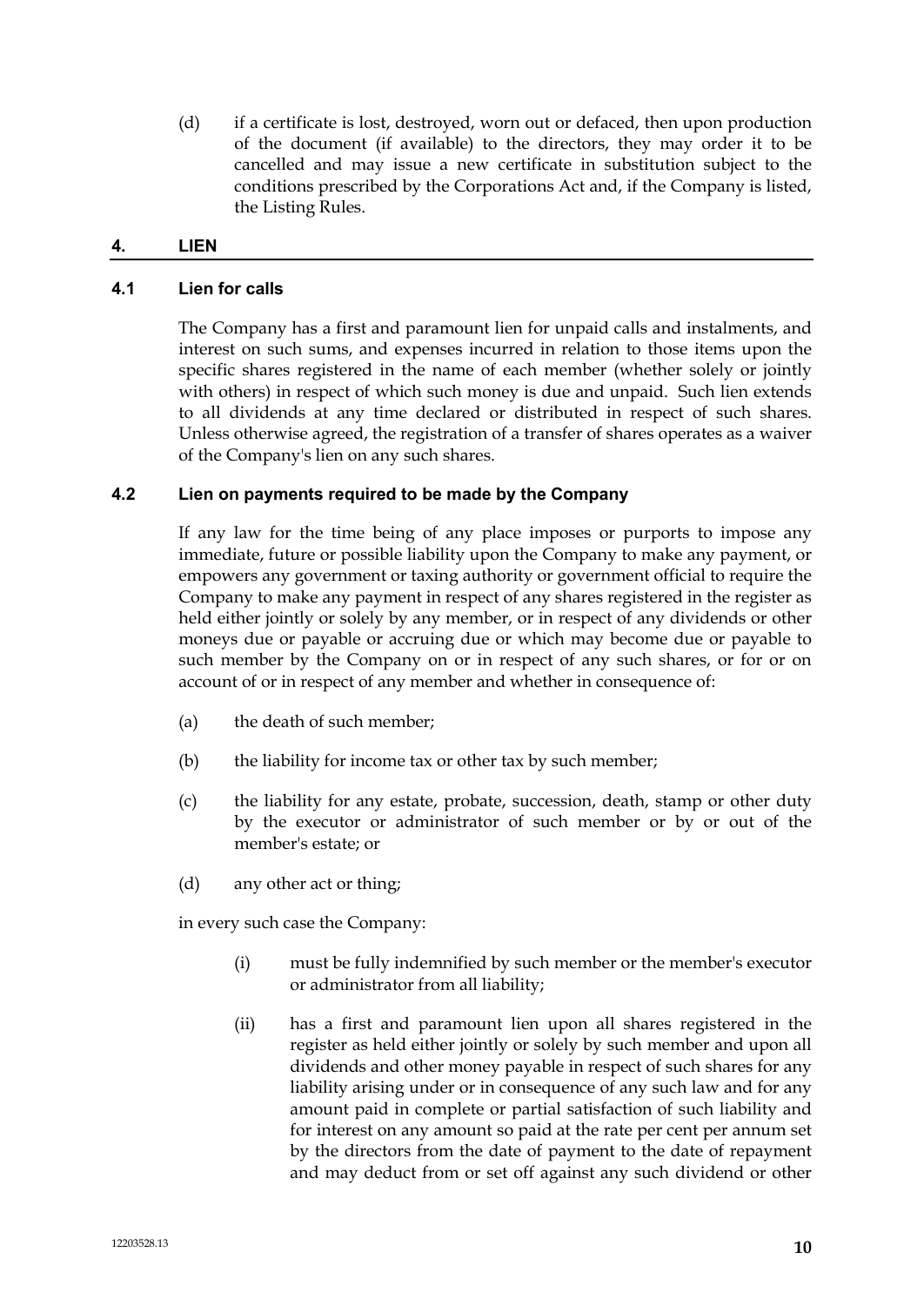(d) if a certificate is lost, destroyed, worn out or defaced, then upon production of the document (if available) to the directors, they may order it to be cancelled and may issue a new certificate in substitution subject to the conditions prescribed by the Corporations Act and, if the Company is listed, the Listing Rules.

## 4. LIEN

### 4.1 Lien for calls

The Company has a first and paramount lien for unpaid calls and instalments, and interest on such sums, and expenses incurred in relation to those items upon the specific shares registered in the name of each member (whether solely or jointly with others) in respect of which such money is due and unpaid. Such lien extends to all dividends at any time declared or distributed in respect of such shares. Unless otherwise agreed, the registration of a transfer of shares operates as a waiver of the Company's lien on any such shares.

### 4.2 Lien on payments required to be made by the Company

If any law for the time being of any place imposes or purports to impose any immediate, future or possible liability upon the Company to make any payment, or empowers any government or taxing authority or government official to require the Company to make any payment in respect of any shares registered in the register as held either jointly or solely by any member, or in respect of any dividends or other moneys due or payable or accruing due or which may become due or payable to such member by the Company on or in respect of any such shares, or for or on account of or in respect of any member and whether in consequence of:

(a) the death of such member;

(b) the liability for income tax or other tax by such member;

(c) the liability for any estate, probate, succession, death, stamp or other duty by the executor or administrator of such member or by or out of the member's estate; or

(d) any other act or thing;

in every such case the Company:

(i) must be fully indemnified by such member or the member's executor or administrator from all liability;

(ii) has a first and paramount lien upon all shares registered in the register as held either jointly or solely by such member and upon all dividends and other money payable in respect of such shares for any liability arising under or in consequence of any such law and for any amount paid in complete or partial satisfaction of such liability and for interest on any amount so paid at the rate per cent per annum set by the directors from the date of payment to the date of repayment and may deduct from or set off against any such dividend or other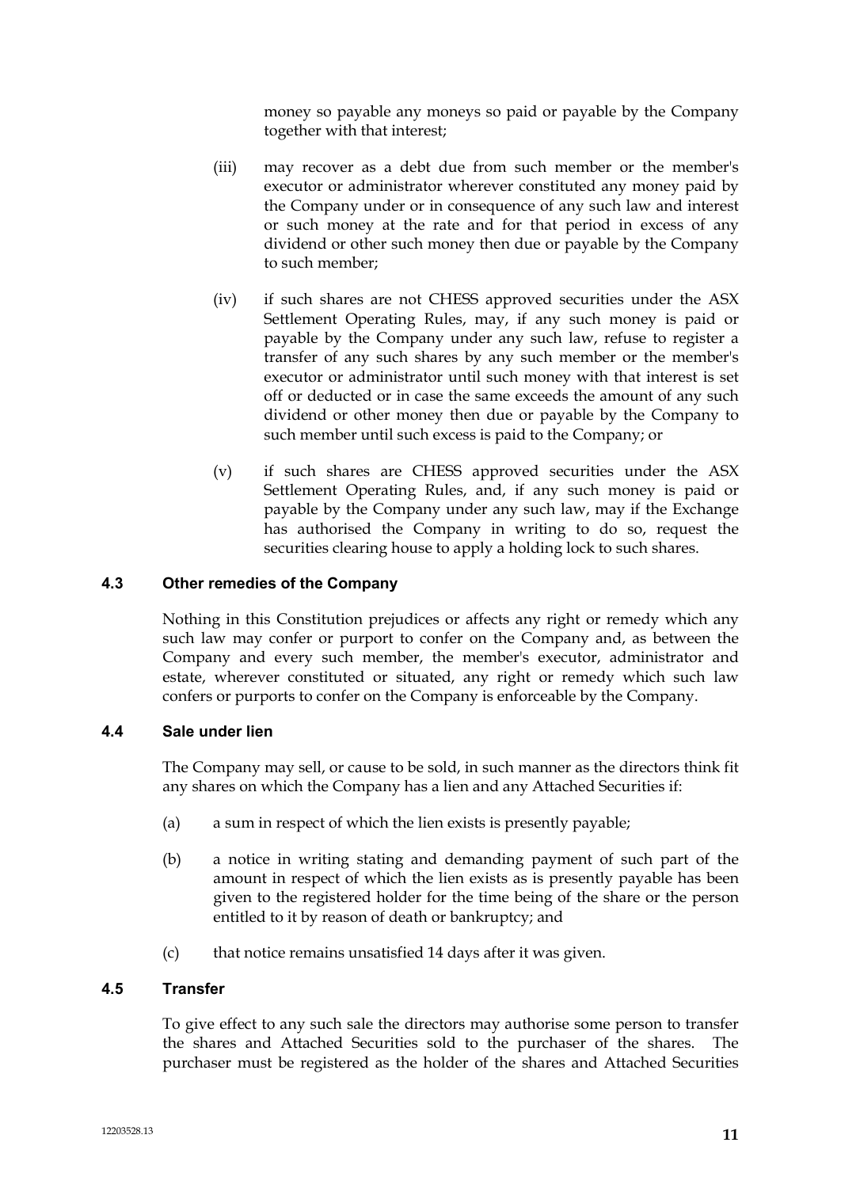money so payable any moneys so paid or payable by the Company together with that interest;

(iii) may recover as a debt due from such member or the member's executor or administrator wherever constituted any money paid by the Company under or in consequence of any such law and interest or such money at the rate and for that period in excess of any dividend or other such money then due or payable by the Company to such member;

(iv) if such shares are not CHESS approved securities under the ASX Settlement Operating Rules, may, if any such money is paid or payable by the Company under any such law, refuse to register a transfer of any such shares by any such member or the member's executor or administrator until such money with that interest is set off or deducted or in case the same exceeds the amount of any such dividend or other money then due or payable by the Company to such member until such excess is paid to the Company; or

(v) if such shares are CHESS approved securities under the ASX Settlement Operating Rules, and, if any such money is paid or payable by the Company under any such law, may if the Exchange has authorised the Company in writing to do so, request the securities clearing house to apply a holding lock to such shares.

### 4.3 Other remedies of the Company

Nothing in this Constitution prejudices or affects any right or remedy which any such law may confer or purport to confer on the Company and, as between the Company and every such member, the member's executor, administrator and estate, wherever constituted or situated, any right or remedy which such law confers or purports to confer on the Company is enforceable by the Company.

### 4.4 Sale under lien

The Company may sell, or cause to be sold, in such manner as the directors think fit any shares on which the Company has a lien and any Attached Securities if:

(a) a sum in respect of which the lien exists is presently payable;

(b) a notice in writing stating and demanding payment of such part of the amount in respect of which the lien exists as is presently payable has been given to the registered holder for the time being of the share or the person entitled to it by reason of death or bankruptcy; and

(c) that notice remains unsatisfied 14 days after it was given.

### 4.5 Transfer

To give effect to any such sale the directors may authorise some person to transfer the shares and Attached Securities sold to the purchaser of the shares. The purchaser must be registered as the holder of the shares and Attached Securities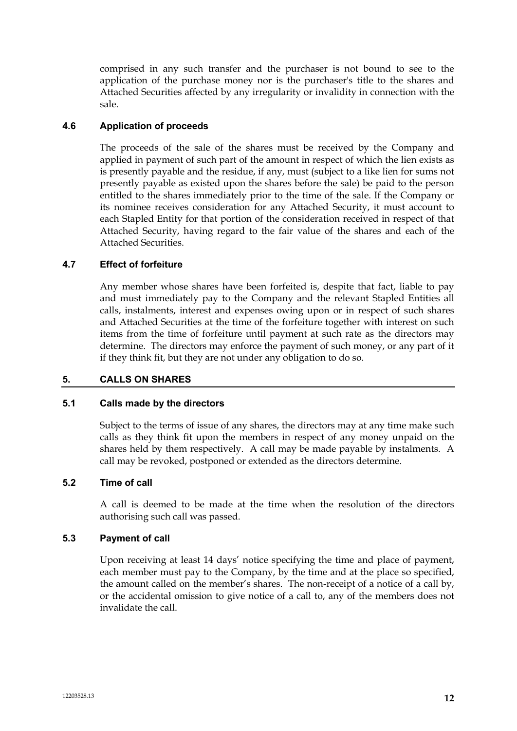comprised in any such transfer and the purchaser is not bound to see to the application of the purchase money nor is the purchaser's title to the shares and Attached Securities affected by any irregularity or invalidity in connection with the sale.

### 4.6 Application of proceeds

The proceeds of the sale of the shares must be received by the Company and applied in payment of such part of the amount in respect of which the lien exists as is presently payable and the residue, if any, must (subject to a like lien for sums not presently payable as existed upon the shares before the sale) be paid to the person entitled to the shares immediately prior to the time of the sale. If the Company or its nominee receives consideration for any Attached Security, it must account to each Stapled Entity for that portion of the consideration received in respect of that Attached Security, having regard to the fair value of the shares and each of the Attached Securities.

### 4.7 Effect of forfeiture

Any member whose shares have been forfeited is, despite that fact, liable to pay and must immediately pay to the Company and the relevant Stapled Entities all calls, instalments, interest and expenses owing upon or in respect of such shares and Attached Securities at the time of the forfeiture together with interest on such items from the time of forfeiture until payment at such rate as the directors may determine. The directors may enforce the payment of such money, or any part of it if they think fit, but they are not under any obligation to do so.

## 5. CALLS ON SHARES

### 5.1 Calls made by the directors

Subject to the terms of issue of any shares, the directors may at any time make such calls as they think fit upon the members in respect of any money unpaid on the shares held by them respectively. A call may be made payable by instalments. A call may be revoked, postponed or extended as the directors determine.

### 5.2 Time of call

A call is deemed to be made at the time when the resolution of the directors authorising such call was passed.

### 5.3 Payment of call

Upon receiving at least 14 days' notice specifying the time and place of payment, each member must pay to the Company, by the time and at the place so specified, the amount called on the member's shares. The non-receipt of a notice of a call by, or the accidental omission to give notice of a call to, any of the members does not invalidate the call.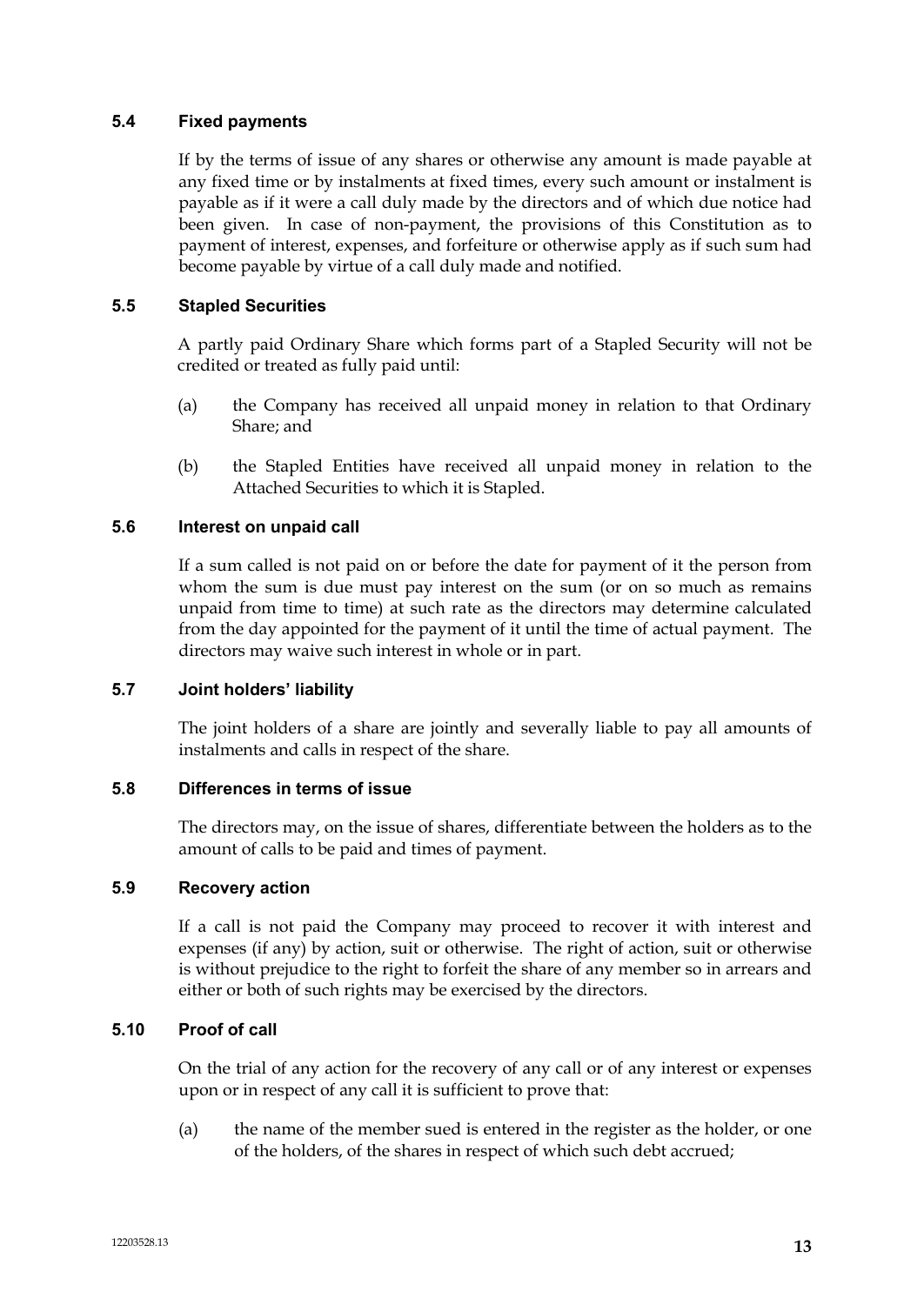### 5.4 Fixed payments

If by the terms of issue of any shares or otherwise any amount is made payable at any fixed time or by instalments at fixed times, every such amount or instalment is payable as if it were a call duly made by the directors and of which due notice had been given. In case of non-payment, the provisions of this Constitution as to payment of interest, expenses, and forfeiture or otherwise apply as if such sum had become payable by virtue of a call duly made and notified.

### 5.5 Stapled Securities

A partly paid Ordinary Share which forms part of a Stapled Security will not be credited or treated as fully paid until:

(a) the Company has received all unpaid money in relation to that Ordinary Share; and

(b) the Stapled Entities have received all unpaid money in relation to the Attached Securities to which it is Stapled.

### 5.6 Interest on unpaid call

If a sum called is not paid on or before the date for payment of it the person from whom the sum is due must pay interest on the sum (or on so much as remains unpaid from time to time) at such rate as the directors may determine calculated from the day appointed for the payment of it until the time of actual payment. The directors may waive such interest in whole or in part.

### 5.7 Joint holders' liability

The joint holders of a share are jointly and severally liable to pay all amounts of instalments and calls in respect of the share.

### 5.8 Differences in terms of issue

The directors may, on the issue of shares, differentiate between the holders as to the amount of calls to be paid and times of payment.

### 5.9 Recovery action

If a call is not paid the Company may proceed to recover it with interest and expenses (if any) by action, suit or otherwise. The right of action, suit or otherwise is without prejudice to the right to forfeit the share of any member so in arrears and either or both of such rights may be exercised by the directors.

### 5.10 Proof of call

On the trial of any action for the recovery of any call or of any interest or expenses upon or in respect of any call it is sufficient to prove that:

(a) the name of the member sued is entered in the register as the holder, or one of the holders, of the shares in respect of which such debt accrued;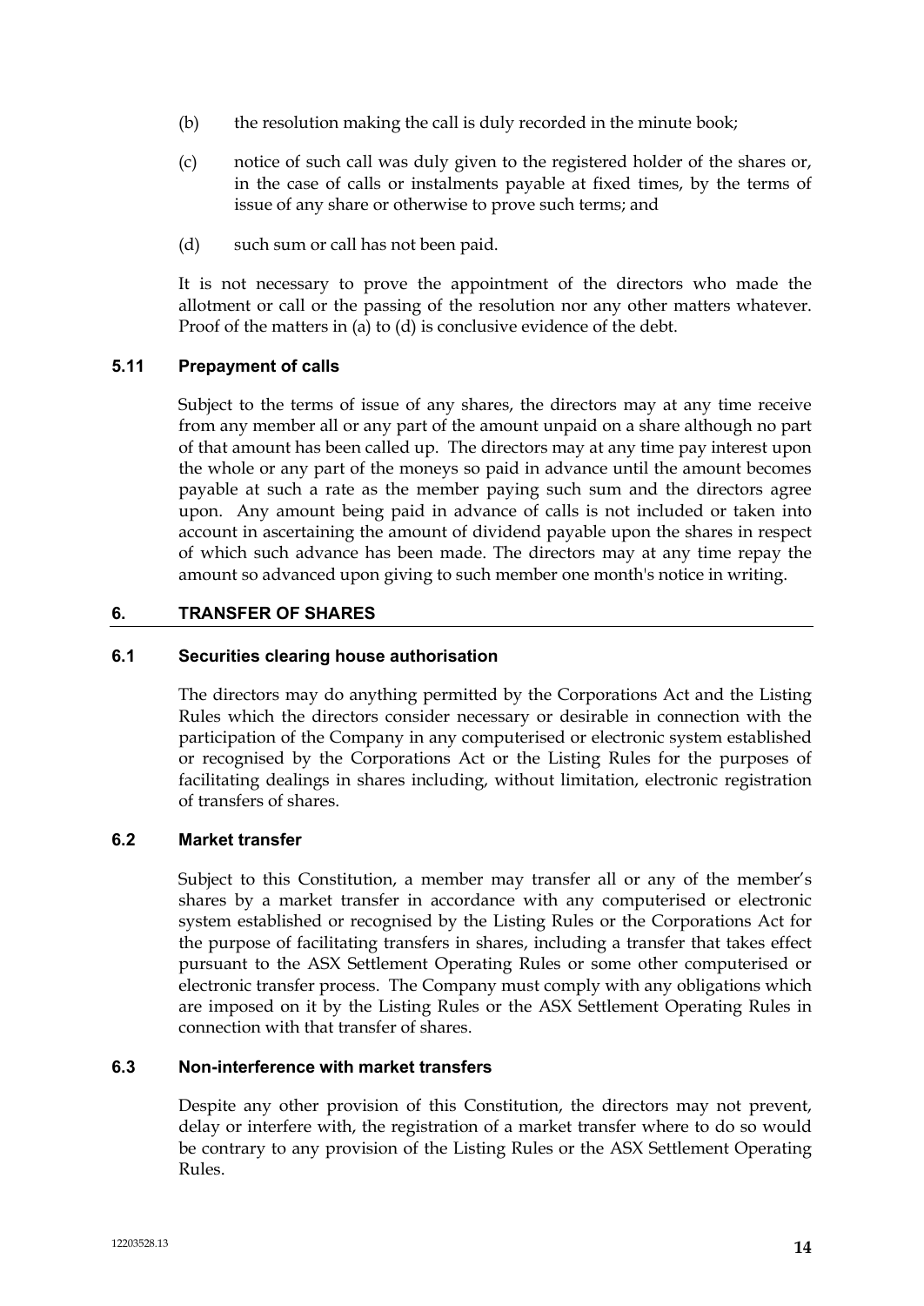(b) the resolution making the call is duly recorded in the minute book;

(c) notice of such call was duly given to the registered holder of the shares or, in the case of calls or instalments payable at fixed times, by the terms of issue of any share or otherwise to prove such terms; and

(d) such sum or call has not been paid.

It is not necessary to prove the appointment of the directors who made the allotment or call or the passing of the resolution nor any other matters whatever. Proof of the matters in (a) to (d) is conclusive evidence of the debt.

### 5.11 Prepayment of calls

Subject to the terms of issue of any shares, the directors may at any time receive from any member all or any part of the amount unpaid on a share although no part of that amount has been called up. The directors may at any time pay interest upon the whole or any part of the moneys so paid in advance until the amount becomes payable at such a rate as the member paying such sum and the directors agree upon. Any amount being paid in advance of calls is not included or taken into account in ascertaining the amount of dividend payable upon the shares in respect of which such advance has been made. The directors may at any time repay the amount so advanced upon giving to such member one month's notice in writing.

## 6. TRANSFER OF SHARES

### 6.1 Securities clearing house authorisation

The directors may do anything permitted by the Corporations Act and the Listing Rules which the directors consider necessary or desirable in connection with the participation of the Company in any computerised or electronic system established or recognised by the Corporations Act or the Listing Rules for the purposes of facilitating dealings in shares including, without limitation, electronic registration of transfers of shares.

### 6.2 Market transfer

Subject to this Constitution, a member may transfer all or any of the member's shares by a market transfer in accordance with any computerised or electronic system established or recognised by the Listing Rules or the Corporations Act for the purpose of facilitating transfers in shares, including a transfer that takes effect pursuant to the ASX Settlement Operating Rules or some other computerised or electronic transfer process. The Company must comply with any obligations which are imposed on it by the Listing Rules or the ASX Settlement Operating Rules in connection with that transfer of shares.

### 6.3 Non-interference with market transfers

Despite any other provision of this Constitution, the directors may not prevent, delay or interfere with, the registration of a market transfer where to do so would be contrary to any provision of the Listing Rules or the ASX Settlement Operating Rules.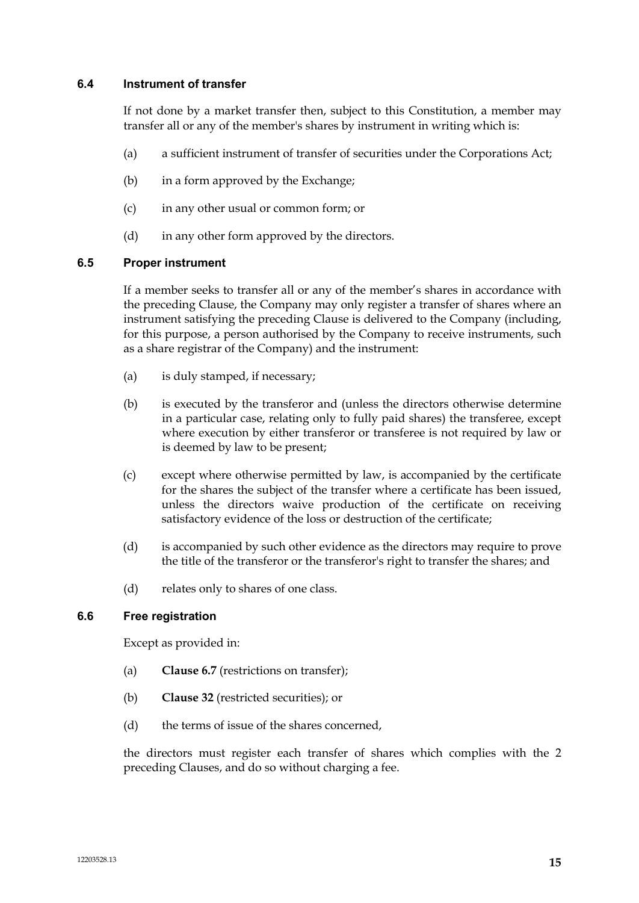### 6.4 Instrument of transfer

If not done by a market transfer then, subject to this Constitution, a member may transfer all or any of the member's shares by instrument in writing which is:

(a) a sufficient instrument of transfer of securities under the Corporations Act;

(b) in a form approved by the Exchange;

(c) in any other usual or common form; or

(d) in any other form approved by the directors.

### 6.5 Proper instrument

If a member seeks to transfer all or any of the member's shares in accordance with the preceding Clause, the Company may only register a transfer of shares where an instrument satisfying the preceding Clause is delivered to the Company (including, for this purpose, a person authorised by the Company to receive instruments, such as a share registrar of the Company) and the instrument:

(a) is duly stamped, if necessary;

(b) is executed by the transferor and (unless the directors otherwise determine in a particular case, relating only to fully paid shares) the transferee, except where execution by either transferor or transferee is not required by law or is deemed by law to be present;

(c) except where otherwise permitted by law, is accompanied by the certificate for the shares the subject of the transfer where a certificate has been issued, unless the directors waive production of the certificate on receiving satisfactory evidence of the loss or destruction of the certificate;

(d) is accompanied by such other evidence as the directors may require to prove the title of the transferor or the transferor's right to transfer the shares; and

(d) relates only to shares of one class.

### 6.6 Free registration

Except as provided in:

(a) **Clause 6.7** (restrictions on transfer);

(b) **Clause 32** (restricted securities); or

(d) the terms of issue of the shares concerned,

the directors must register each transfer of shares which complies with the 2 preceding Clauses, and do so without charging a fee.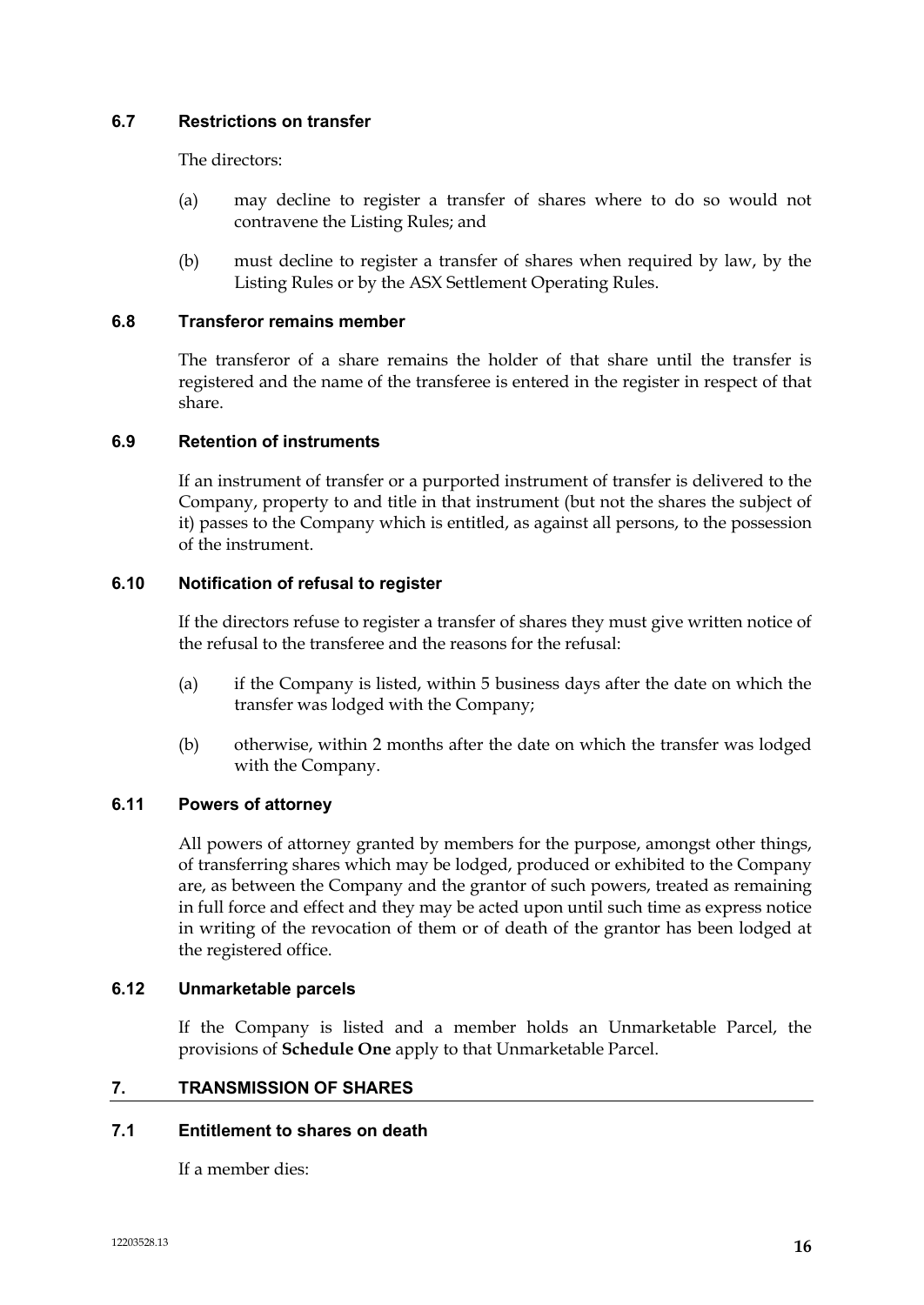### 6.7 Restrictions on transfer

The directors:

(a) may decline to register a transfer of shares where to do so would not contravene the Listing Rules; and

(b) must decline to register a transfer of shares when required by law, by the Listing Rules or by the ASX Settlement Operating Rules.

### 6.8 Transferor remains member

The transferor of a share remains the holder of that share until the transfer is registered and the name of the transferee is entered in the register in respect of that share.

### 6.9 Retention of instruments

If an instrument of transfer or a purported instrument of transfer is delivered to the Company, property to and title in that instrument (but not the shares the subject of it) passes to the Company which is entitled, as against all persons, to the possession of the instrument.

### 6.10 Notification of refusal to register

If the directors refuse to register a transfer of shares they must give written notice of the refusal to the transferee and the reasons for the refusal:

(a) if the Company is listed, within 5 business days after the date on which the transfer was lodged with the Company;

(b) otherwise, within 2 months after the date on which the transfer was lodged with the Company.

### 6.11 Powers of attorney

All powers of attorney granted by members for the purpose, amongst other things, of transferring shares which may be lodged, produced or exhibited to the Company are, as between the Company and the grantor of such powers, treated as remaining in full force and effect and they may be acted upon until such time as express notice in writing of the revocation of them or of death of the grantor has been lodged at the registered office.

### 6.12 Unmarketable parcels

If the Company is listed and a member holds an Unmarketable Parcel, the provisions of **Schedule One** apply to that Unmarketable Parcel.

## 7. TRANSMISSION OF SHARES

### 7.1 Entitlement to shares on death

If a member dies: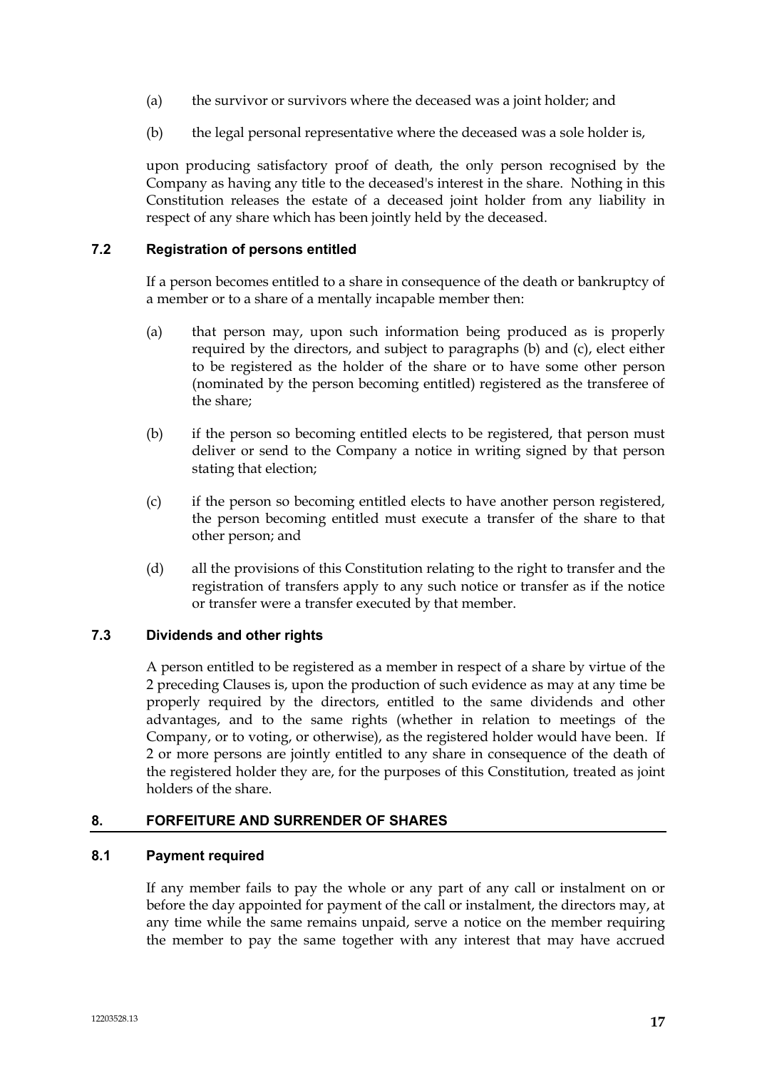(a) the survivor or survivors where the deceased was a joint holder; and

(b) the legal personal representative where the deceased was a sole holder is,

upon producing satisfactory proof of death, the only person recognised by the Company as having any title to the deceased's interest in the share. Nothing in this Constitution releases the estate of a deceased joint holder from any liability in respect of any share which has been jointly held by the deceased.

### 7.2 Registration of persons entitled

If a person becomes entitled to a share in consequence of the death or bankruptcy of a member or to a share of a mentally incapable member then:

(a) that person may, upon such information being produced as is properly required by the directors, and subject to paragraphs (b) and (c), elect either to be registered as the holder of the share or to have some other person (nominated by the person becoming entitled) registered as the transferee of the share;

(b) if the person so becoming entitled elects to be registered, that person must deliver or send to the Company a notice in writing signed by that person stating that election;

(c) if the person so becoming entitled elects to have another person registered, the person becoming entitled must execute a transfer of the share to that other person; and

(d) all the provisions of this Constitution relating to the right to transfer and the registration of transfers apply to any such notice or transfer as if the notice or transfer were a transfer executed by that member.

### 7.3 Dividends and other rights

A person entitled to be registered as a member in respect of a share by virtue of the 2 preceding Clauses is, upon the production of such evidence as may at any time be properly required by the directors, entitled to the same dividends and other advantages, and to the same rights (whether in relation to meetings of the Company, or to voting, or otherwise), as the registered holder would have been. If 2 or more persons are jointly entitled to any share in consequence of the death of the registered holder they are, for the purposes of this Constitution, treated as joint holders of the share.

## 8. FORFEITURE AND SURRENDER OF SHARES

### 8.1 Payment required

If any member fails to pay the whole or any part of any call or instalment on or before the day appointed for payment of the call or instalment, the directors may, at any time while the same remains unpaid, serve a notice on the member requiring the member to pay the same together with any interest that may have accrued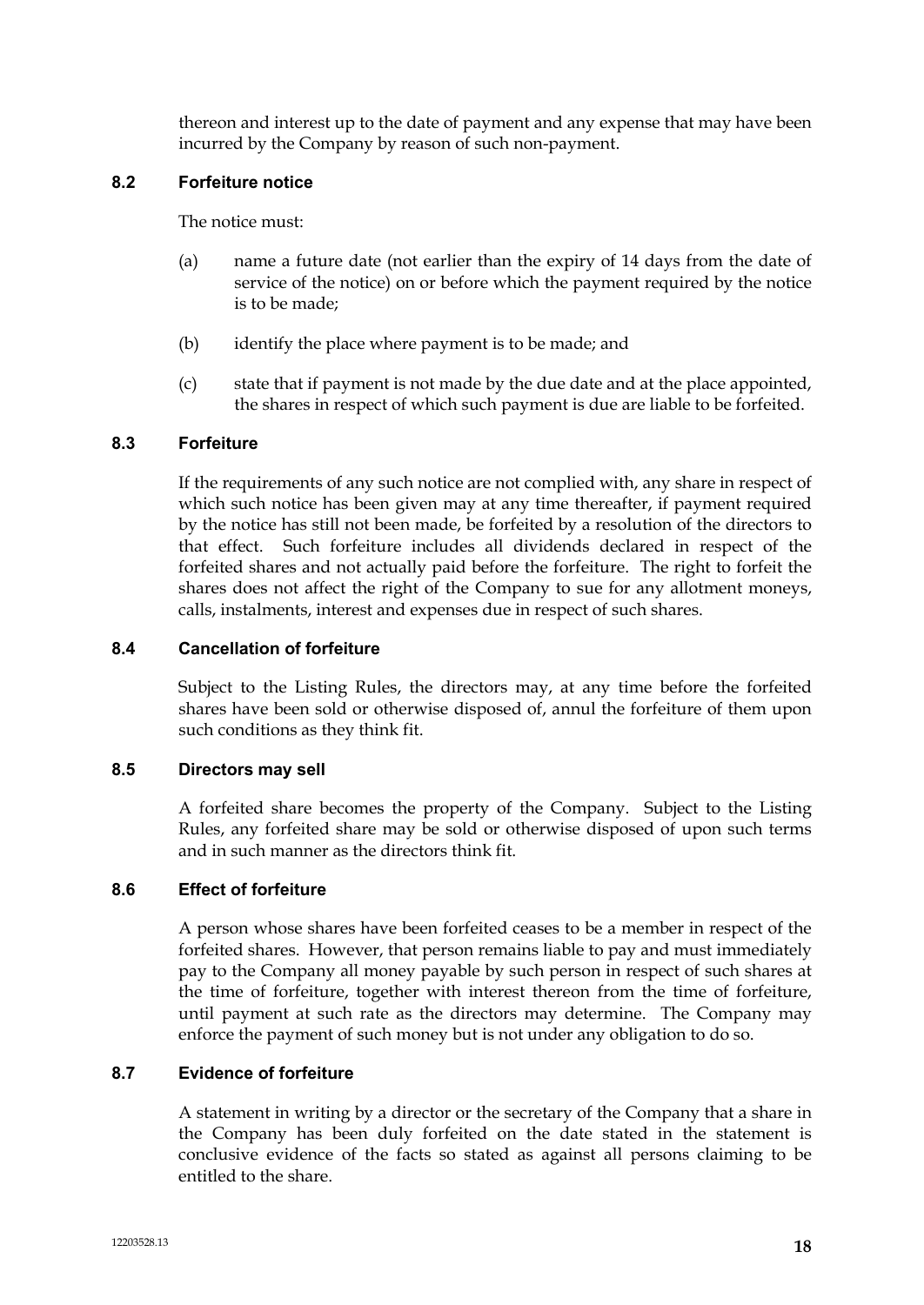thereon and interest up to the date of payment and any expense that may have been incurred by the Company by reason of such non-payment.

### 8.2 Forfeiture notice

The notice must:

(a) name a future date (not earlier than the expiry of 14 days from the date of service of the notice) on or before which the payment required by the notice is to be made;

(b) identify the place where payment is to be made; and

(c) state that if payment is not made by the due date and at the place appointed, the shares in respect of which such payment is due are liable to be forfeited.

### 8.3 Forfeiture

If the requirements of any such notice are not complied with, any share in respect of which such notice has been given may at any time thereafter, if payment required by the notice has still not been made, be forfeited by a resolution of the directors to that effect. Such forfeiture includes all dividends declared in respect of the forfeited shares and not actually paid before the forfeiture. The right to forfeit the shares does not affect the right of the Company to sue for any allotment moneys, calls, instalments, interest and expenses due in respect of such shares.

### 8.4 Cancellation of forfeiture

Subject to the Listing Rules, the directors may, at any time before the forfeited shares have been sold or otherwise disposed of, annul the forfeiture of them upon such conditions as they think fit.

### 8.5 Directors may sell

A forfeited share becomes the property of the Company. Subject to the Listing Rules, any forfeited share may be sold or otherwise disposed of upon such terms and in such manner as the directors think fit.

### 8.6 Effect of forfeiture

A person whose shares have been forfeited ceases to be a member in respect of the forfeited shares. However, that person remains liable to pay and must immediately pay to the Company all money payable by such person in respect of such shares at the time of forfeiture, together with interest thereon from the time of forfeiture, until payment at such rate as the directors may determine. The Company may enforce the payment of such money but is not under any obligation to do so.

### 8.7 Evidence of forfeiture

A statement in writing by a director or the secretary of the Company that a share in the Company has been duly forfeited on the date stated in the statement is conclusive evidence of the facts so stated as against all persons claiming to be entitled to the share.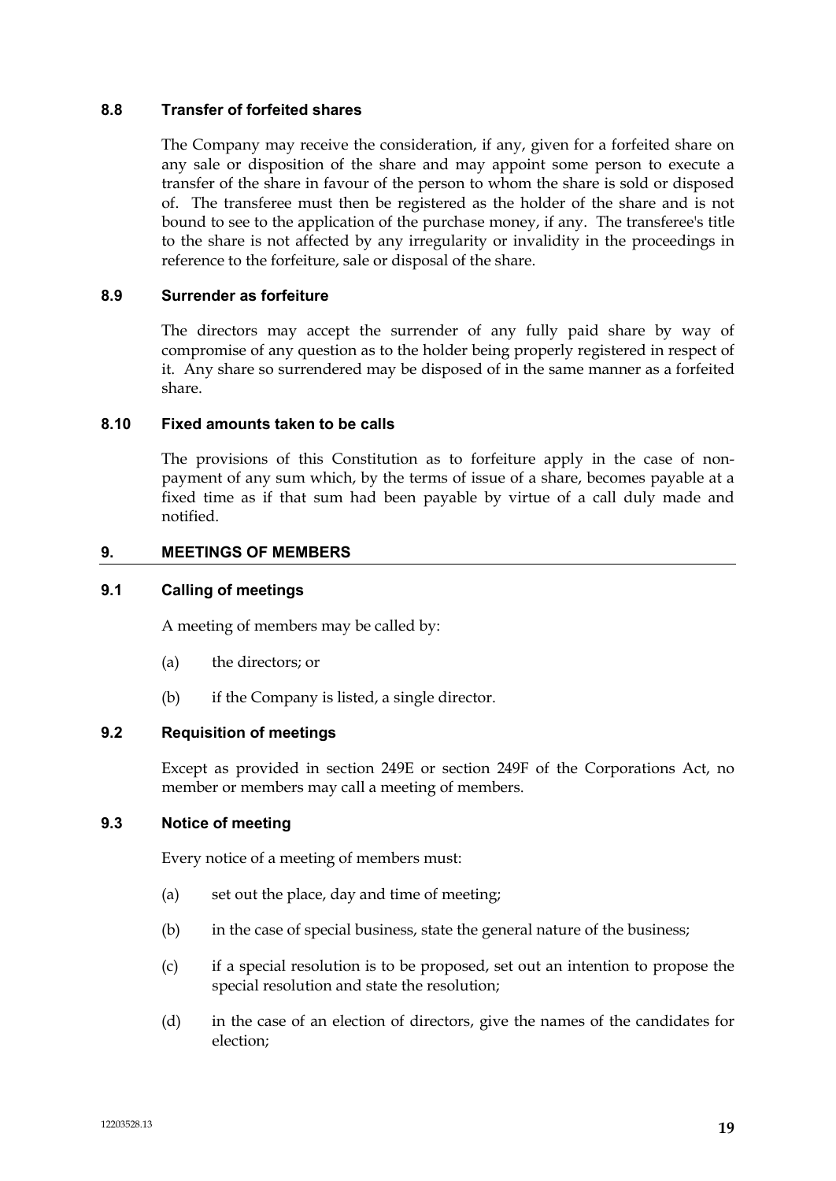### 8.8 Transfer of forfeited shares

The Company may receive the consideration, if any, given for a forfeited share on any sale or disposition of the share and may appoint some person to execute a transfer of the share in favour of the person to whom the share is sold or disposed of. The transferee must then be registered as the holder of the share and is not bound to see to the application of the purchase money, if any. The transferee's title to the share is not affected by any irregularity or invalidity in the proceedings in reference to the forfeiture, sale or disposal of the share.

### 8.9 Surrender as forfeiture

The directors may accept the surrender of any fully paid share by way of compromise of any question as to the holder being properly registered in respect of it. Any share so surrendered may be disposed of in the same manner as a forfeited share.

### 8.10 Fixed amounts taken to be calls

The provisions of this Constitution as to forfeiture apply in the case of non-payment of any sum which, by the terms of issue of a share, becomes payable at a fixed time as if that sum had been payable by virtue of a call duly made and notified.

## 9. MEETINGS OF MEMBERS

### 9.1 Calling of meetings

A meeting of members may be called by:

(a) the directors; or

(b) if the Company is listed, a single director.

### 9.2 Requisition of meetings

Except as provided in section 249E or section 249F of the Corporations Act, no member or members may call a meeting of members.

### 9.3 Notice of meeting

Every notice of a meeting of members must:

(a) set out the place, day and time of meeting;

(b) in the case of special business, state the general nature of the business;

(c) if a special resolution is to be proposed, set out an intention to propose the special resolution and state the resolution;

(d) in the case of an election of directors, give the names of the candidates for election;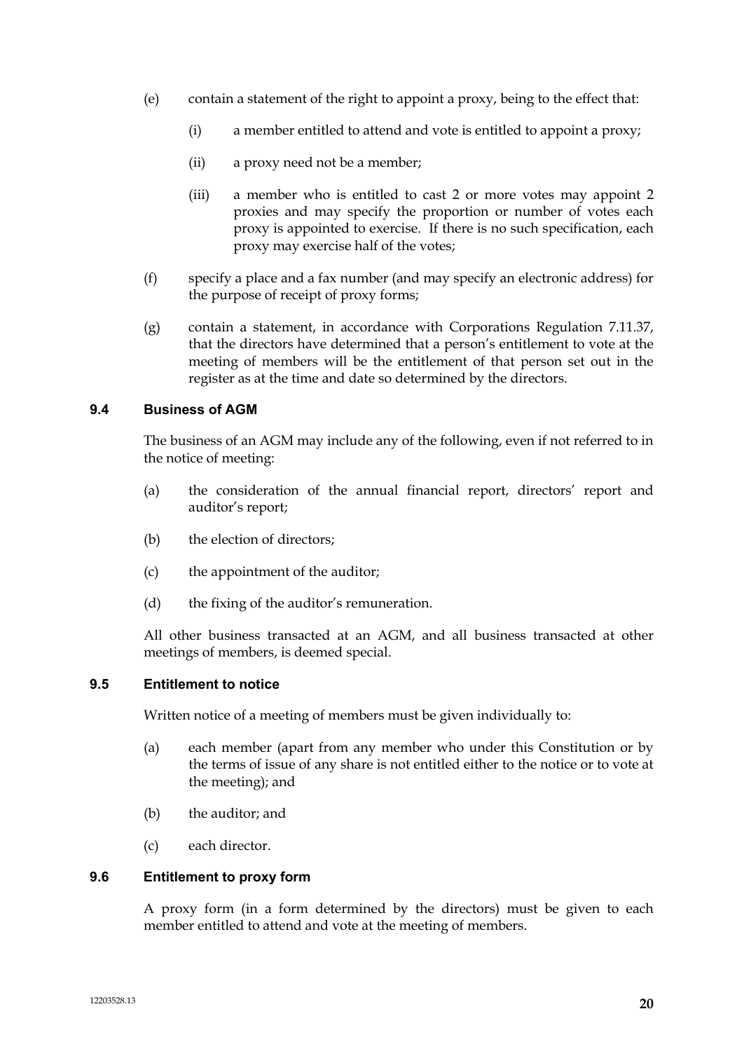(e) contain a statement of the right to appoint a proxy, being to the effect that:

   (i) a member entitled to attend and vote is entitled to appoint a proxy;

   (ii) a proxy need not be a member;

   (iii) a member who is entitled to cast 2 or more votes may appoint 2 proxies and may specify the proportion or number of votes each proxy is appointed to exercise. If there is no such specification, each proxy may exercise half of the votes;

(f) specify a place and a fax number (and may specify an electronic address) for the purpose of receipt of proxy forms;

(g) contain a statement, in accordance with Corporations Regulation 7.11.37, that the directors have determined that a person's entitlement to vote at the meeting of members will be the entitlement of that person set out in the register as at the time and date so determined by the directors.

### 9.4 Business of AGM

The business of an AGM may include any of the following, even if not referred to in the notice of meeting:

(a) the consideration of the annual financial report, directors' report and auditor's report;

(b) the election of directors;

(c) the appointment of the auditor;

(d) the fixing of the auditor's remuneration.

All other business transacted at an AGM, and all business transacted at other meetings of members, is deemed special.

### 9.5 Entitlement to notice

Written notice of a meeting of members must be given individually to:

(a) each member (apart from any member who under this Constitution or by the terms of issue of any share is not entitled either to the notice or to vote at the meeting); and

(b) the auditor; and

(c) each director.

### 9.6 Entitlement to proxy form

A proxy form (in a form determined by the directors) must be given to each member entitled to attend and vote at the meeting of members.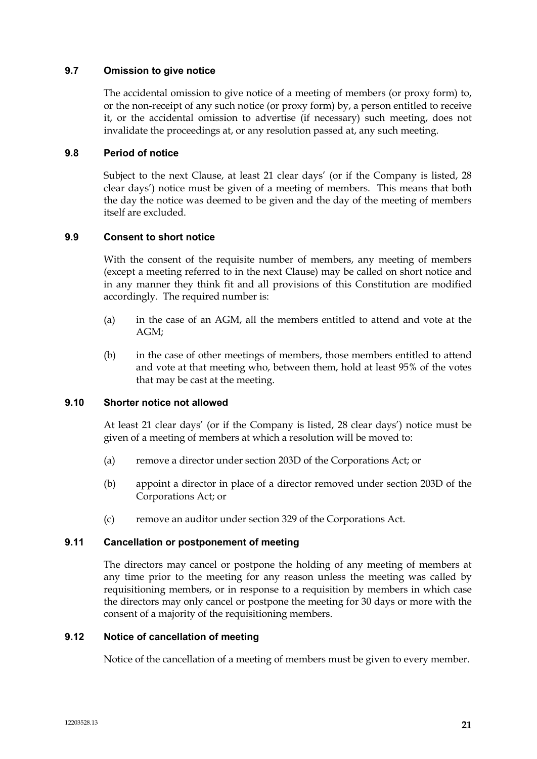### 9.7 Omission to give notice

The accidental omission to give notice of a meeting of members (or proxy form) to, or the non-receipt of any such notice (or proxy form) by, a person entitled to receive it, or the accidental omission to advertise (if necessary) such meeting, does not invalidate the proceedings at, or any resolution passed at, any such meeting.

### 9.8 Period of notice

Subject to the next Clause, at least 21 clear days' (or if the Company is listed, 28 clear days') notice must be given of a meeting of members. This means that both the day the notice was deemed to be given and the day of the meeting of members itself are excluded.

### 9.9 Consent to short notice

With the consent of the requisite number of members, any meeting of members (except a meeting referred to in the next Clause) may be called on short notice and in any manner they think fit and all provisions of this Constitution are modified accordingly. The required number is:

(a) in the case of an AGM, all the members entitled to attend and vote at the AGM;

(b) in the case of other meetings of members, those members entitled to attend and vote at that meeting who, between them, hold at least 95% of the votes that may be cast at the meeting.

### 9.10 Shorter notice not allowed

At least 21 clear days' (or if the Company is listed, 28 clear days') notice must be given of a meeting of members at which a resolution will be moved to:

(a) remove a director under section 203D of the Corporations Act; or

(b) appoint a director in place of a director removed under section 203D of the Corporations Act; or

(c) remove an auditor under section 329 of the Corporations Act.

### 9.11 Cancellation or postponement of meeting

The directors may cancel or postpone the holding of any meeting of members at any time prior to the meeting for any reason unless the meeting was called by requisitioning members, or in response to a requisition by members in which case the directors may only cancel or postpone the meeting for 30 days or more with the consent of a majority of the requisitioning members.

### 9.12 Notice of cancellation of meeting

Notice of the cancellation of a meeting of members must be given to every member.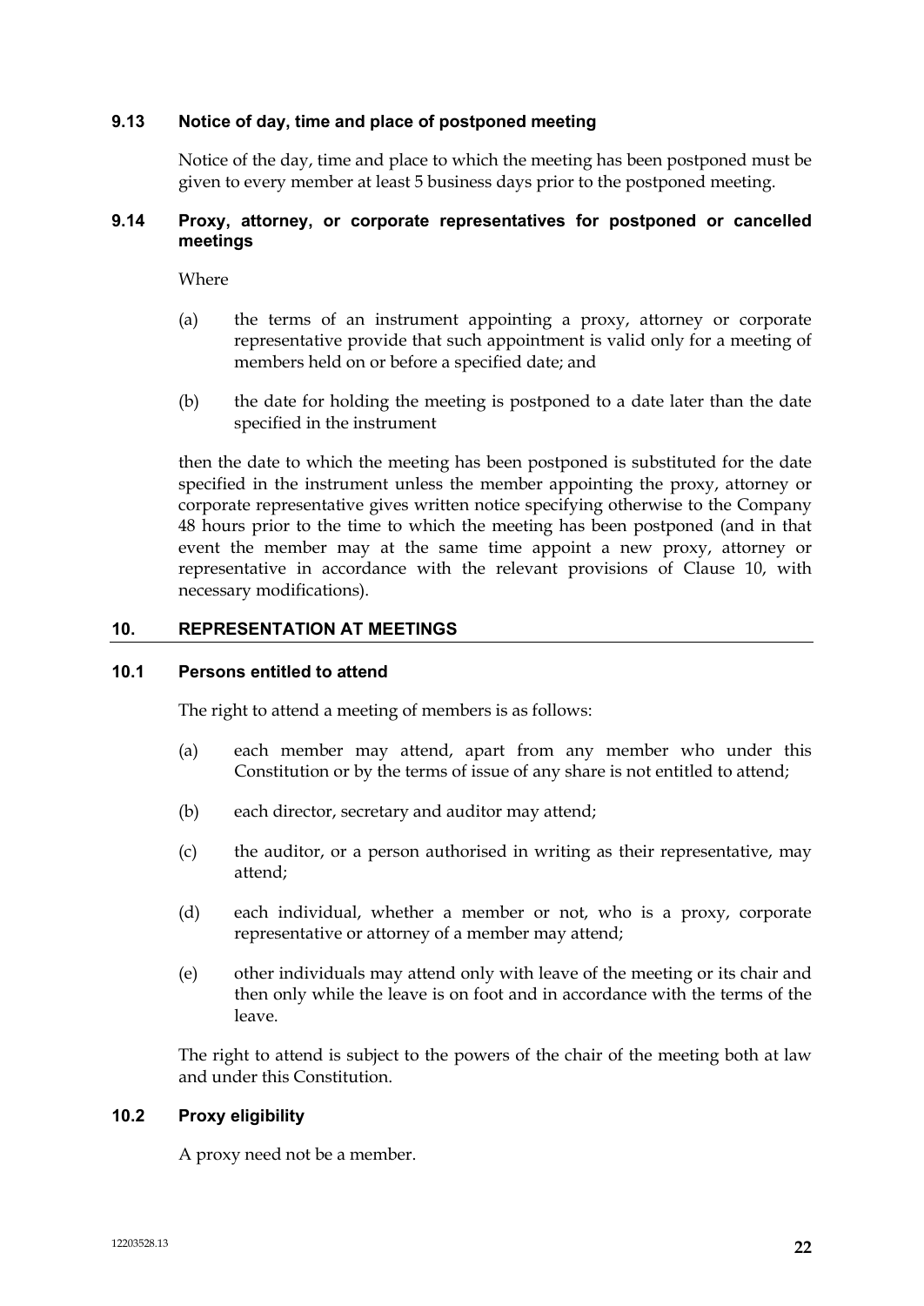### 9.13 Notice of day, time and place of postponed meeting

Notice of the day, time and place to which the meeting has been postponed must be given to every member at least 5 business days prior to the postponed meeting.

### 9.14 Proxy, attorney, or corporate representatives for postponed or cancelled meetings

Where

(a) the terms of an instrument appointing a proxy, attorney or corporate representative provide that such appointment is valid only for a meeting of members held on or before a specified date; and

(b) the date for holding the meeting is postponed to a date later than the date specified in the instrument

then the date to which the meeting has been postponed is substituted for the date specified in the instrument unless the member appointing the proxy, attorney or corporate representative gives written notice specifying otherwise to the Company 48 hours prior to the time to which the meeting has been postponed (and in that event the member may at the same time appoint a new proxy, attorney or representative in accordance with the relevant provisions of Clause 10, with necessary modifications).

## 10. REPRESENTATION AT MEETINGS

### 10.1 Persons entitled to attend

The right to attend a meeting of members is as follows:

(a) each member may attend, apart from any member who under this Constitution or by the terms of issue of any share is not entitled to attend;

(b) each director, secretary and auditor may attend;

(c) the auditor, or a person authorised in writing as their representative, may attend;

(d) each individual, whether a member or not, who is a proxy, corporate representative or attorney of a member may attend;

(e) other individuals may attend only with leave of the meeting or its chair and then only while the leave is on foot and in accordance with the terms of the leave.

The right to attend is subject to the powers of the chair of the meeting both at law and under this Constitution.

### 10.2 Proxy eligibility

A proxy need not be a member.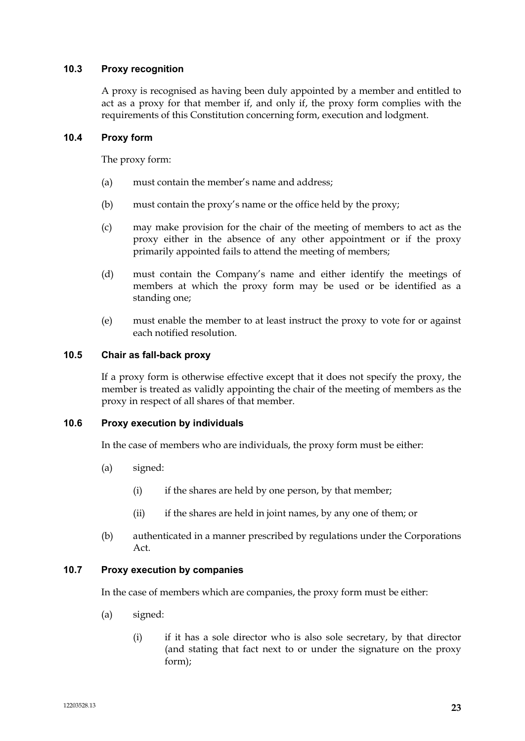### 10.3 Proxy recognition

A proxy is recognised as having been duly appointed by a member and entitled to act as a proxy for that member if, and only if, the proxy form complies with the requirements of this Constitution concerning form, execution and lodgment.

### 10.4 Proxy form

The proxy form:

(a) must contain the member's name and address;

(b) must contain the proxy's name or the office held by the proxy;

(c) may make provision for the chair of the meeting of members to act as the proxy either in the absence of any other appointment or if the proxy primarily appointed fails to attend the meeting of members;

(d) must contain the Company's name and either identify the meetings of members at which the proxy form may be used or be identified as a standing one;

(e) must enable the member to at least instruct the proxy to vote for or against each notified resolution.

### 10.5 Chair as fall-back proxy

If a proxy form is otherwise effective except that it does not specify the proxy, the member is treated as validly appointing the chair of the meeting of members as the proxy in respect of all shares of that member.

### 10.6 Proxy execution by individuals

In the case of members who are individuals, the proxy form must be either:

(a) signed:

(i) if the shares are held by one person, by that member;

(ii) if the shares are held in joint names, by any one of them; or

(b) authenticated in a manner prescribed by regulations under the Corporations Act.

### 10.7 Proxy execution by companies

In the case of members which are companies, the proxy form must be either:

(a) signed:

(i) if it has a sole director who is also sole secretary, by that director (and stating that fact next to or under the signature on the proxy form);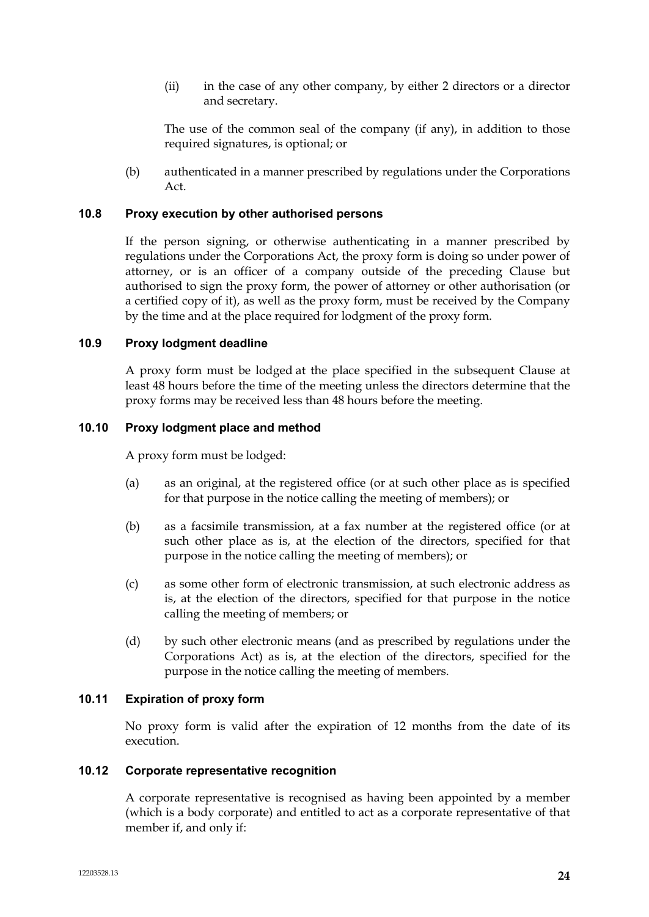(ii) in the case of any other company, by either 2 directors or a director and secretary.

The use of the common seal of the company (if any), in addition to those required signatures, is optional; or

(b) authenticated in a manner prescribed by regulations under the Corporations Act.

### 10.8 Proxy execution by other authorised persons

If the person signing, or otherwise authenticating in a manner prescribed by regulations under the Corporations Act, the proxy form is doing so under power of attorney, or is an officer of a company outside of the preceding Clause but authorised to sign the proxy form, the power of attorney or other authorisation (or a certified copy of it), as well as the proxy form, must be received by the Company by the time and at the place required for lodgment of the proxy form.

### 10.9 Proxy lodgment deadline

A proxy form must be lodged at the place specified in the subsequent Clause at least 48 hours before the time of the meeting unless the directors determine that the proxy forms may be received less than 48 hours before the meeting.

### 10.10 Proxy lodgment place and method

A proxy form must be lodged:

(a) as an original, at the registered office (or at such other place as is specified for that purpose in the notice calling the meeting of members); or

(b) as a facsimile transmission, at a fax number at the registered office (or at such other place as is, at the election of the directors, specified for that purpose in the notice calling the meeting of members); or

(c) as some other form of electronic transmission, at such electronic address as is, at the election of the directors, specified for that purpose in the notice calling the meeting of members; or

(d) by such other electronic means (and as prescribed by regulations under the Corporations Act) as is, at the election of the directors, specified for the purpose in the notice calling the meeting of members.

### 10.11 Expiration of proxy form

No proxy form is valid after the expiration of 12 months from the date of its execution.

### 10.12 Corporate representative recognition

A corporate representative is recognised as having been appointed by a member (which is a body corporate) and entitled to act as a corporate representative of that member if, and only if: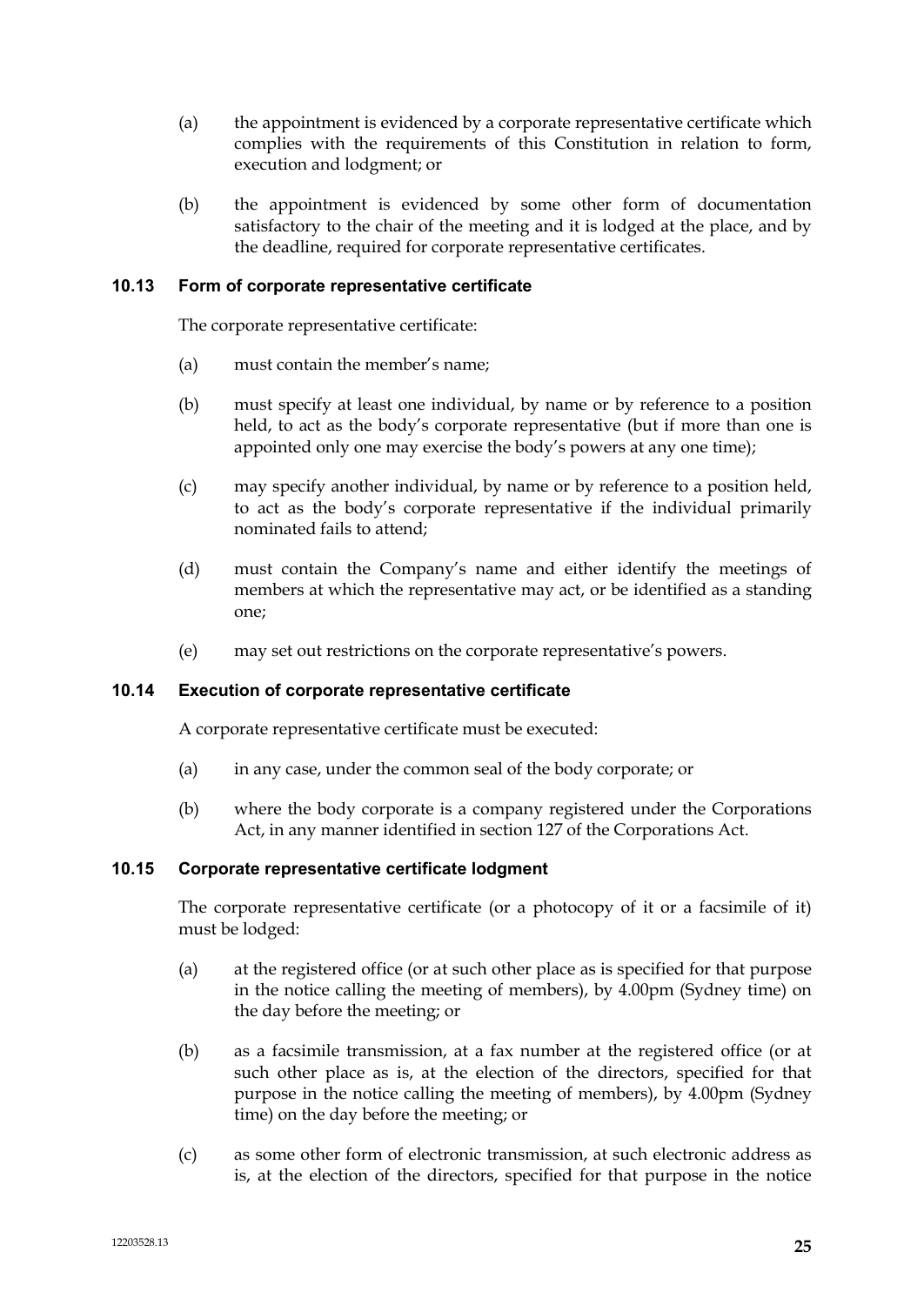(a) the appointment is evidenced by a corporate representative certificate which complies with the requirements of this Constitution in relation to form, execution and lodgment; or

(b) the appointment is evidenced by some other form of documentation satisfactory to the chair of the meeting and it is lodged at the place, and by the deadline, required for corporate representative certificates.

### 10.13 Form of corporate representative certificate

The corporate representative certificate:

(a) must contain the member's name;

(b) must specify at least one individual, by name or by reference to a position held, to act as the body's corporate representative (but if more than one is appointed only one may exercise the body's powers at any one time);

(c) may specify another individual, by name or by reference to a position held, to act as the body's corporate representative if the individual primarily nominated fails to attend;

(d) must contain the Company's name and either identify the meetings of members at which the representative may act, or be identified as a standing one;

(e) may set out restrictions on the corporate representative's powers.

### 10.14 Execution of corporate representative certificate

A corporate representative certificate must be executed:

(a) in any case, under the common seal of the body corporate; or

(b) where the body corporate is a company registered under the Corporations Act, in any manner identified in section 127 of the Corporations Act.

### 10.15 Corporate representative certificate lodgment

The corporate representative certificate (or a photocopy of it or a facsimile of it) must be lodged:

(a) at the registered office (or at such other place as is specified for that purpose in the notice calling the meeting of members), by 4.00pm (Sydney time) on the day before the meeting; or

(b) as a facsimile transmission, at a fax number at the registered office (or at such other place as is, at the election of the directors, specified for that purpose in the notice calling the meeting of members), by 4.00pm (Sydney time) on the day before the meeting; or

(c) as some other form of electronic transmission, at such electronic address as is, at the election of the directors, specified for that purpose in the notice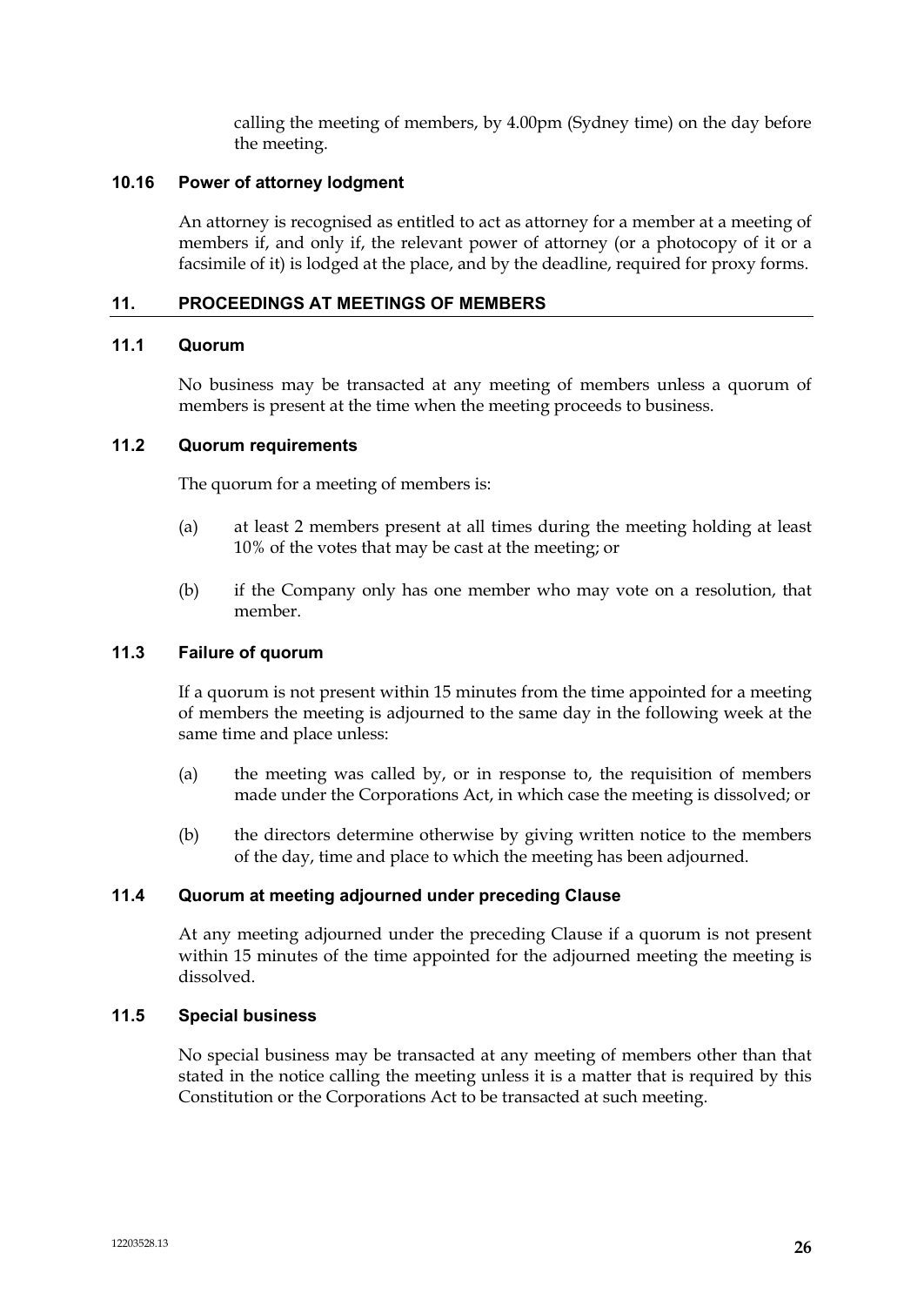calling the meeting of members, by 4.00pm (Sydney time) on the day before the meeting.

### 10.16 Power of attorney lodgment

An attorney is recognised as entitled to act as attorney for a member at a meeting of members if, and only if, the relevant power of attorney (or a photocopy of it or a facsimile of it) is lodged at the place, and by the deadline, required for proxy forms.

## 11. PROCEEDINGS AT MEETINGS OF MEMBERS

### 11.1 Quorum

No business may be transacted at any meeting of members unless a quorum of members is present at the time when the meeting proceeds to business.

### 11.2 Quorum requirements

The quorum for a meeting of members is:

(a) at least 2 members present at all times during the meeting holding at least 10% of the votes that may be cast at the meeting; or

(b) if the Company only has one member who may vote on a resolution, that member.

### 11.3 Failure of quorum

If a quorum is not present within 15 minutes from the time appointed for a meeting of members the meeting is adjourned to the same day in the following week at the same time and place unless:

(a) the meeting was called by, or in response to, the requisition of members made under the Corporations Act, in which case the meeting is dissolved; or

(b) the directors determine otherwise by giving written notice to the members of the day, time and place to which the meeting has been adjourned.

### 11.4 Quorum at meeting adjourned under preceding Clause

At any meeting adjourned under the preceding Clause if a quorum is not present within 15 minutes of the time appointed for the adjourned meeting the meeting is dissolved.

### 11.5 Special business

No special business may be transacted at any meeting of members other than that stated in the notice calling the meeting unless it is a matter that is required by this Constitution or the Corporations Act to be transacted at such meeting.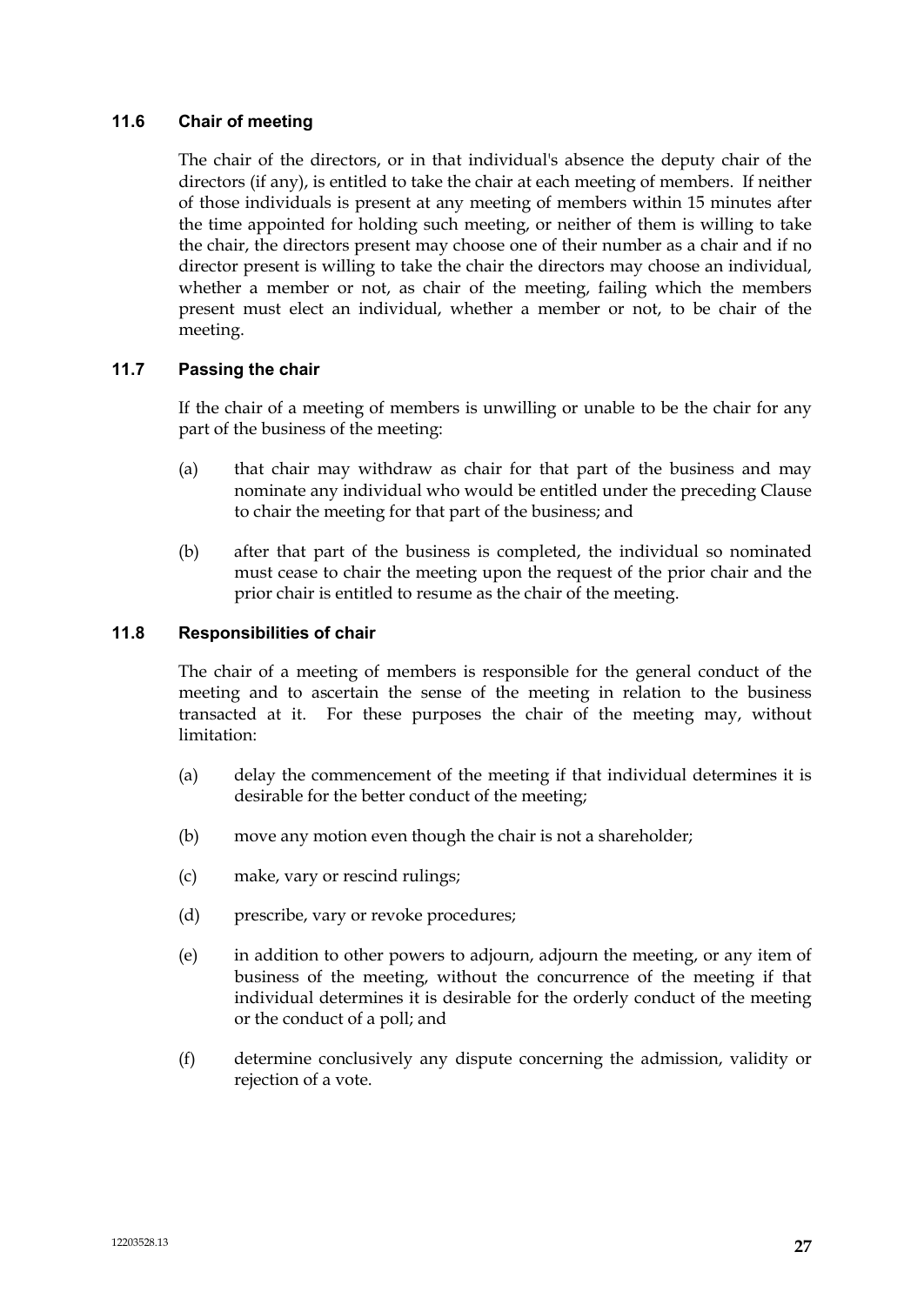### 11.6 Chair of meeting

The chair of the directors, or in that individual's absence the deputy chair of the directors (if any), is entitled to take the chair at each meeting of members. If neither of those individuals is present at any meeting of members within 15 minutes after the time appointed for holding such meeting, or neither of them is willing to take the chair, the directors present may choose one of their number as a chair and if no director present is willing to take the chair the directors may choose an individual, whether a member or not, as chair of the meeting, failing which the members present must elect an individual, whether a member or not, to be chair of the meeting.

### 11.7 Passing the chair

If the chair of a meeting of members is unwilling or unable to be the chair for any part of the business of the meeting:

(a) that chair may withdraw as chair for that part of the business and may nominate any individual who would be entitled under the preceding Clause to chair the meeting for that part of the business; and

(b) after that part of the business is completed, the individual so nominated must cease to chair the meeting upon the request of the prior chair and the prior chair is entitled to resume as the chair of the meeting.

### 11.8 Responsibilities of chair

The chair of a meeting of members is responsible for the general conduct of the meeting and to ascertain the sense of the meeting in relation to the business transacted at it. For these purposes the chair of the meeting may, without limitation:

(a) delay the commencement of the meeting if that individual determines it is desirable for the better conduct of the meeting;

(b) move any motion even though the chair is not a shareholder;

(c) make, vary or rescind rulings;

(d) prescribe, vary or revoke procedures;

(e) in addition to other powers to adjourn, adjourn the meeting, or any item of business of the meeting, without the concurrence of the meeting if that individual determines it is desirable for the orderly conduct of the meeting or the conduct of a poll; and

(f) determine conclusively any dispute concerning the admission, validity or rejection of a vote.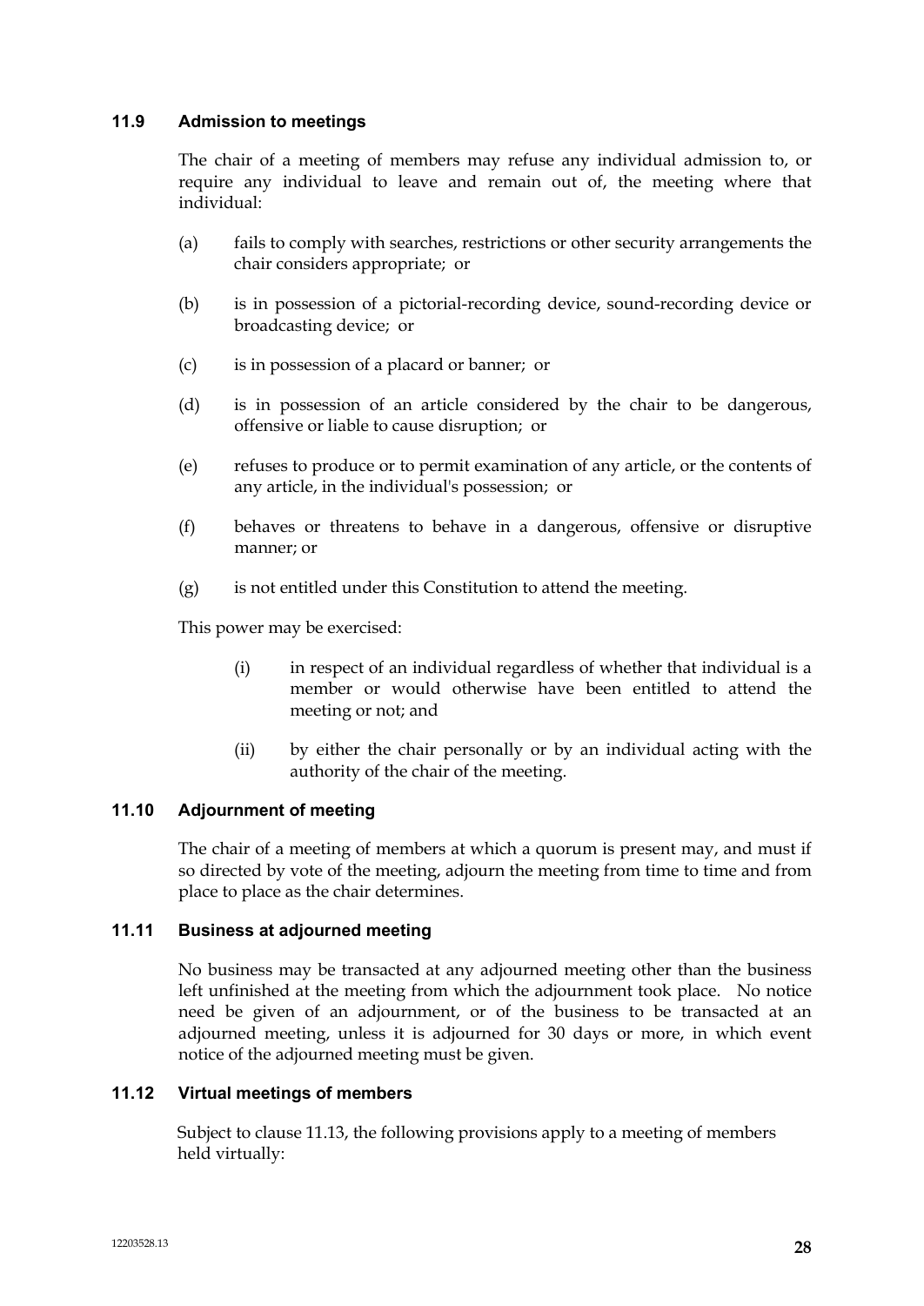### 11.9 Admission to meetings

The chair of a meeting of members may refuse any individual admission to, or require any individual to leave and remain out of, the meeting where that individual:

(a) fails to comply with searches, restrictions or other security arrangements the chair considers appropriate; or

(b) is in possession of a pictorial-recording device, sound-recording device or broadcasting device; or

(c) is in possession of a placard or banner; or

(d) is in possession of an article considered by the chair to be dangerous, offensive or liable to cause disruption; or

(e) refuses to produce or to permit examination of any article, or the contents of any article, in the individual's possession; or

(f) behaves or threatens to behave in a dangerous, offensive or disruptive manner; or

(g) is not entitled under this Constitution to attend the meeting.

This power may be exercised:

(i) in respect of an individual regardless of whether that individual is a member or would otherwise have been entitled to attend the meeting or not; and

(ii) by either the chair personally or by an individual acting with the authority of the chair of the meeting.

### 11.10 Adjournment of meeting

The chair of a meeting of members at which a quorum is present may, and must if so directed by vote of the meeting, adjourn the meeting from time to time and from place to place as the chair determines.

### 11.11 Business at adjourned meeting

No business may be transacted at any adjourned meeting other than the business left unfinished at the meeting from which the adjournment took place. No notice need be given of an adjournment, or of the business to be transacted at an adjourned meeting, unless it is adjourned for 30 days or more, in which event notice of the adjourned meeting must be given.

### 11.12 Virtual meetings of members

Subject to clause 11.13, the following provisions apply to a meeting of members held virtually: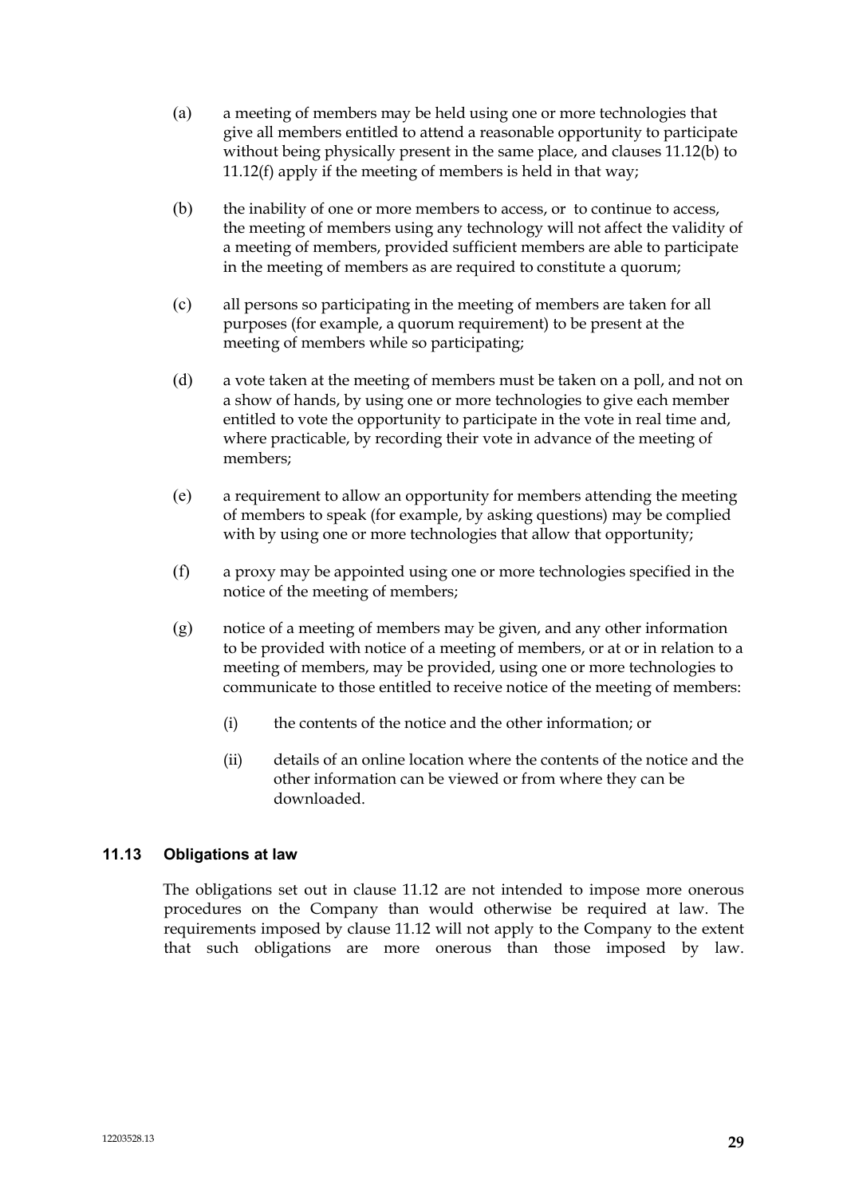(a) a meeting of members may be held using one or more technologies that give all members entitled to attend a reasonable opportunity to participate without being physically present in the same place, and clauses 11.12(b) to 11.12(f) apply if the meeting of members is held in that way;

(b) the inability of one or more members to access, or to continue to access, the meeting of members using any technology will not affect the validity of a meeting of members, provided sufficient members are able to participate in the meeting of members as are required to constitute a quorum;

(c) all persons so participating in the meeting of members are taken for all purposes (for example, a quorum requirement) to be present at the meeting of members while so participating;

(d) a vote taken at the meeting of members must be taken on a poll, and not on a show of hands, by using one or more technologies to give each member entitled to vote the opportunity to participate in the vote in real time and, where practicable, by recording their vote in advance of the meeting of members;

(e) a requirement to allow an opportunity for members attending the meeting of members to speak (for example, by asking questions) may be complied with by using one or more technologies that allow that opportunity;

(f) a proxy may be appointed using one or more technologies specified in the notice of the meeting of members;

(g) notice of a meeting of members may be given, and any other information to be provided with notice of a meeting of members, or at or in relation to a meeting of members, may be provided, using one or more technologies to communicate to those entitled to receive notice of the meeting of members:

 (i) the contents of the notice and the other information; or

 (ii) details of an online location where the contents of the notice and the other information can be viewed or from where they can be downloaded.

### 11.13 Obligations at law

The obligations set out in clause 11.12 are not intended to impose more onerous procedures on the Company than would otherwise be required at law. The requirements imposed by clause 11.12 will not apply to the Company to the extent that such obligations are more onerous than those imposed by law.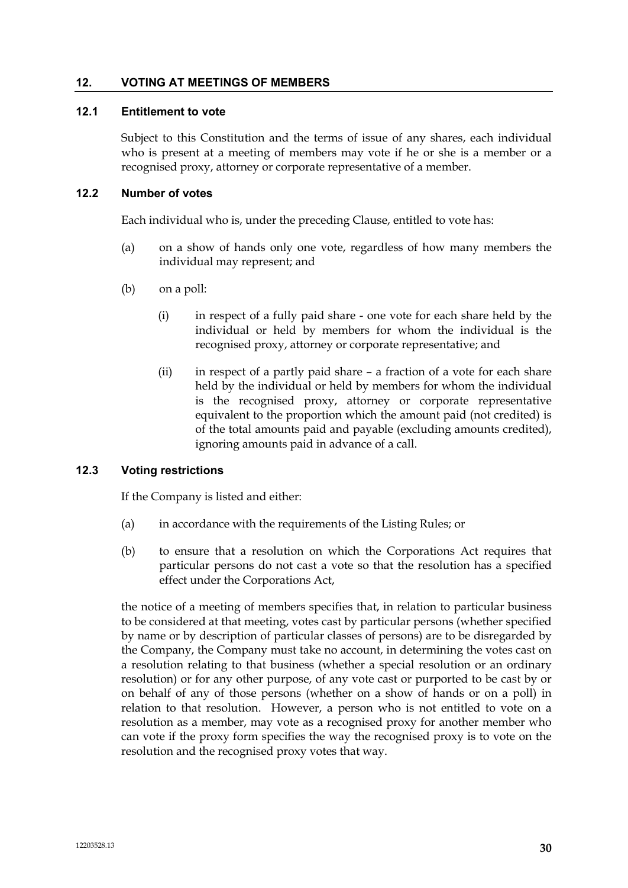## 12. VOTING AT MEETINGS OF MEMBERS

### 12.1 Entitlement to vote

Subject to this Constitution and the terms of issue of any shares, each individual who is present at a meeting of members may vote if he or she is a member or a recognised proxy, attorney or corporate representative of a member.

### 12.2 Number of votes

Each individual who is, under the preceding Clause, entitled to vote has:

(a) on a show of hands only one vote, regardless of how many members the individual may represent; and

(b) on a poll:

(i) in respect of a fully paid share - one vote for each share held by the individual or held by members for whom the individual is the recognised proxy, attorney or corporate representative; and

(ii) in respect of a partly paid share – a fraction of a vote for each share held by the individual or held by members for whom the individual is the recognised proxy, attorney or corporate representative equivalent to the proportion which the amount paid (not credited) is of the total amounts paid and payable (excluding amounts credited), ignoring amounts paid in advance of a call.

### 12.3 Voting restrictions

If the Company is listed and either:

(a) in accordance with the requirements of the Listing Rules; or

(b) to ensure that a resolution on which the Corporations Act requires that particular persons do not cast a vote so that the resolution has a specified effect under the Corporations Act,

the notice of a meeting of members specifies that, in relation to particular business to be considered at that meeting, votes cast by particular persons (whether specified by name or by description of particular classes of persons) are to be disregarded by the Company, the Company must take no account, in determining the votes cast on a resolution relating to that business (whether a special resolution or an ordinary resolution) or for any other purpose, of any vote cast or purported to be cast by or on behalf of any of those persons (whether on a show of hands or on a poll) in relation to that resolution. However, a person who is not entitled to vote on a resolution as a member, may vote as a recognised proxy for another member who can vote if the proxy form specifies the way the recognised proxy is to vote on the resolution and the recognised proxy votes that way.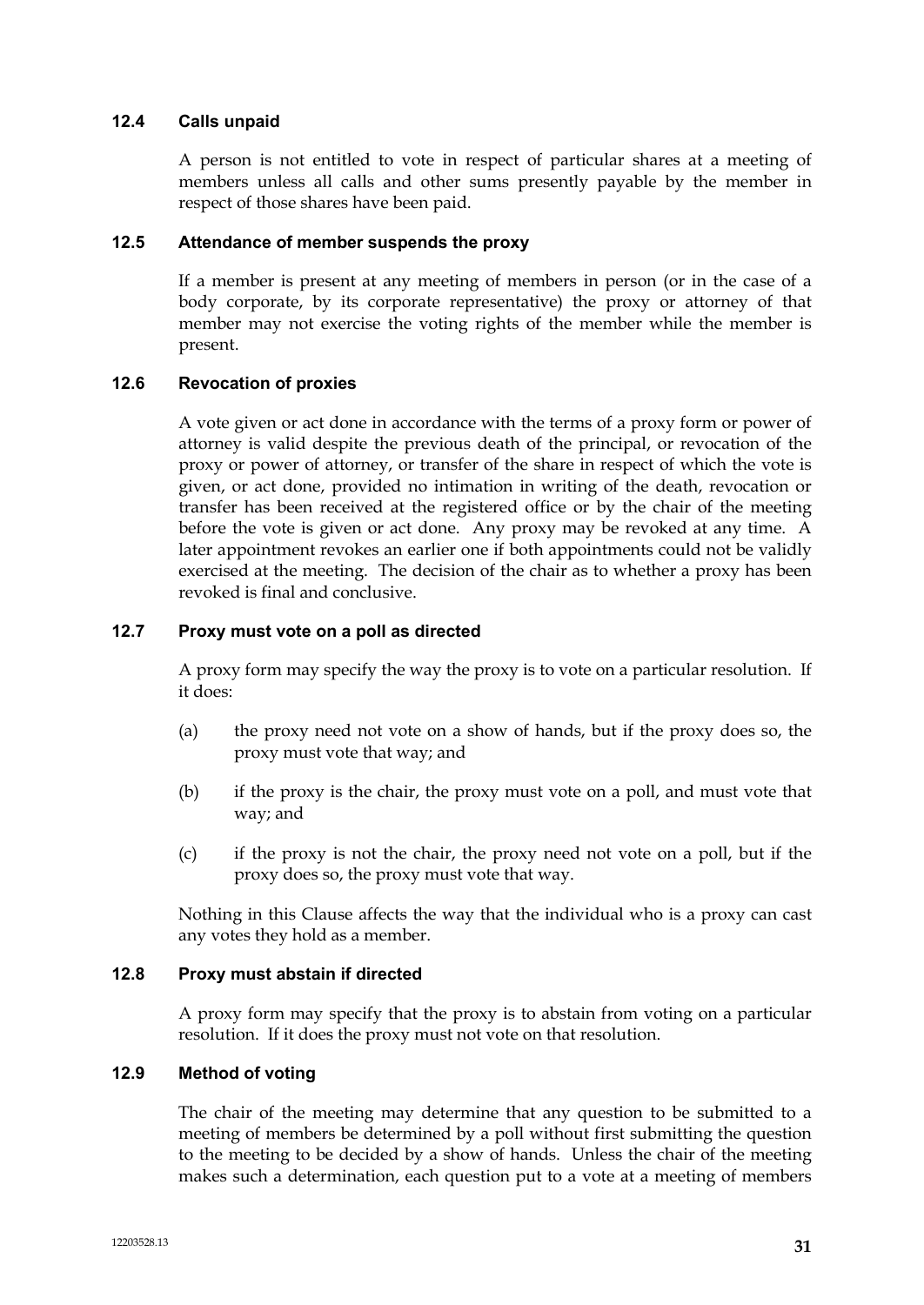### 12.4 Calls unpaid

A person is not entitled to vote in respect of particular shares at a meeting of members unless all calls and other sums presently payable by the member in respect of those shares have been paid.

### 12.5 Attendance of member suspends the proxy

If a member is present at any meeting of members in person (or in the case of a body corporate, by its corporate representative) the proxy or attorney of that member may not exercise the voting rights of the member while the member is present.

### 12.6 Revocation of proxies

A vote given or act done in accordance with the terms of a proxy form or power of attorney is valid despite the previous death of the principal, or revocation of the proxy or power of attorney, or transfer of the share in respect of which the vote is given, or act done, provided no intimation in writing of the death, revocation or transfer has been received at the registered office or by the chair of the meeting before the vote is given or act done. Any proxy may be revoked at any time. A later appointment revokes an earlier one if both appointments could not be validly exercised at the meeting. The decision of the chair as to whether a proxy has been revoked is final and conclusive.

### 12.7 Proxy must vote on a poll as directed

A proxy form may specify the way the proxy is to vote on a particular resolution. If it does:

(a) the proxy need not vote on a show of hands, but if the proxy does so, the proxy must vote that way; and

(b) if the proxy is the chair, the proxy must vote on a poll, and must vote that way; and

(c) if the proxy is not the chair, the proxy need not vote on a poll, but if the proxy does so, the proxy must vote that way.

Nothing in this Clause affects the way that the individual who is a proxy can cast any votes they hold as a member.

### 12.8 Proxy must abstain if directed

A proxy form may specify that the proxy is to abstain from voting on a particular resolution. If it does the proxy must not vote on that resolution.

### 12.9 Method of voting

The chair of the meeting may determine that any question to be submitted to a meeting of members be determined by a poll without first submitting the question to the meeting to be decided by a show of hands. Unless the chair of the meeting makes such a determination, each question put to a vote at a meeting of members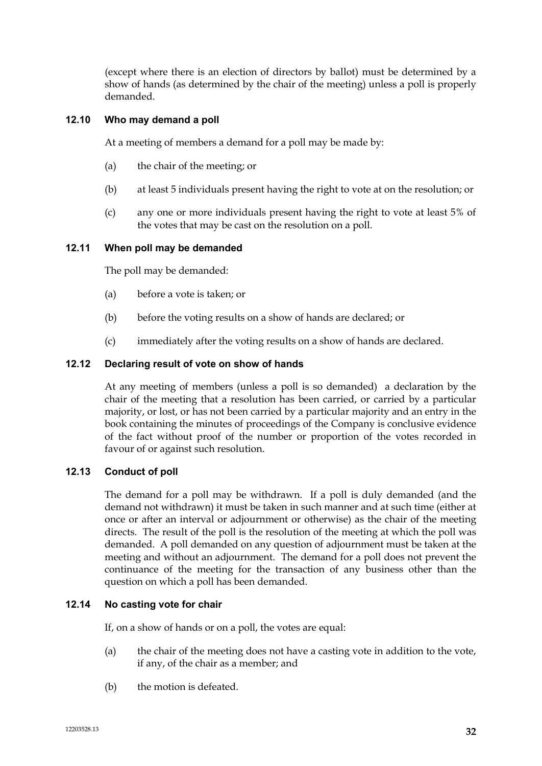(except where there is an election of directors by ballot) must be determined by a show of hands (as determined by the chair of the meeting) unless a poll is properly demanded.

### 12.10 Who may demand a poll

At a meeting of members a demand for a poll may be made by:

(a) the chair of the meeting; or

(b) at least 5 individuals present having the right to vote at on the resolution; or

(c) any one or more individuals present having the right to vote at least 5% of the votes that may be cast on the resolution on a poll.

### 12.11 When poll may be demanded

The poll may be demanded:

(a) before a vote is taken; or

(b) before the voting results on a show of hands are declared; or

(c) immediately after the voting results on a show of hands are declared.

### 12.12 Declaring result of vote on show of hands

At any meeting of members (unless a poll is so demanded) a declaration by the chair of the meeting that a resolution has been carried, or carried by a particular majority, or lost, or has not been carried by a particular majority and an entry in the book containing the minutes of proceedings of the Company is conclusive evidence of the fact without proof of the number or proportion of the votes recorded in favour of or against such resolution.

### 12.13 Conduct of poll

The demand for a poll may be withdrawn. If a poll is duly demanded (and the demand not withdrawn) it must be taken in such manner and at such time (either at once or after an interval or adjournment or otherwise) as the chair of the meeting directs. The result of the poll is the resolution of the meeting at which the poll was demanded. A poll demanded on any question of adjournment must be taken at the meeting and without an adjournment. The demand for a poll does not prevent the continuance of the meeting for the transaction of any business other than the question on which a poll has been demanded.

### 12.14 No casting vote for chair

If, on a show of hands or on a poll, the votes are equal:

(a) the chair of the meeting does not have a casting vote in addition to the vote, if any, of the chair as a member; and

(b) the motion is defeated.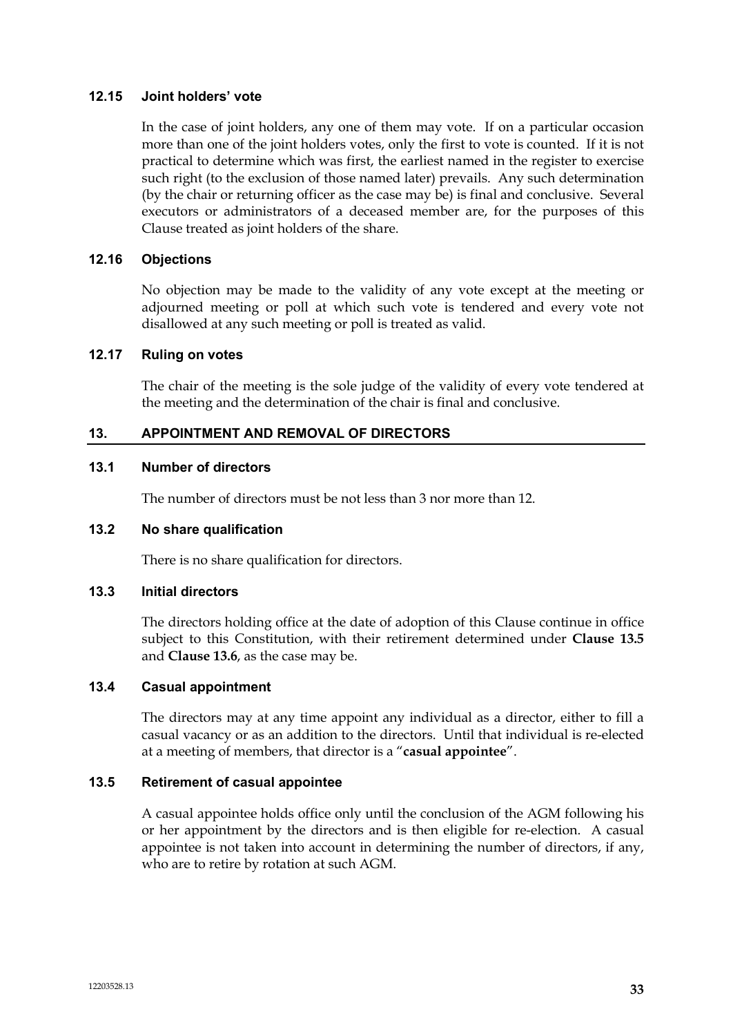### 12.15 Joint holders' vote

In the case of joint holders, any one of them may vote. If on a particular occasion more than one of the joint holders votes, only the first to vote is counted. If it is not practical to determine which was first, the earliest named in the register to exercise such right (to the exclusion of those named later) prevails. Any such determination (by the chair or returning officer as the case may be) is final and conclusive. Several executors or administrators of a deceased member are, for the purposes of this Clause treated as joint holders of the share.

### 12.16 Objections

No objection may be made to the validity of any vote except at the meeting or adjourned meeting or poll at which such vote is tendered and every vote not disallowed at any such meeting or poll is treated as valid.

### 12.17 Ruling on votes

The chair of the meeting is the sole judge of the validity of every vote tendered at the meeting and the determination of the chair is final and conclusive.

## 13. APPOINTMENT AND REMOVAL OF DIRECTORS

### 13.1 Number of directors

The number of directors must be not less than 3 nor more than 12.

### 13.2 No share qualification

There is no share qualification for directors.

### 13.3 Initial directors

The directors holding office at the date of adoption of this Clause continue in office subject to this Constitution, with their retirement determined under **Clause 13.5** and **Clause 13.6**, as the case may be.

### 13.4 Casual appointment

The directors may at any time appoint any individual as a director, either to fill a casual vacancy or as an addition to the directors. Until that individual is re-elected at a meeting of members, that director is a "**casual appointee**".

### 13.5 Retirement of casual appointee

A casual appointee holds office only until the conclusion of the AGM following his or her appointment by the directors and is then eligible for re-election. A casual appointee is not taken into account in determining the number of directors, if any, who are to retire by rotation at such AGM.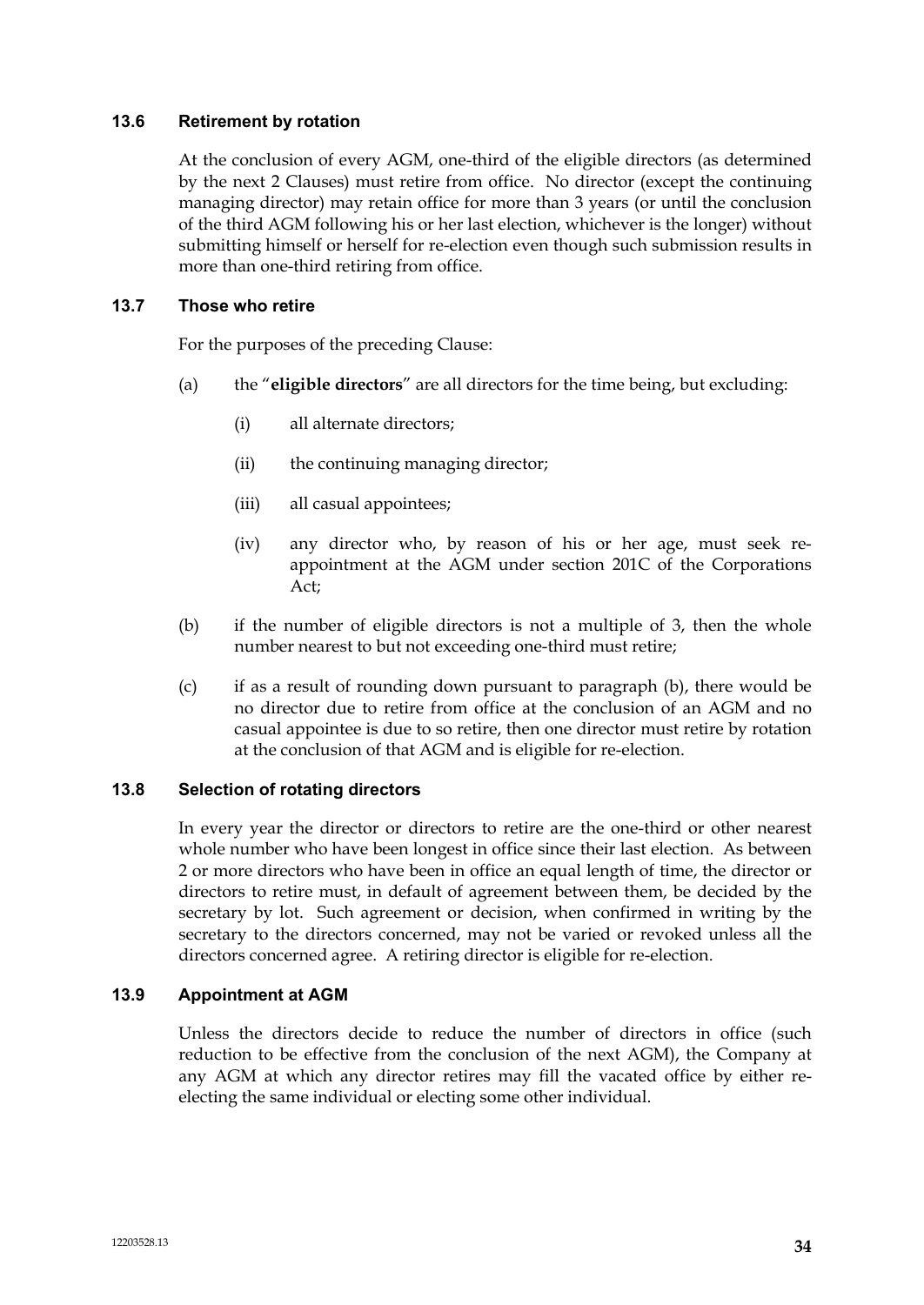### 13.6 Retirement by rotation

At the conclusion of every AGM, one-third of the eligible directors (as determined by the next 2 Clauses) must retire from office. No director (except the continuing managing director) may retain office for more than 3 years (or until the conclusion of the third AGM following his or her last election, whichever is the longer) without submitting himself or herself for re-election even though such submission results in more than one-third retiring from office.

### 13.7 Those who retire

For the purposes of the preceding Clause:

(a) the "**eligible directors**" are all directors for the time being, but excluding:

  (i) all alternate directors;

  (ii) the continuing managing director;

  (iii) all casual appointees;

  (iv) any director who, by reason of his or her age, must seek re-appointment at the AGM under section 201C of the Corporations Act;

(b) if the number of eligible directors is not a multiple of 3, then the whole number nearest to but not exceeding one-third must retire;

(c) if as a result of rounding down pursuant to paragraph (b), there would be no director due to retire from office at the conclusion of an AGM and no casual appointee is due to so retire, then one director must retire by rotation at the conclusion of that AGM and is eligible for re-election.

### 13.8 Selection of rotating directors

In every year the director or directors to retire are the one-third or other nearest whole number who have been longest in office since their last election. As between 2 or more directors who have been in office an equal length of time, the director or directors to retire must, in default of agreement between them, be decided by the secretary by lot. Such agreement or decision, when confirmed in writing by the secretary to the directors concerned, may not be varied or revoked unless all the directors concerned agree. A retiring director is eligible for re-election.

### 13.9 Appointment at AGM

Unless the directors decide to reduce the number of directors in office (such reduction to be effective from the conclusion of the next AGM), the Company at any AGM at which any director retires may fill the vacated office by either re-electing the same individual or electing some other individual.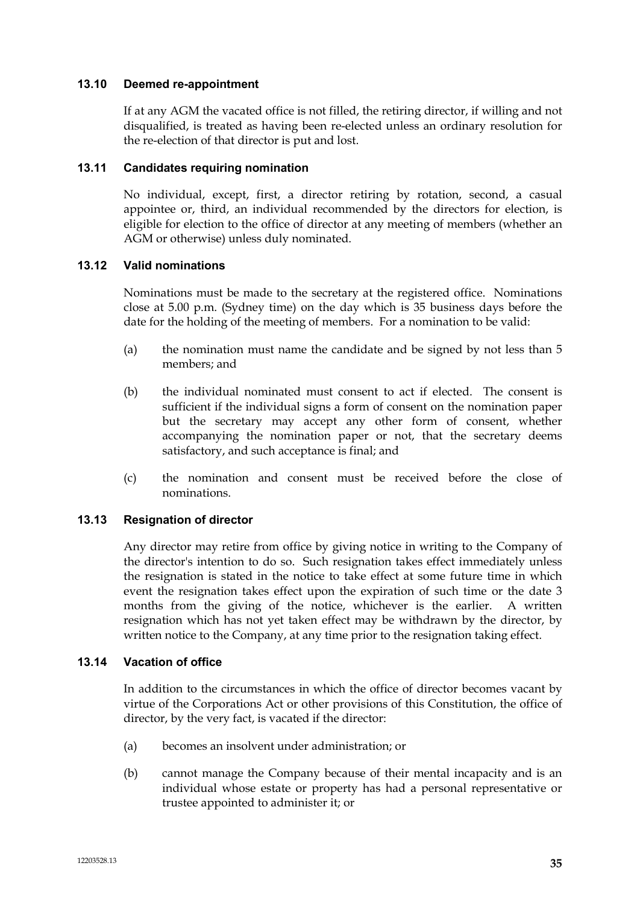### 13.10 Deemed re-appointment

If at any AGM the vacated office is not filled, the retiring director, if willing and not disqualified, is treated as having been re-elected unless an ordinary resolution for the re-election of that director is put and lost.

### 13.11 Candidates requiring nomination

No individual, except, first, a director retiring by rotation, second, a casual appointee or, third, an individual recommended by the directors for election, is eligible for election to the office of director at any meeting of members (whether an AGM or otherwise) unless duly nominated.

### 13.12 Valid nominations

Nominations must be made to the secretary at the registered office. Nominations close at 5.00 p.m. (Sydney time) on the day which is 35 business days before the date for the holding of the meeting of members. For a nomination to be valid:

(a) the nomination must name the candidate and be signed by not less than 5 members; and

(b) the individual nominated must consent to act if elected. The consent is sufficient if the individual signs a form of consent on the nomination paper but the secretary may accept any other form of consent, whether accompanying the nomination paper or not, that the secretary deems satisfactory, and such acceptance is final; and

(c) the nomination and consent must be received before the close of nominations.

### 13.13 Resignation of director

Any director may retire from office by giving notice in writing to the Company of the director's intention to do so. Such resignation takes effect immediately unless the resignation is stated in the notice to take effect at some future time in which event the resignation takes effect upon the expiration of such time or the date 3 months from the giving of the notice, whichever is the earlier. A written resignation which has not yet taken effect may be withdrawn by the director, by written notice to the Company, at any time prior to the resignation taking effect.

### 13.14 Vacation of office

In addition to the circumstances in which the office of director becomes vacant by virtue of the Corporations Act or other provisions of this Constitution, the office of director, by the very fact, is vacated if the director:

(a) becomes an insolvent under administration; or

(b) cannot manage the Company because of their mental incapacity and is an individual whose estate or property has had a personal representative or trustee appointed to administer it; or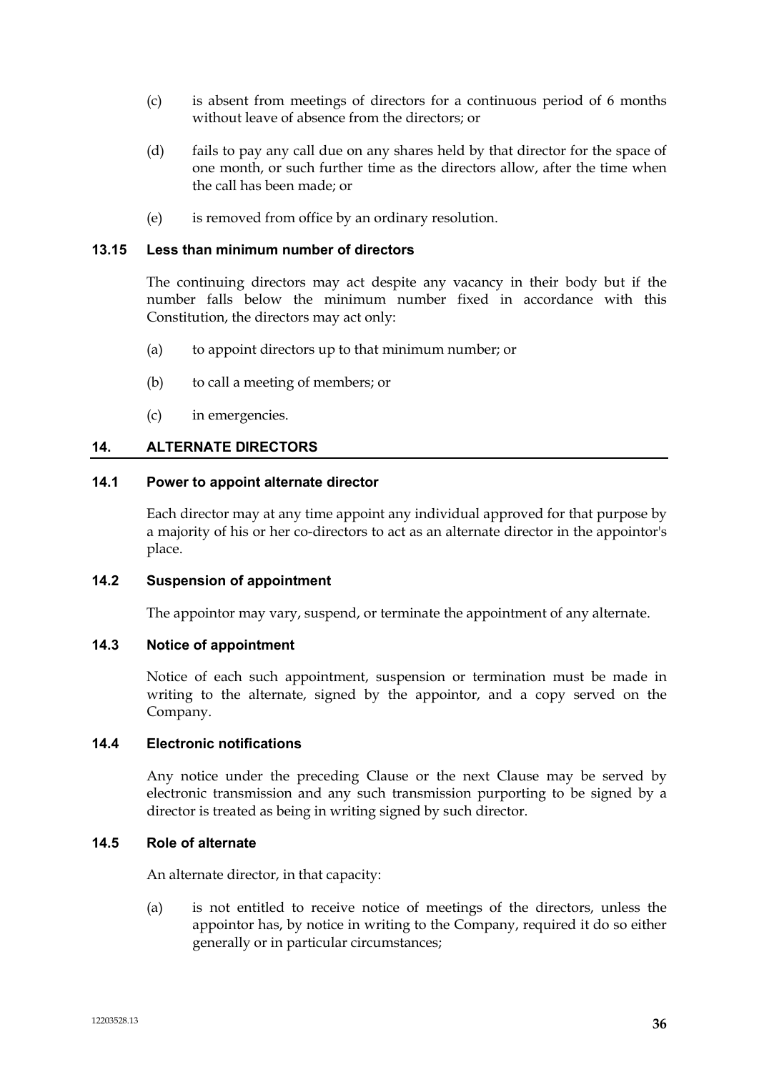(c) is absent from meetings of directors for a continuous period of 6 months without leave of absence from the directors; or

(d) fails to pay any call due on any shares held by that director for the space of one month, or such further time as the directors allow, after the time when the call has been made; or

(e) is removed from office by an ordinary resolution.

### 13.15 Less than minimum number of directors

The continuing directors may act despite any vacancy in their body but if the number falls below the minimum number fixed in accordance with this Constitution, the directors may act only:

(a) to appoint directors up to that minimum number; or

(b) to call a meeting of members; or

(c) in emergencies.

## 14. ALTERNATE DIRECTORS

### 14.1 Power to appoint alternate director

Each director may at any time appoint any individual approved for that purpose by a majority of his or her co-directors to act as an alternate director in the appointor's place.

### 14.2 Suspension of appointment

The appointor may vary, suspend, or terminate the appointment of any alternate.

### 14.3 Notice of appointment

Notice of each such appointment, suspension or termination must be made in writing to the alternate, signed by the appointor, and a copy served on the Company.

### 14.4 Electronic notifications

Any notice under the preceding Clause or the next Clause may be served by electronic transmission and any such transmission purporting to be signed by a director is treated as being in writing signed by such director.

### 14.5 Role of alternate

An alternate director, in that capacity:

(a) is not entitled to receive notice of meetings of the directors, unless the appointor has, by notice in writing to the Company, required it do so either generally or in particular circumstances;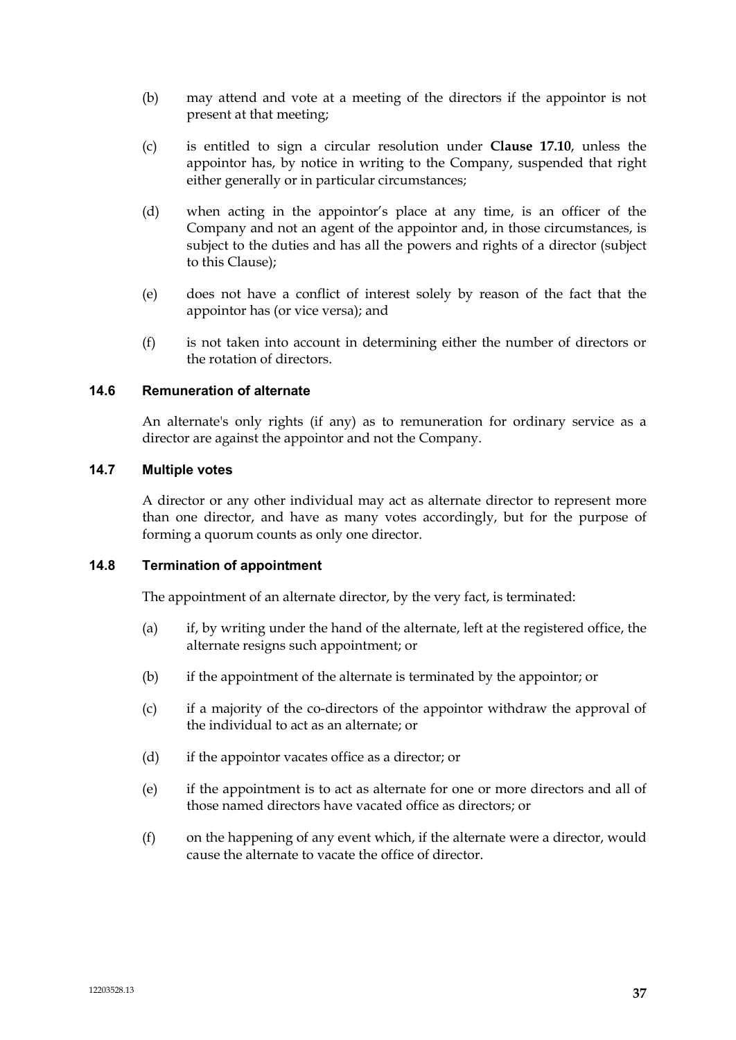(b) may attend and vote at a meeting of the directors if the appointor is not present at that meeting;

(c) is entitled to sign a circular resolution under **Clause 17.10**, unless the appointor has, by notice in writing to the Company, suspended that right either generally or in particular circumstances;

(d) when acting in the appointor's place at any time, is an officer of the Company and not an agent of the appointor and, in those circumstances, is subject to the duties and has all the powers and rights of a director (subject to this Clause);

(e) does not have a conflict of interest solely by reason of the fact that the appointor has (or vice versa); and

(f) is not taken into account in determining either the number of directors or the rotation of directors.

### 14.6 Remuneration of alternate

An alternate's only rights (if any) as to remuneration for ordinary service as a director are against the appointor and not the Company.

### 14.7 Multiple votes

A director or any other individual may act as alternate director to represent more than one director, and have as many votes accordingly, but for the purpose of forming a quorum counts as only one director.

### 14.8 Termination of appointment

The appointment of an alternate director, by the very fact, is terminated:

(a) if, by writing under the hand of the alternate, left at the registered office, the alternate resigns such appointment; or

(b) if the appointment of the alternate is terminated by the appointor; or

(c) if a majority of the co-directors of the appointor withdraw the approval of the individual to act as an alternate; or

(d) if the appointor vacates office as a director; or

(e) if the appointment is to act as alternate for one or more directors and all of those named directors have vacated office as directors; or

(f) on the happening of any event which, if the alternate were a director, would cause the alternate to vacate the office of director.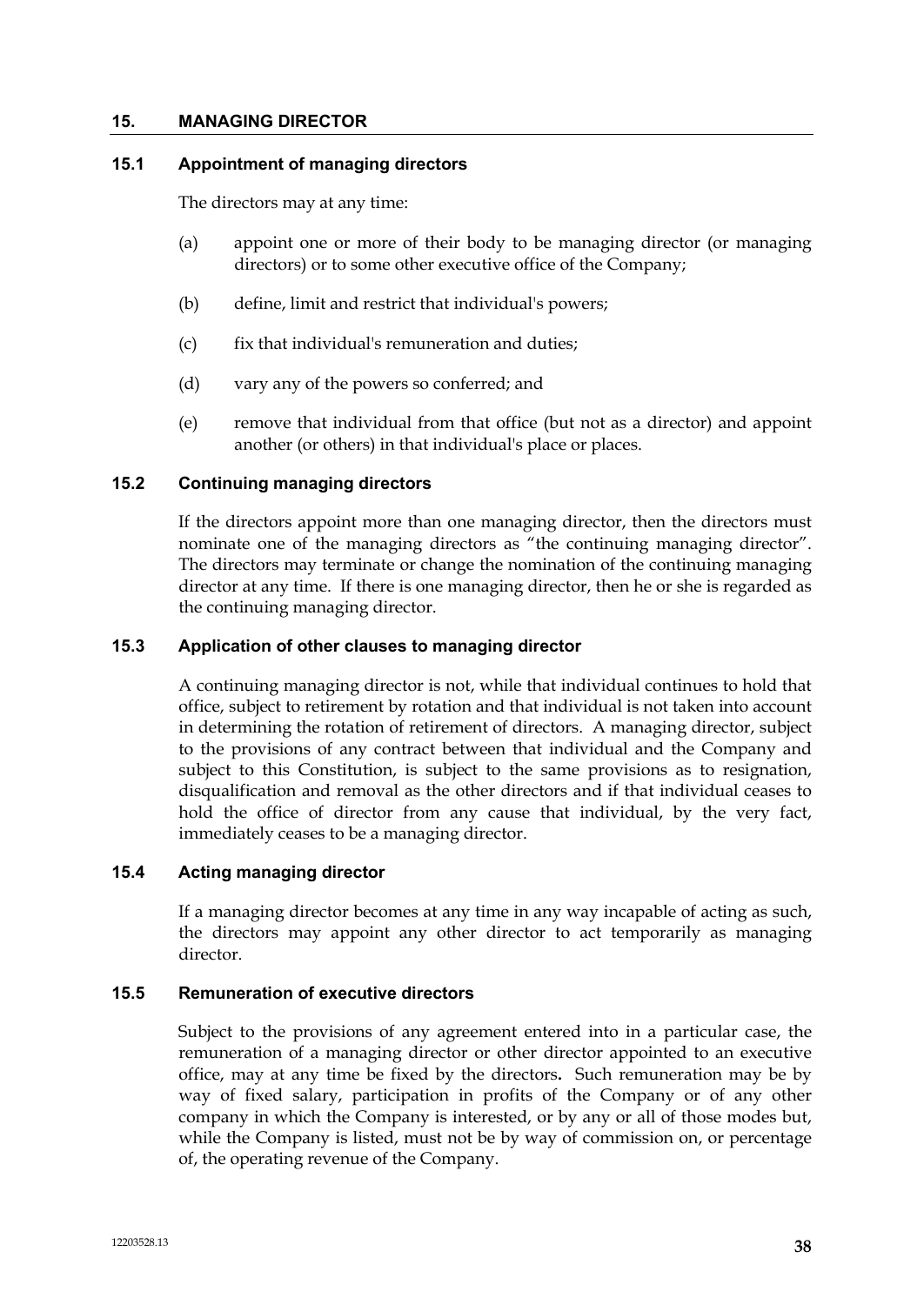## 15. MANAGING DIRECTOR

### 15.1 Appointment of managing directors

The directors may at any time:

(a) appoint one or more of their body to be managing director (or managing directors) or to some other executive office of the Company;

(b) define, limit and restrict that individual's powers;

(c) fix that individual's remuneration and duties;

(d) vary any of the powers so conferred; and

(e) remove that individual from that office (but not as a director) and appoint another (or others) in that individual's place or places.

### 15.2 Continuing managing directors

If the directors appoint more than one managing director, then the directors must nominate one of the managing directors as "the continuing managing director". The directors may terminate or change the nomination of the continuing managing director at any time. If there is one managing director, then he or she is regarded as the continuing managing director.

### 15.3 Application of other clauses to managing director

A continuing managing director is not, while that individual continues to hold that office, subject to retirement by rotation and that individual is not taken into account in determining the rotation of retirement of directors. A managing director, subject to the provisions of any contract between that individual and the Company and subject to this Constitution, is subject to the same provisions as to resignation, disqualification and removal as the other directors and if that individual ceases to hold the office of director from any cause that individual, by the very fact, immediately ceases to be a managing director.

### 15.4 Acting managing director

If a managing director becomes at any time in any way incapable of acting as such, the directors may appoint any other director to act temporarily as managing director.

### 15.5 Remuneration of executive directors

Subject to the provisions of any agreement entered into in a particular case, the remuneration of a managing director or other director appointed to an executive office, may at any time be fixed by the directors. Such remuneration may be by way of fixed salary, participation in profits of the Company or of any other company in which the Company is interested, or by any or all of those modes but, while the Company is listed, must not be by way of commission on, or percentage of, the operating revenue of the Company.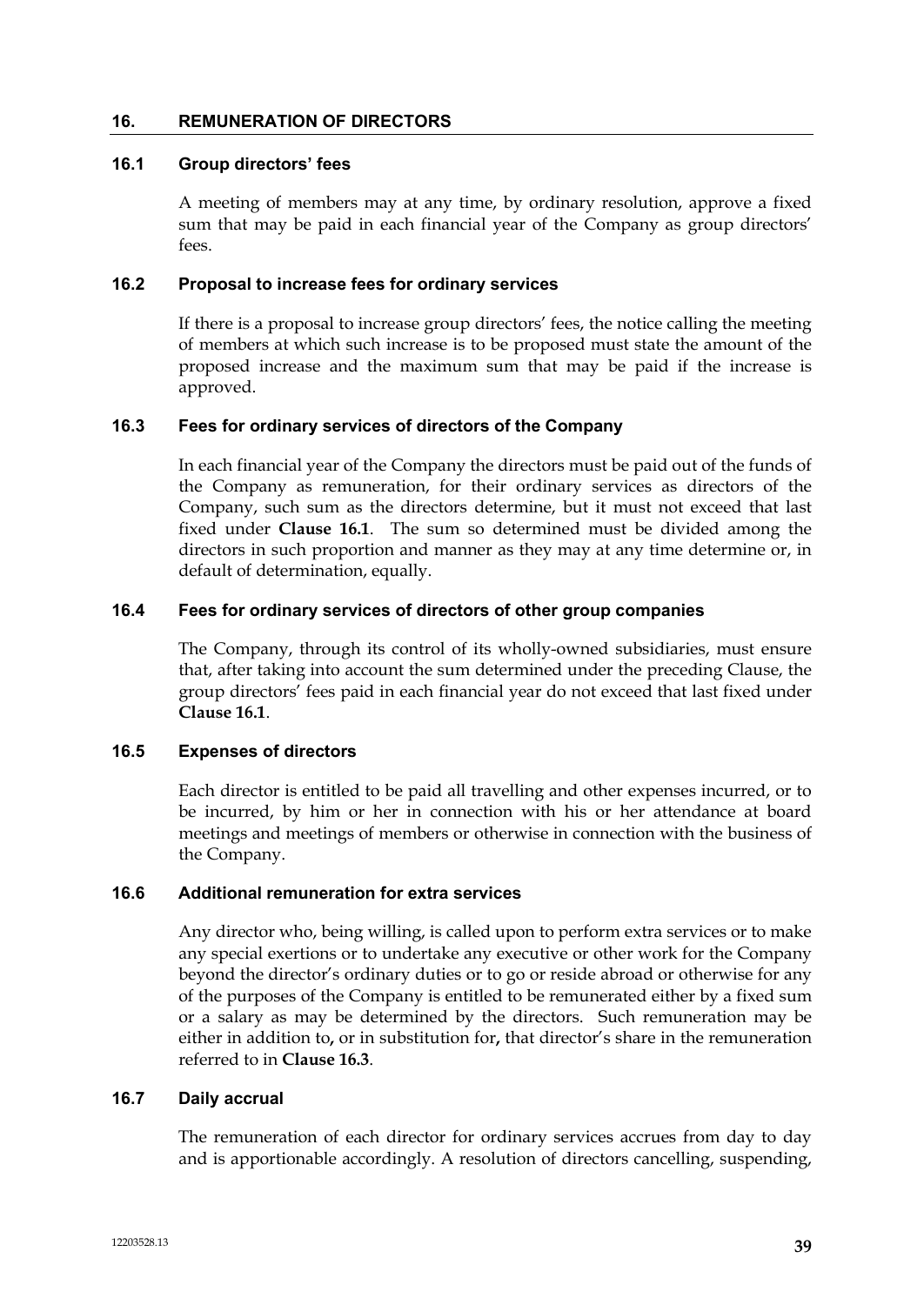## 16. REMUNERATION OF DIRECTORS

### 16.1 Group directors' fees

A meeting of members may at any time, by ordinary resolution, approve a fixed sum that may be paid in each financial year of the Company as group directors' fees.

### 16.2 Proposal to increase fees for ordinary services

If there is a proposal to increase group directors' fees, the notice calling the meeting of members at which such increase is to be proposed must state the amount of the proposed increase and the maximum sum that may be paid if the increase is approved.

### 16.3 Fees for ordinary services of directors of the Company

In each financial year of the Company the directors must be paid out of the funds of the Company as remuneration, for their ordinary services as directors of the Company, such sum as the directors determine, but it must not exceed that last fixed under **Clause 16.1**. The sum so determined must be divided among the directors in such proportion and manner as they may at any time determine or, in default of determination, equally.

### 16.4 Fees for ordinary services of directors of other group companies

The Company, through its control of its wholly-owned subsidiaries, must ensure that, after taking into account the sum determined under the preceding Clause, the group directors' fees paid in each financial year do not exceed that last fixed under **Clause 16.1**.

### 16.5 Expenses of directors

Each director is entitled to be paid all travelling and other expenses incurred, or to be incurred, by him or her in connection with his or her attendance at board meetings and meetings of members or otherwise in connection with the business of the Company.

### 16.6 Additional remuneration for extra services

Any director who, being willing, is called upon to perform extra services or to make any special exertions or to undertake any executive or other work for the Company beyond the director's ordinary duties or to go or reside abroad or otherwise for any of the purposes of the Company is entitled to be remunerated either by a fixed sum or a salary as may be determined by the directors. Such remuneration may be either in addition to**,** or in substitution for**,** that director's share in the remuneration referred to in **Clause 16.3**.

### 16.7 Daily accrual

The remuneration of each director for ordinary services accrues from day to day and is apportionable accordingly. A resolution of directors cancelling, suspending,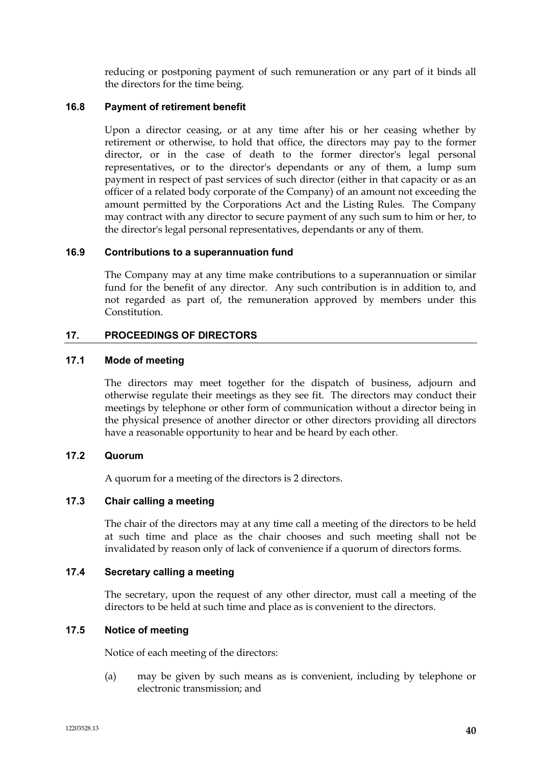reducing or postponing payment of such remuneration or any part of it binds all the directors for the time being.

### 16.8 Payment of retirement benefit

Upon a director ceasing, or at any time after his or her ceasing whether by retirement or otherwise, to hold that office, the directors may pay to the former director, or in the case of death to the former director's legal personal representatives, or to the director's dependants or any of them, a lump sum payment in respect of past services of such director (either in that capacity or as an officer of a related body corporate of the Company) of an amount not exceeding the amount permitted by the Corporations Act and the Listing Rules. The Company may contract with any director to secure payment of any such sum to him or her, to the director's legal personal representatives, dependants or any of them.

### 16.9 Contributions to a superannuation fund

The Company may at any time make contributions to a superannuation or similar fund for the benefit of any director. Any such contribution is in addition to, and not regarded as part of, the remuneration approved by members under this Constitution.

## 17. PROCEEDINGS OF DIRECTORS

### 17.1 Mode of meeting

The directors may meet together for the dispatch of business, adjourn and otherwise regulate their meetings as they see fit. The directors may conduct their meetings by telephone or other form of communication without a director being in the physical presence of another director or other directors providing all directors have a reasonable opportunity to hear and be heard by each other.

### 17.2 Quorum

A quorum for a meeting of the directors is 2 directors.

### 17.3 Chair calling a meeting

The chair of the directors may at any time call a meeting of the directors to be held at such time and place as the chair chooses and such meeting shall not be invalidated by reason only of lack of convenience if a quorum of directors forms.

### 17.4 Secretary calling a meeting

The secretary, upon the request of any other director, must call a meeting of the directors to be held at such time and place as is convenient to the directors.

### 17.5 Notice of meeting

Notice of each meeting of the directors:

(a) may be given by such means as is convenient, including by telephone or electronic transmission; and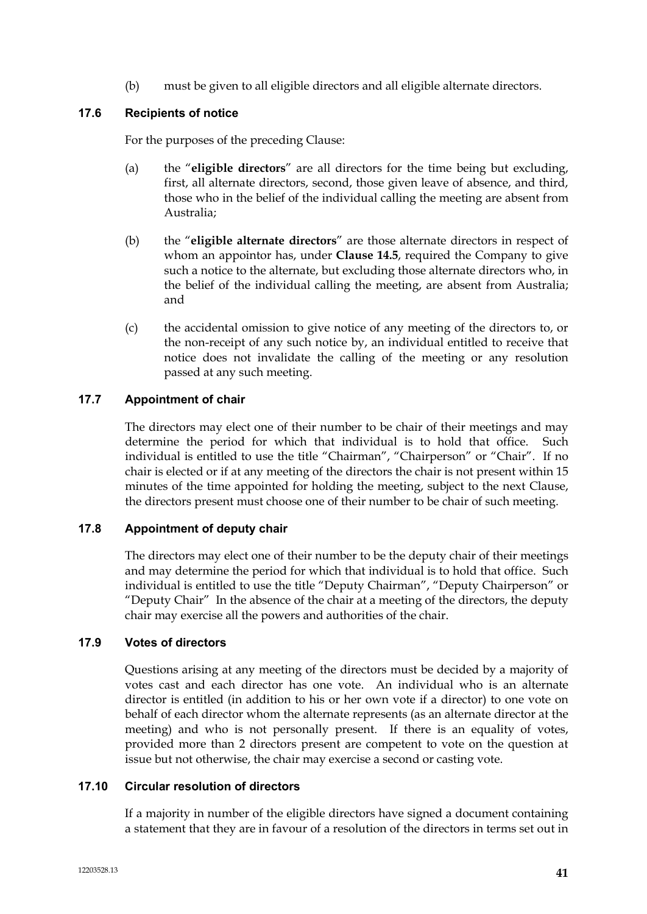(b) must be given to all eligible directors and all eligible alternate directors.

### 17.6 Recipients of notice

For the purposes of the preceding Clause:

(a) the "**eligible directors**" are all directors for the time being but excluding, first, all alternate directors, second, those given leave of absence, and third, those who in the belief of the individual calling the meeting are absent from Australia;

(b) the "**eligible alternate directors**" are those alternate directors in respect of whom an appointor has, under **Clause 14.5**, required the Company to give such a notice to the alternate, but excluding those alternate directors who, in the belief of the individual calling the meeting, are absent from Australia; and

(c) the accidental omission to give notice of any meeting of the directors to, or the non-receipt of any such notice by, an individual entitled to receive that notice does not invalidate the calling of the meeting or any resolution passed at any such meeting.

### 17.7 Appointment of chair

The directors may elect one of their number to be chair of their meetings and may determine the period for which that individual is to hold that office. Such individual is entitled to use the title "Chairman", "Chairperson" or "Chair". If no chair is elected or if at any meeting of the directors the chair is not present within 15 minutes of the time appointed for holding the meeting, subject to the next Clause, the directors present must choose one of their number to be chair of such meeting.

### 17.8 Appointment of deputy chair

The directors may elect one of their number to be the deputy chair of their meetings and may determine the period for which that individual is to hold that office. Such individual is entitled to use the title "Deputy Chairman", "Deputy Chairperson" or "Deputy Chair" In the absence of the chair at a meeting of the directors, the deputy chair may exercise all the powers and authorities of the chair.

### 17.9 Votes of directors

Questions arising at any meeting of the directors must be decided by a majority of votes cast and each director has one vote. An individual who is an alternate director is entitled (in addition to his or her own vote if a director) to one vote on behalf of each director whom the alternate represents (as an alternate director at the meeting) and who is not personally present. If there is an equality of votes, provided more than 2 directors present are competent to vote on the question at issue but not otherwise, the chair may exercise a second or casting vote.

### 17.10 Circular resolution of directors

If a majority in number of the eligible directors have signed a document containing a statement that they are in favour of a resolution of the directors in terms set out in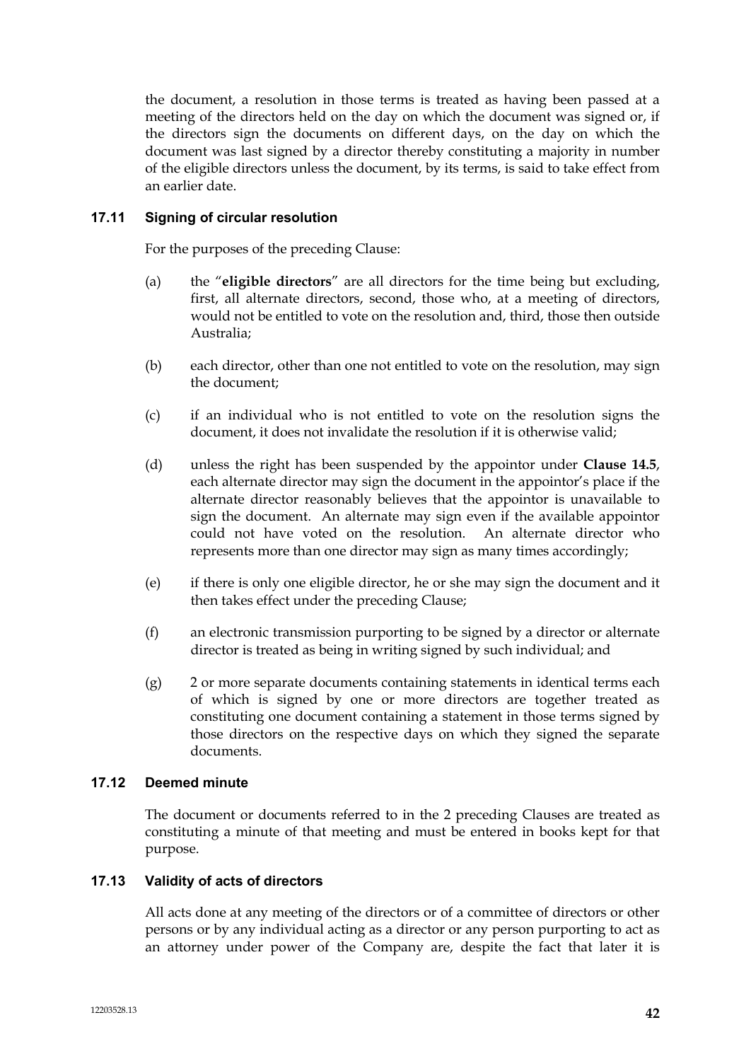the document, a resolution in those terms is treated as having been passed at a meeting of the directors held on the day on which the document was signed or, if the directors sign the documents on different days, on the day on which the document was last signed by a director thereby constituting a majority in number of the eligible directors unless the document, by its terms, is said to take effect from an earlier date.

### 17.11 Signing of circular resolution

For the purposes of the preceding Clause:

(a) the "**eligible directors**" are all directors for the time being but excluding, first, all alternate directors, second, those who, at a meeting of directors, would not be entitled to vote on the resolution and, third, those then outside Australia;

(b) each director, other than one not entitled to vote on the resolution, may sign the document;

(c) if an individual who is not entitled to vote on the resolution signs the document, it does not invalidate the resolution if it is otherwise valid;

(d) unless the right has been suspended by the appointor under **Clause 14.5**, each alternate director may sign the document in the appointor's place if the alternate director reasonably believes that the appointor is unavailable to sign the document. An alternate may sign even if the available appointor could not have voted on the resolution. An alternate director who represents more than one director may sign as many times accordingly;

(e) if there is only one eligible director, he or she may sign the document and it then takes effect under the preceding Clause;

(f) an electronic transmission purporting to be signed by a director or alternate director is treated as being in writing signed by such individual; and

(g) 2 or more separate documents containing statements in identical terms each of which is signed by one or more directors are together treated as constituting one document containing a statement in those terms signed by those directors on the respective days on which they signed the separate documents.

### 17.12 Deemed minute

The document or documents referred to in the 2 preceding Clauses are treated as constituting a minute of that meeting and must be entered in books kept for that purpose.

### 17.13 Validity of acts of directors

All acts done at any meeting of the directors or of a committee of directors or other persons or by any individual acting as a director or any person purporting to act as an attorney under power of the Company are, despite the fact that later it is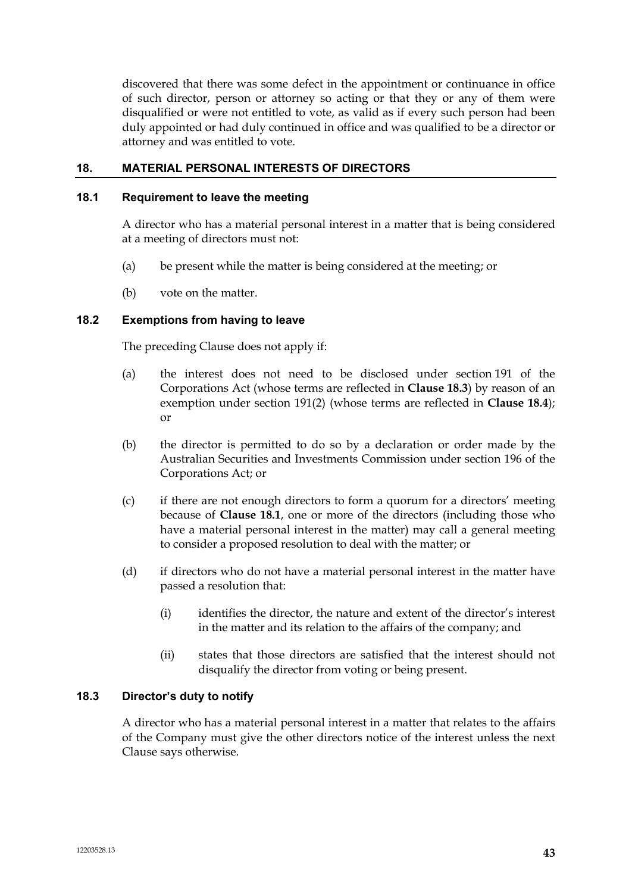discovered that there was some defect in the appointment or continuance in office of such director, person or attorney so acting or that they or any of them were disqualified or were not entitled to vote, as valid as if every such person had been duly appointed or had duly continued in office and was qualified to be a director or attorney and was entitled to vote.

## 18. MATERIAL PERSONAL INTERESTS OF DIRECTORS

### 18.1 Requirement to leave the meeting

A director who has a material personal interest in a matter that is being considered at a meeting of directors must not:

(a) be present while the matter is being considered at the meeting; or

(b) vote on the matter.

### 18.2 Exemptions from having to leave

The preceding Clause does not apply if:

(a) the interest does not need to be disclosed under section 191 of the Corporations Act (whose terms are reflected in **Clause 18.3**) by reason of an exemption under section 191(2) (whose terms are reflected in **Clause 18.4**); or

(b) the director is permitted to do so by a declaration or order made by the Australian Securities and Investments Commission under section 196 of the Corporations Act; or

(c) if there are not enough directors to form a quorum for a directors' meeting because of **Clause 18.1**, one or more of the directors (including those who have a material personal interest in the matter) may call a general meeting to consider a proposed resolution to deal with the matter; or

(d) if directors who do not have a material personal interest in the matter have passed a resolution that:

    (i) identifies the director, the nature and extent of the director's interest in the matter and its relation to the affairs of the company; and

    (ii) states that those directors are satisfied that the interest should not disqualify the director from voting or being present.

### 18.3 Director's duty to notify

A director who has a material personal interest in a matter that relates to the affairs of the Company must give the other directors notice of the interest unless the next Clause says otherwise.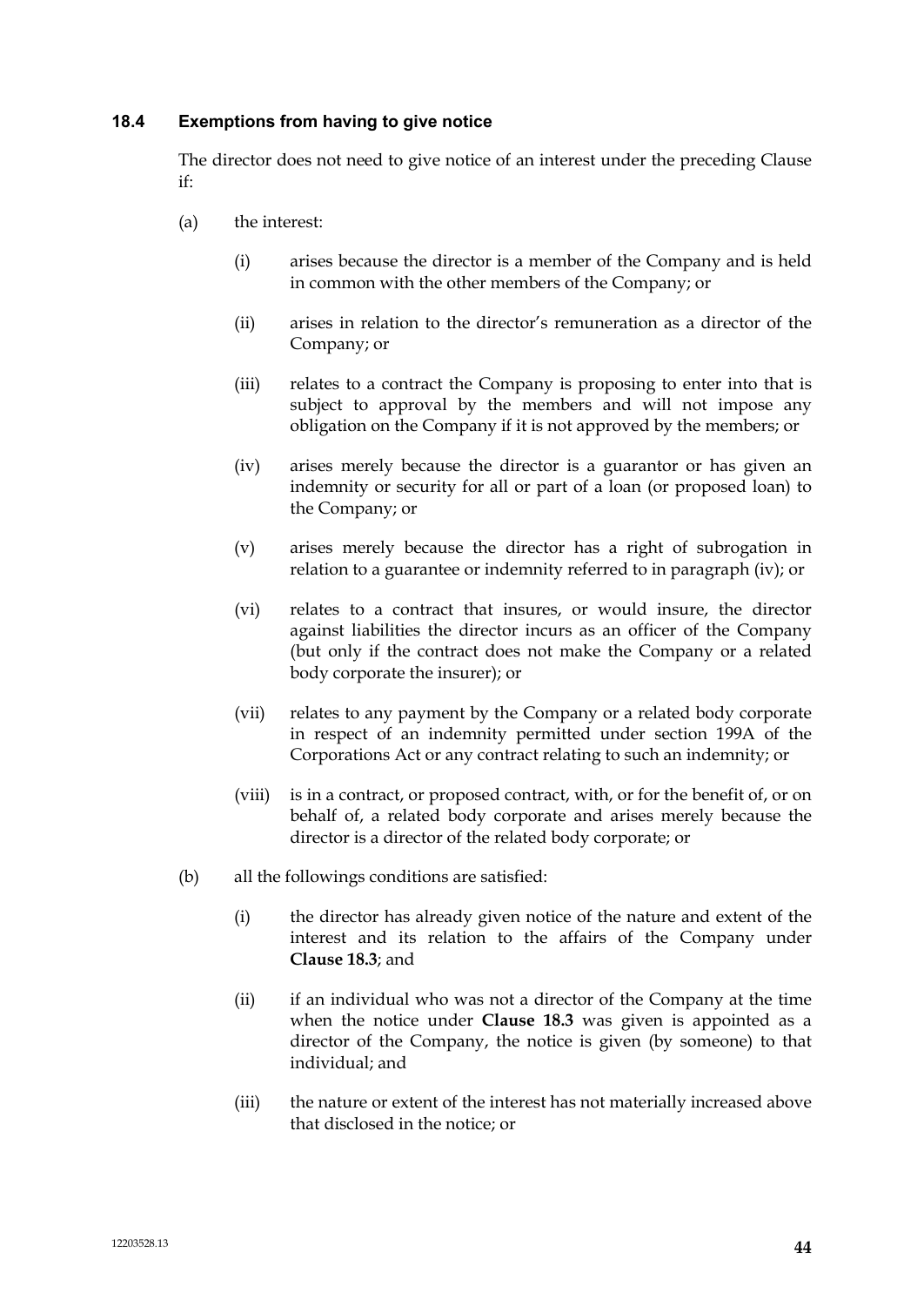### 18.4 Exemptions from having to give notice

The director does not need to give notice of an interest under the preceding Clause if:

(a) the interest:

  (i) arises because the director is a member of the Company and is held in common with the other members of the Company; or

  (ii) arises in relation to the director's remuneration as a director of the Company; or

  (iii) relates to a contract the Company is proposing to enter into that is subject to approval by the members and will not impose any obligation on the Company if it is not approved by the members; or

  (iv) arises merely because the director is a guarantor or has given an indemnity or security for all or part of a loan (or proposed loan) to the Company; or

  (v) arises merely because the director has a right of subrogation in relation to a guarantee or indemnity referred to in paragraph (iv); or

  (vi) relates to a contract that insures, or would insure, the director against liabilities the director incurs as an officer of the Company (but only if the contract does not make the Company or a related body corporate the insurer); or

  (vii) relates to any payment by the Company or a related body corporate in respect of an indemnity permitted under section 199A of the Corporations Act or any contract relating to such an indemnity; or

  (viii) is in a contract, or proposed contract, with, or for the benefit of, or on behalf of, a related body corporate and arises merely because the director is a director of the related body corporate; or

(b) all the followings conditions are satisfied:

  (i) the director has already given notice of the nature and extent of the interest and its relation to the affairs of the Company under **Clause 18.3**; and

  (ii) if an individual who was not a director of the Company at the time when the notice under **Clause 18.3** was given is appointed as a director of the Company, the notice is given (by someone) to that individual; and

  (iii) the nature or extent of the interest has not materially increased above that disclosed in the notice; or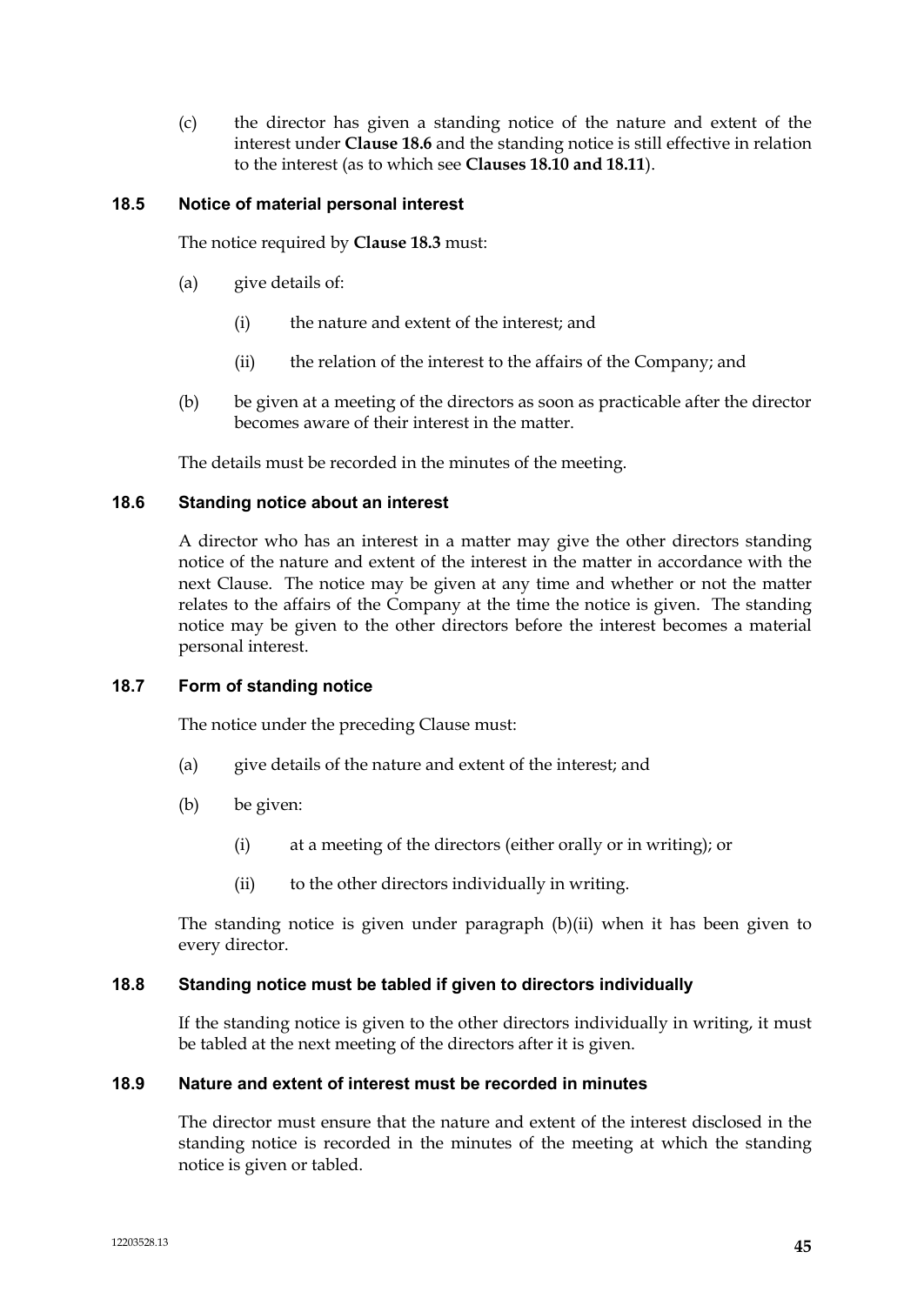(c) the director has given a standing notice of the nature and extent of the interest under **Clause 18.6** and the standing notice is still effective in relation to the interest (as to which see **Clauses 18.10 and 18.11**).

### 18.5 Notice of material personal interest

The notice required by **Clause 18.3** must:

(a) give details of:

(i) the nature and extent of the interest; and

(ii) the relation of the interest to the affairs of the Company; and

(b) be given at a meeting of the directors as soon as practicable after the director becomes aware of their interest in the matter.

The details must be recorded in the minutes of the meeting.

### 18.6 Standing notice about an interest

A director who has an interest in a matter may give the other directors standing notice of the nature and extent of the interest in the matter in accordance with the next Clause. The notice may be given at any time and whether or not the matter relates to the affairs of the Company at the time the notice is given. The standing notice may be given to the other directors before the interest becomes a material personal interest.

### 18.7 Form of standing notice

The notice under the preceding Clause must:

(a) give details of the nature and extent of the interest; and

(b) be given:

(i) at a meeting of the directors (either orally or in writing); or

(ii) to the other directors individually in writing.

The standing notice is given under paragraph (b)(ii) when it has been given to every director.

### 18.8 Standing notice must be tabled if given to directors individually

If the standing notice is given to the other directors individually in writing, it must be tabled at the next meeting of the directors after it is given.

### 18.9 Nature and extent of interest must be recorded in minutes

The director must ensure that the nature and extent of the interest disclosed in the standing notice is recorded in the minutes of the meeting at which the standing notice is given or tabled.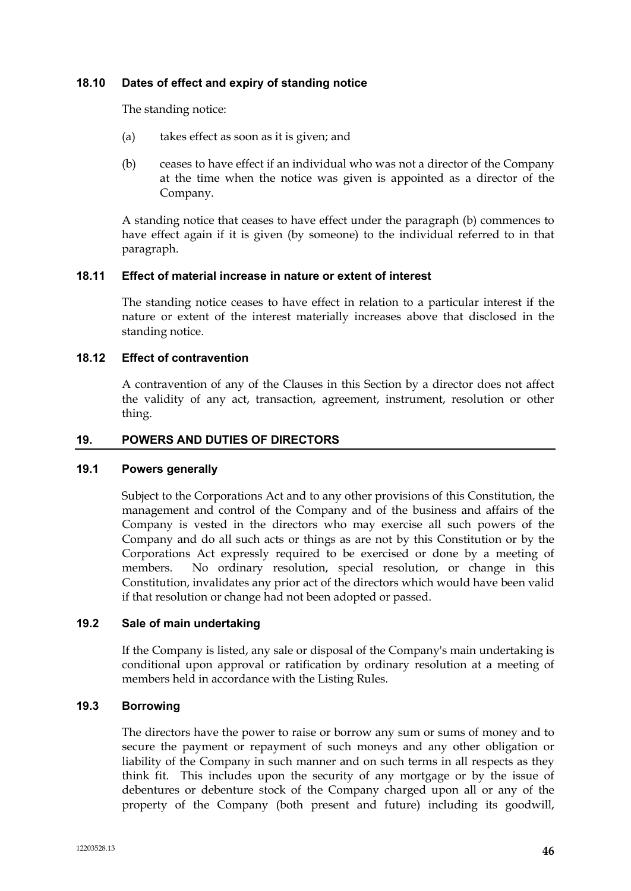### 18.10 Dates of effect and expiry of standing notice

The standing notice:

(a) takes effect as soon as it is given; and

(b) ceases to have effect if an individual who was not a director of the Company at the time when the notice was given is appointed as a director of the Company.

A standing notice that ceases to have effect under the paragraph (b) commences to have effect again if it is given (by someone) to the individual referred to in that paragraph.

### 18.11 Effect of material increase in nature or extent of interest

The standing notice ceases to have effect in relation to a particular interest if the nature or extent of the interest materially increases above that disclosed in the standing notice.

### 18.12 Effect of contravention

A contravention of any of the Clauses in this Section by a director does not affect the validity of any act, transaction, agreement, instrument, resolution or other thing.

## 19. POWERS AND DUTIES OF DIRECTORS

### 19.1 Powers generally

Subject to the Corporations Act and to any other provisions of this Constitution, the management and control of the Company and of the business and affairs of the Company is vested in the directors who may exercise all such powers of the Company and do all such acts or things as are not by this Constitution or by the Corporations Act expressly required to be exercised or done by a meeting of members. No ordinary resolution, special resolution, or change in this Constitution, invalidates any prior act of the directors which would have been valid if that resolution or change had not been adopted or passed.

### 19.2 Sale of main undertaking

If the Company is listed, any sale or disposal of the Company's main undertaking is conditional upon approval or ratification by ordinary resolution at a meeting of members held in accordance with the Listing Rules.

### 19.3 Borrowing

The directors have the power to raise or borrow any sum or sums of money and to secure the payment or repayment of such moneys and any other obligation or liability of the Company in such manner and on such terms in all respects as they think fit. This includes upon the security of any mortgage or by the issue of debentures or debenture stock of the Company charged upon all or any of the property of the Company (both present and future) including its goodwill,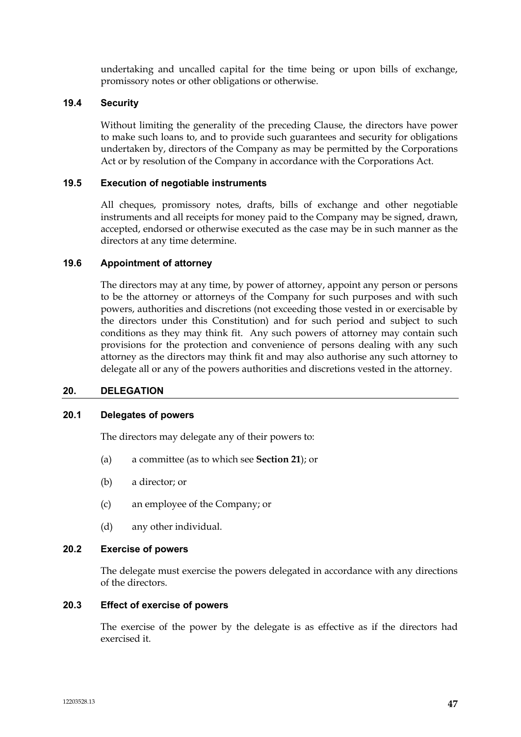undertaking and uncalled capital for the time being or upon bills of exchange, promissory notes or other obligations or otherwise.

### 19.4 Security

Without limiting the generality of the preceding Clause, the directors have power to make such loans to, and to provide such guarantees and security for obligations undertaken by, directors of the Company as may be permitted by the Corporations Act or by resolution of the Company in accordance with the Corporations Act.

### 19.5 Execution of negotiable instruments

All cheques, promissory notes, drafts, bills of exchange and other negotiable instruments and all receipts for money paid to the Company may be signed, drawn, accepted, endorsed or otherwise executed as the case may be in such manner as the directors at any time determine.

### 19.6 Appointment of attorney

The directors may at any time, by power of attorney, appoint any person or persons to be the attorney or attorneys of the Company for such purposes and with such powers, authorities and discretions (not exceeding those vested in or exercisable by the directors under this Constitution) and for such period and subject to such conditions as they may think fit. Any such powers of attorney may contain such provisions for the protection and convenience of persons dealing with any such attorney as the directors may think fit and may also authorise any such attorney to delegate all or any of the powers authorities and discretions vested in the attorney.

## 20. DELEGATION

### 20.1 Delegates of powers

The directors may delegate any of their powers to:

(a) a committee (as to which see **Section 21**); or

(b) a director; or

(c) an employee of the Company; or

(d) any other individual.

### 20.2 Exercise of powers

The delegate must exercise the powers delegated in accordance with any directions of the directors.

### 20.3 Effect of exercise of powers

The exercise of the power by the delegate is as effective as if the directors had exercised it.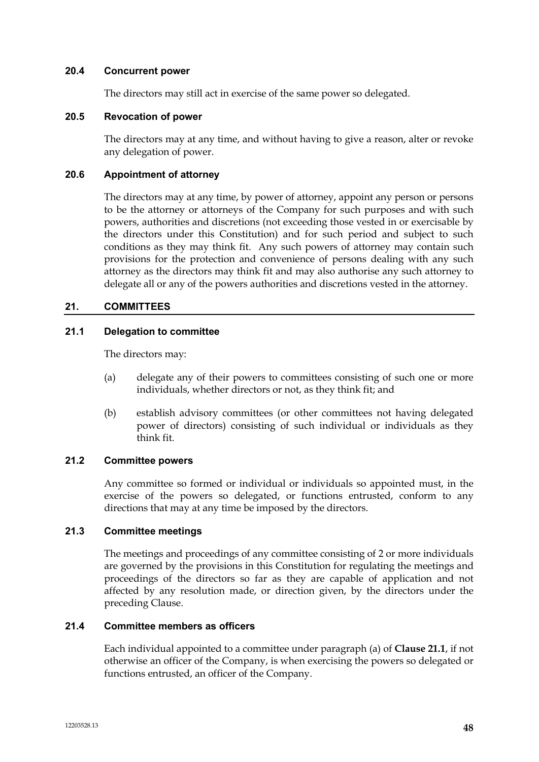### 20.4 Concurrent power

The directors may still act in exercise of the same power so delegated.

### 20.5 Revocation of power

The directors may at any time, and without having to give a reason, alter or revoke any delegation of power.

### 20.6 Appointment of attorney

The directors may at any time, by power of attorney, appoint any person or persons to be the attorney or attorneys of the Company for such purposes and with such powers, authorities and discretions (not exceeding those vested in or exercisable by the directors under this Constitution) and for such period and subject to such conditions as they may think fit. Any such powers of attorney may contain such provisions for the protection and convenience of persons dealing with any such attorney as the directors may think fit and may also authorise any such attorney to delegate all or any of the powers authorities and discretions vested in the attorney.

## 21. COMMITTEES

### 21.1 Delegation to committee

The directors may:

(a) delegate any of their powers to committees consisting of such one or more individuals, whether directors or not, as they think fit; and

(b) establish advisory committees (or other committees not having delegated power of directors) consisting of such individual or individuals as they think fit.

### 21.2 Committee powers

Any committee so formed or individual or individuals so appointed must, in the exercise of the powers so delegated, or functions entrusted, conform to any directions that may at any time be imposed by the directors.

### 21.3 Committee meetings

The meetings and proceedings of any committee consisting of 2 or more individuals are governed by the provisions in this Constitution for regulating the meetings and proceedings of the directors so far as they are capable of application and not affected by any resolution made, or direction given, by the directors under the preceding Clause.

### 21.4 Committee members as officers

Each individual appointed to a committee under paragraph (a) of **Clause 21.1**, if not otherwise an officer of the Company, is when exercising the powers so delegated or functions entrusted, an officer of the Company.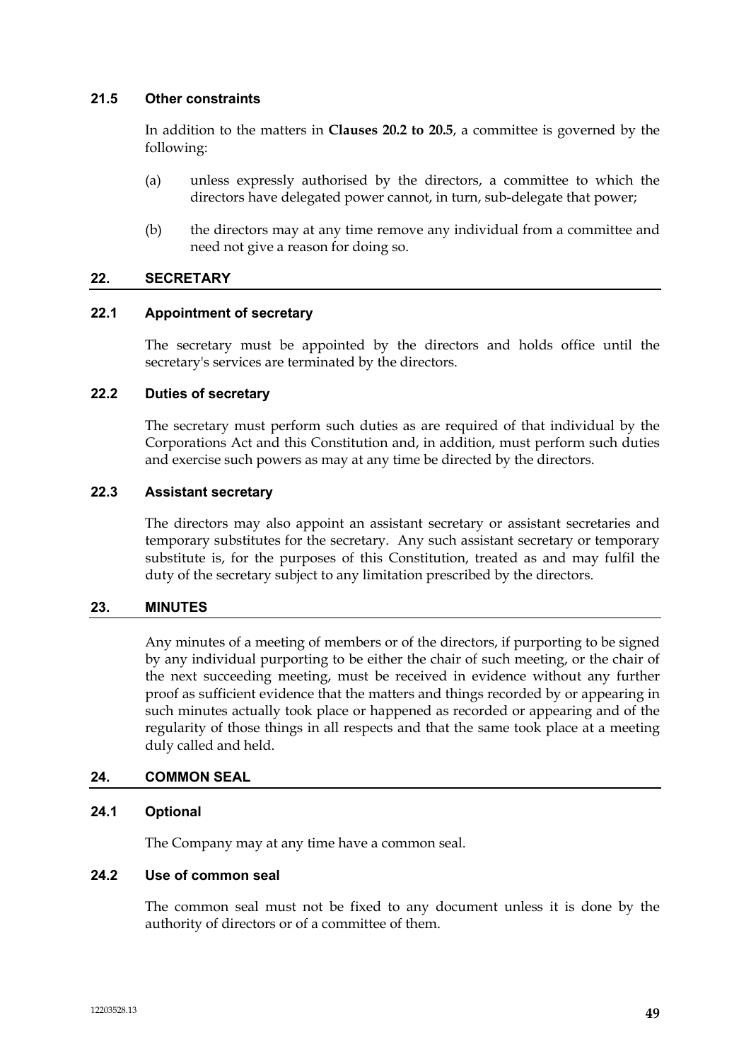### 21.5 Other constraints

In addition to the matters in **Clauses 20.2 to 20.5**, a committee is governed by the following:

(a) unless expressly authorised by the directors, a committee to which the directors have delegated power cannot, in turn, sub-delegate that power;

(b) the directors may at any time remove any individual from a committee and need not give a reason for doing so.

## 22. SECRETARY

### 22.1 Appointment of secretary

The secretary must be appointed by the directors and holds office until the secretary's services are terminated by the directors.

### 22.2 Duties of secretary

The secretary must perform such duties as are required of that individual by the Corporations Act and this Constitution and, in addition, must perform such duties and exercise such powers as may at any time be directed by the directors.

### 22.3 Assistant secretary

The directors may also appoint an assistant secretary or assistant secretaries and temporary substitutes for the secretary. Any such assistant secretary or temporary substitute is, for the purposes of this Constitution, treated as and may fulfil the duty of the secretary subject to any limitation prescribed by the directors.

## 23. MINUTES

Any minutes of a meeting of members or of the directors, if purporting to be signed by any individual purporting to be either the chair of such meeting, or the chair of the next succeeding meeting, must be received in evidence without any further proof as sufficient evidence that the matters and things recorded by or appearing in such minutes actually took place or happened as recorded or appearing and of the regularity of those things in all respects and that the same took place at a meeting duly called and held.

## 24. COMMON SEAL

### 24.1 Optional

The Company may at any time have a common seal.

### 24.2 Use of common seal

The common seal must not be fixed to any document unless it is done by the authority of directors or of a committee of them.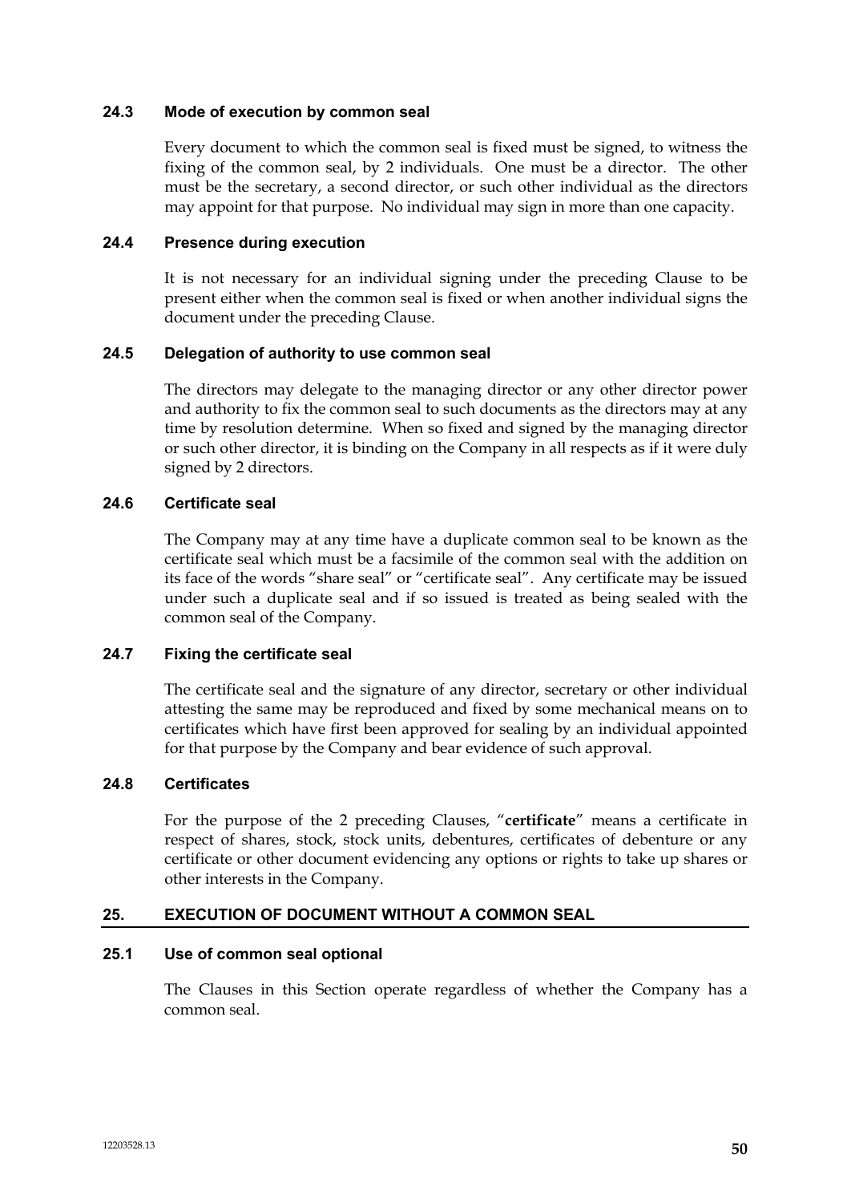### 24.3 Mode of execution by common seal

Every document to which the common seal is fixed must be signed, to witness the fixing of the common seal, by 2 individuals. One must be a director. The other must be the secretary, a second director, or such other individual as the directors may appoint for that purpose. No individual may sign in more than one capacity.

### 24.4 Presence during execution

It is not necessary for an individual signing under the preceding Clause to be present either when the common seal is fixed or when another individual signs the document under the preceding Clause.

### 24.5 Delegation of authority to use common seal

The directors may delegate to the managing director or any other director power and authority to fix the common seal to such documents as the directors may at any time by resolution determine. When so fixed and signed by the managing director or such other director, it is binding on the Company in all respects as if it were duly signed by 2 directors.

### 24.6 Certificate seal

The Company may at any time have a duplicate common seal to be known as the certificate seal which must be a facsimile of the common seal with the addition on its face of the words "share seal" or "certificate seal". Any certificate may be issued under such a duplicate seal and if so issued is treated as being sealed with the common seal of the Company.

### 24.7 Fixing the certificate seal

The certificate seal and the signature of any director, secretary or other individual attesting the same may be reproduced and fixed by some mechanical means on to certificates which have first been approved for sealing by an individual appointed for that purpose by the Company and bear evidence of such approval.

### 24.8 Certificates

For the purpose of the 2 preceding Clauses, "**certificate**" means a certificate in respect of shares, stock, stock units, debentures, certificates of debenture or any certificate or other document evidencing any options or rights to take up shares or other interests in the Company.

## 25. EXECUTION OF DOCUMENT WITHOUT A COMMON SEAL

### 25.1 Use of common seal optional

The Clauses in this Section operate regardless of whether the Company has a common seal.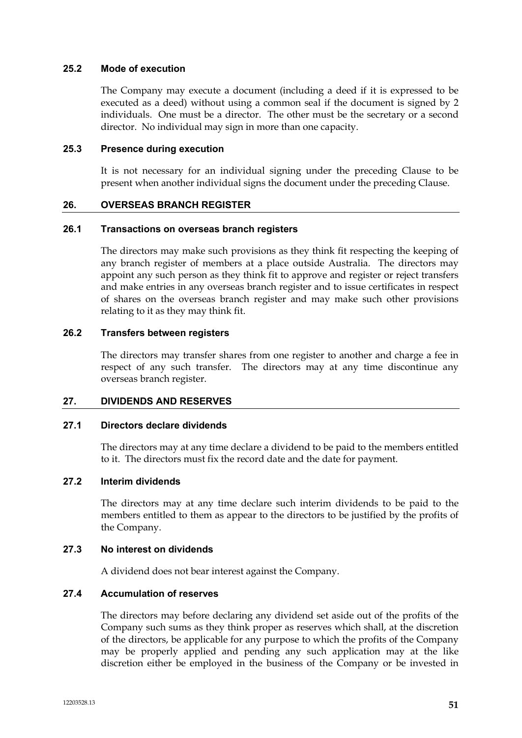### 25.2 Mode of execution

The Company may execute a document (including a deed if it is expressed to be executed as a deed) without using a common seal if the document is signed by 2 individuals. One must be a director. The other must be the secretary or a second director. No individual may sign in more than one capacity.

### 25.3 Presence during execution

It is not necessary for an individual signing under the preceding Clause to be present when another individual signs the document under the preceding Clause.

## 26. OVERSEAS BRANCH REGISTER

### 26.1 Transactions on overseas branch registers

The directors may make such provisions as they think fit respecting the keeping of any branch register of members at a place outside Australia. The directors may appoint any such person as they think fit to approve and register or reject transfers and make entries in any overseas branch register and to issue certificates in respect of shares on the overseas branch register and may make such other provisions relating to it as they may think fit.

### 26.2 Transfers between registers

The directors may transfer shares from one register to another and charge a fee in respect of any such transfer. The directors may at any time discontinue any overseas branch register.

## 27. DIVIDENDS AND RESERVES

### 27.1 Directors declare dividends

The directors may at any time declare a dividend to be paid to the members entitled to it. The directors must fix the record date and the date for payment.

### 27.2 Interim dividends

The directors may at any time declare such interim dividends to be paid to the members entitled to them as appear to the directors to be justified by the profits of the Company.

### 27.3 No interest on dividends

A dividend does not bear interest against the Company.

### 27.4 Accumulation of reserves

The directors may before declaring any dividend set aside out of the profits of the Company such sums as they think proper as reserves which shall, at the discretion of the directors, be applicable for any purpose to which the profits of the Company may be properly applied and pending any such application may at the like discretion either be employed in the business of the Company or be invested in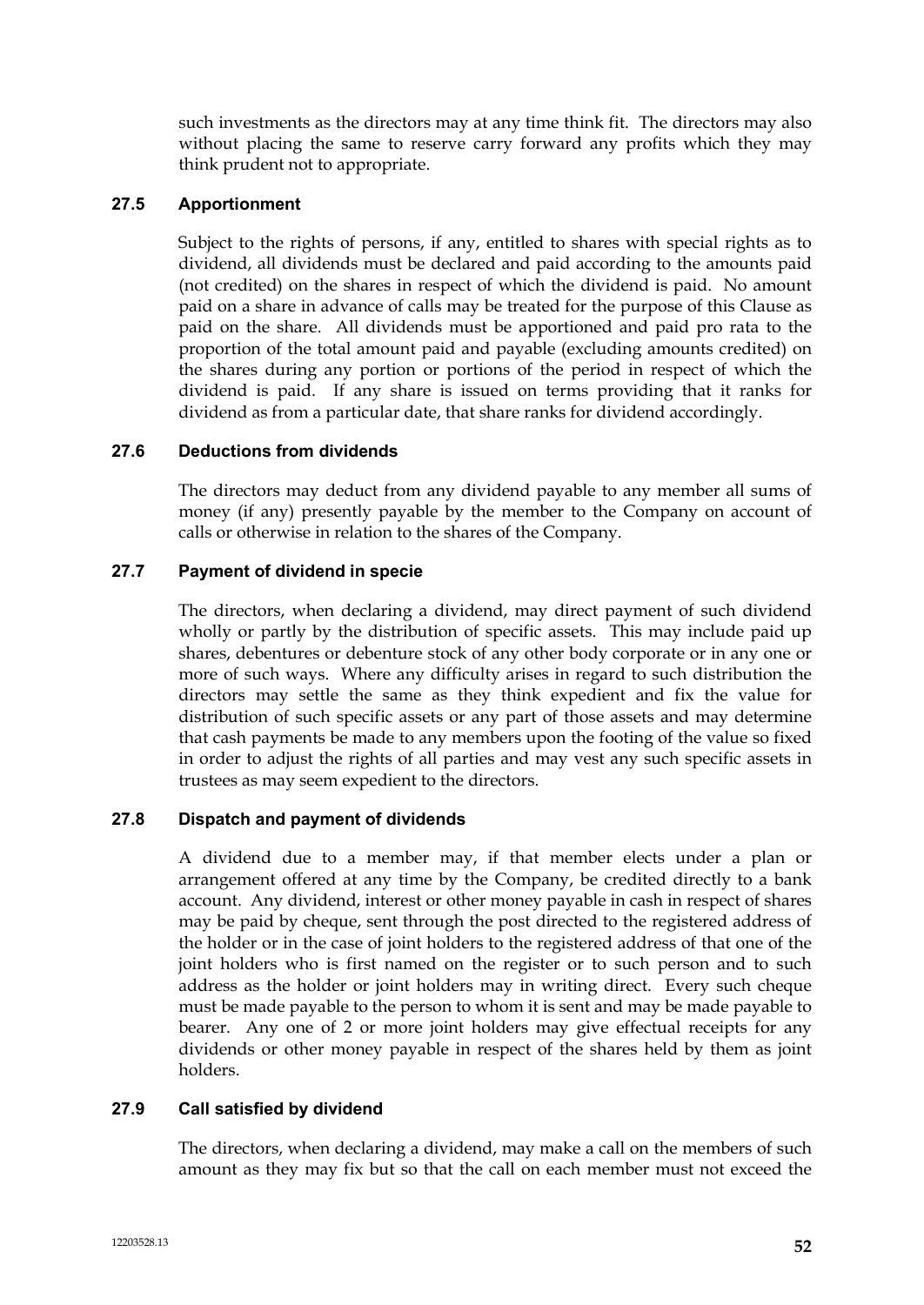such investments as the directors may at any time think fit. The directors may also without placing the same to reserve carry forward any profits which they may think prudent not to appropriate.

### 27.5 Apportionment

Subject to the rights of persons, if any, entitled to shares with special rights as to dividend, all dividends must be declared and paid according to the amounts paid (not credited) on the shares in respect of which the dividend is paid. No amount paid on a share in advance of calls may be treated for the purpose of this Clause as paid on the share. All dividends must be apportioned and paid pro rata to the proportion of the total amount paid and payable (excluding amounts credited) on the shares during any portion or portions of the period in respect of which the dividend is paid. If any share is issued on terms providing that it ranks for dividend as from a particular date, that share ranks for dividend accordingly.

### 27.6 Deductions from dividends

The directors may deduct from any dividend payable to any member all sums of money (if any) presently payable by the member to the Company on account of calls or otherwise in relation to the shares of the Company.

### 27.7 Payment of dividend in specie

The directors, when declaring a dividend, may direct payment of such dividend wholly or partly by the distribution of specific assets. This may include paid up shares, debentures or debenture stock of any other body corporate or in any one or more of such ways. Where any difficulty arises in regard to such distribution the directors may settle the same as they think expedient and fix the value for distribution of such specific assets or any part of those assets and may determine that cash payments be made to any members upon the footing of the value so fixed in order to adjust the rights of all parties and may vest any such specific assets in trustees as may seem expedient to the directors.

### 27.8 Dispatch and payment of dividends

A dividend due to a member may, if that member elects under a plan or arrangement offered at any time by the Company, be credited directly to a bank account. Any dividend, interest or other money payable in cash in respect of shares may be paid by cheque, sent through the post directed to the registered address of the holder or in the case of joint holders to the registered address of that one of the joint holders who is first named on the register or to such person and to such address as the holder or joint holders may in writing direct. Every such cheque must be made payable to the person to whom it is sent and may be made payable to bearer. Any one of 2 or more joint holders may give effectual receipts for any dividends or other money payable in respect of the shares held by them as joint holders.

### 27.9 Call satisfied by dividend

The directors, when declaring a dividend, may make a call on the members of such amount as they may fix but so that the call on each member must not exceed the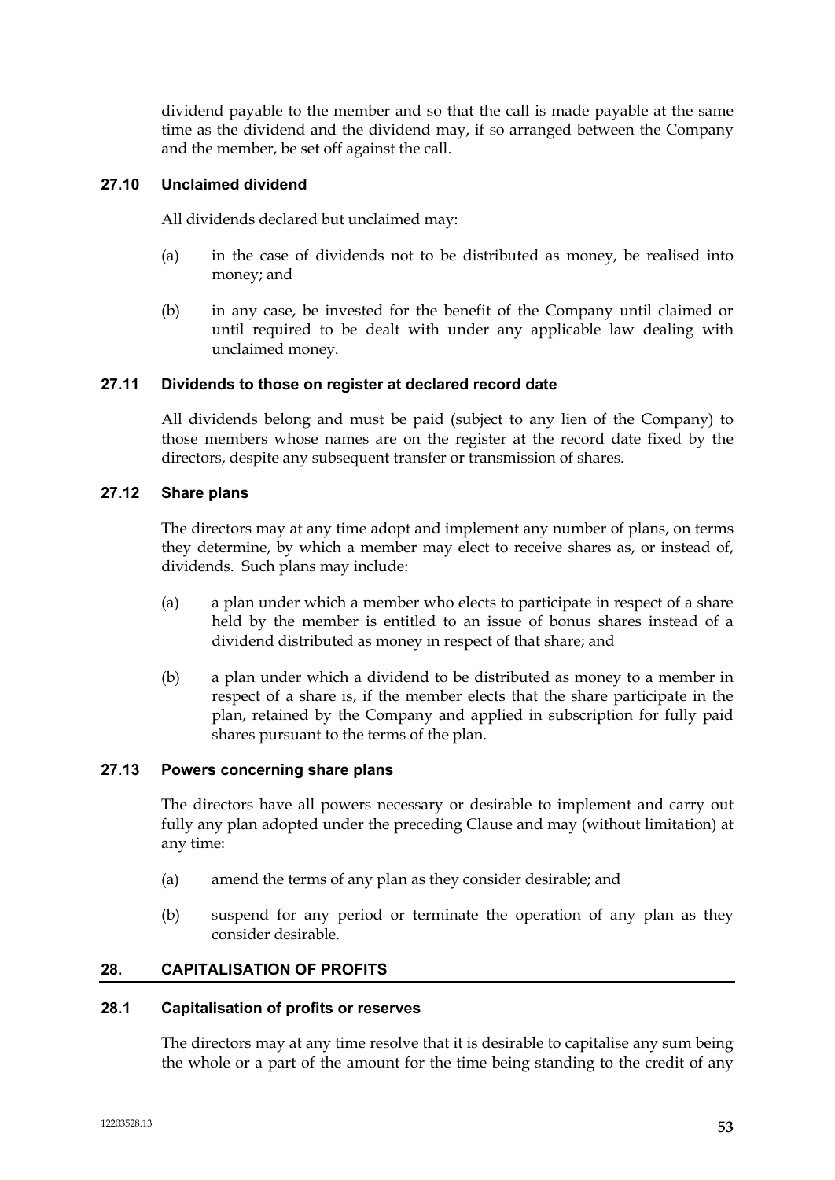dividend payable to the member and so that the call is made payable at the same time as the dividend and the dividend may, if so arranged between the Company and the member, be set off against the call.

### 27.10 Unclaimed dividend

All dividends declared but unclaimed may:

(a) in the case of dividends not to be distributed as money, be realised into money; and

(b) in any case, be invested for the benefit of the Company until claimed or until required to be dealt with under any applicable law dealing with unclaimed money.

### 27.11 Dividends to those on register at declared record date

All dividends belong and must be paid (subject to any lien of the Company) to those members whose names are on the register at the record date fixed by the directors, despite any subsequent transfer or transmission of shares.

### 27.12 Share plans

The directors may at any time adopt and implement any number of plans, on terms they determine, by which a member may elect to receive shares as, or instead of, dividends. Such plans may include:

(a) a plan under which a member who elects to participate in respect of a share held by the member is entitled to an issue of bonus shares instead of a dividend distributed as money in respect of that share; and

(b) a plan under which a dividend to be distributed as money to a member in respect of a share is, if the member elects that the share participate in the plan, retained by the Company and applied in subscription for fully paid shares pursuant to the terms of the plan.

### 27.13 Powers concerning share plans

The directors have all powers necessary or desirable to implement and carry out fully any plan adopted under the preceding Clause and may (without limitation) at any time:

(a) amend the terms of any plan as they consider desirable; and

(b) suspend for any period or terminate the operation of any plan as they consider desirable.

## 28. CAPITALISATION OF PROFITS

### 28.1 Capitalisation of profits or reserves

The directors may at any time resolve that it is desirable to capitalise any sum being the whole or a part of the amount for the time being standing to the credit of any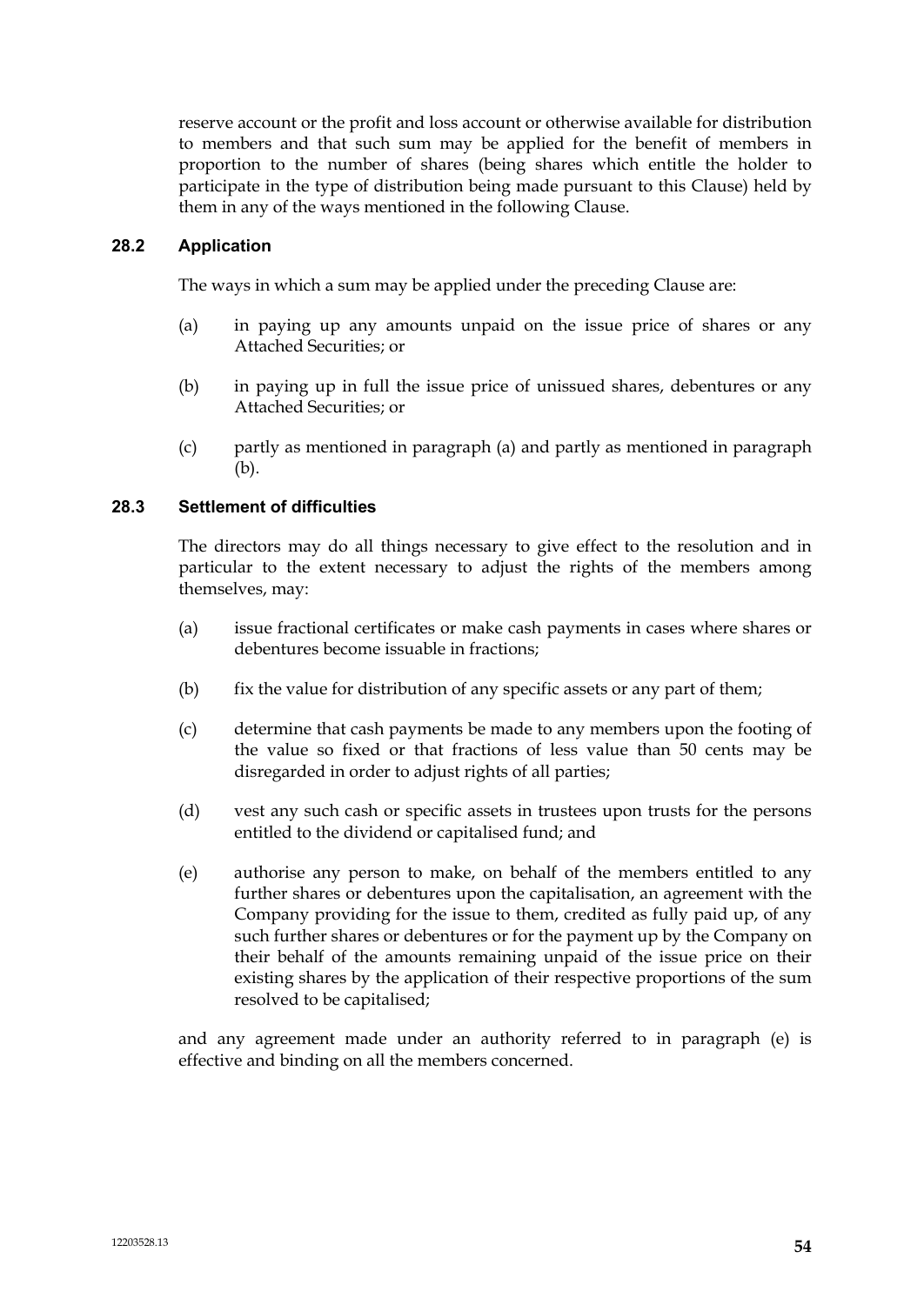reserve account or the profit and loss account or otherwise available for distribution to members and that such sum may be applied for the benefit of members in proportion to the number of shares (being shares which entitle the holder to participate in the type of distribution being made pursuant to this Clause) held by them in any of the ways mentioned in the following Clause.

### 28.2 Application

The ways in which a sum may be applied under the preceding Clause are:

(a) in paying up any amounts unpaid on the issue price of shares or any Attached Securities; or

(b) in paying up in full the issue price of unissued shares, debentures or any Attached Securities; or

(c) partly as mentioned in paragraph (a) and partly as mentioned in paragraph (b).

### 28.3 Settlement of difficulties

The directors may do all things necessary to give effect to the resolution and in particular to the extent necessary to adjust the rights of the members among themselves, may:

(a) issue fractional certificates or make cash payments in cases where shares or debentures become issuable in fractions;

(b) fix the value for distribution of any specific assets or any part of them;

(c) determine that cash payments be made to any members upon the footing of the value so fixed or that fractions of less value than 50 cents may be disregarded in order to adjust rights of all parties;

(d) vest any such cash or specific assets in trustees upon trusts for the persons entitled to the dividend or capitalised fund; and

(e) authorise any person to make, on behalf of the members entitled to any further shares or debentures upon the capitalisation, an agreement with the Company providing for the issue to them, credited as fully paid up, of any such further shares or debentures or for the payment up by the Company on their behalf of the amounts remaining unpaid of the issue price on their existing shares by the application of their respective proportions of the sum resolved to be capitalised;

and any agreement made under an authority referred to in paragraph (e) is effective and binding on all the members concerned.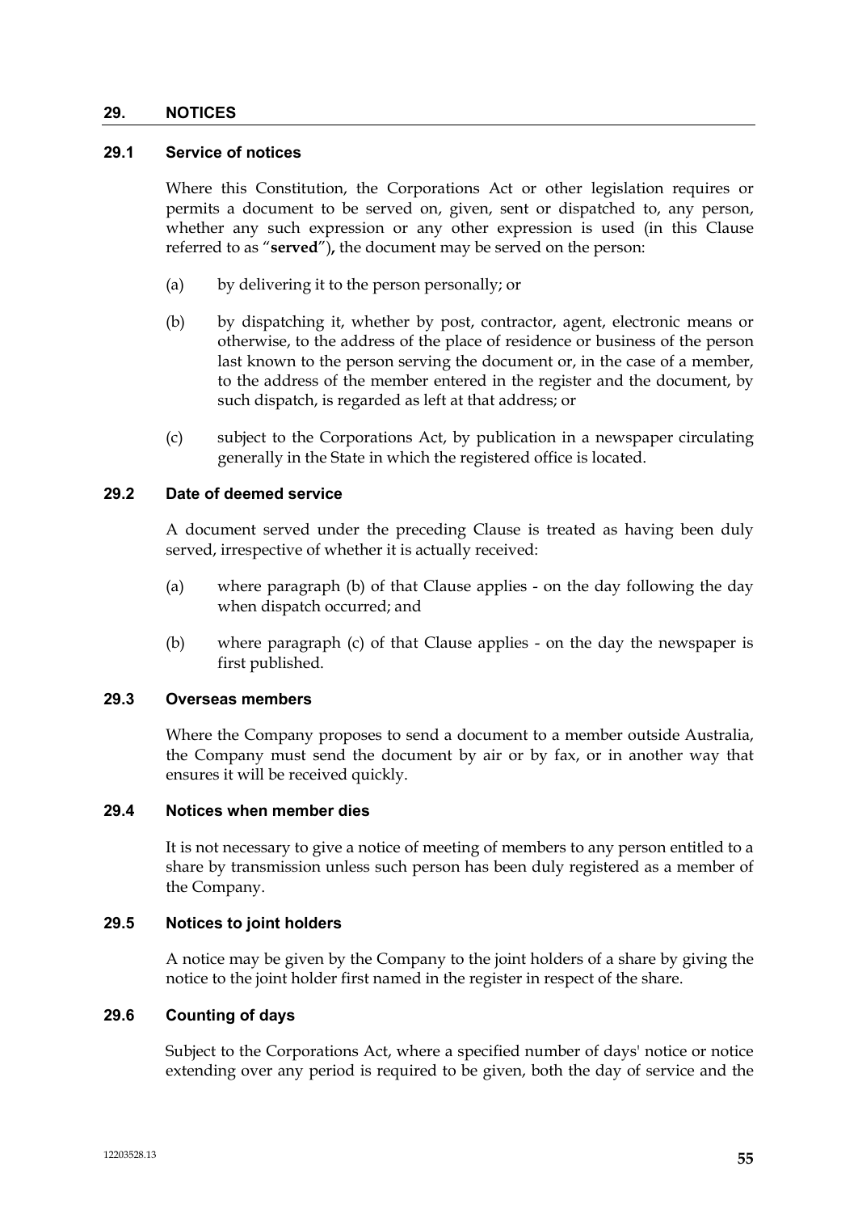## 29. NOTICES

### 29.1 Service of notices

Where this Constitution, the Corporations Act or other legislation requires or permits a document to be served on, given, sent or dispatched to, any person, whether any such expression or any other expression is used (in this Clause referred to as "**served**")**,** the document may be served on the person:

(a) by delivering it to the person personally; or

(b) by dispatching it, whether by post, contractor, agent, electronic means or otherwise, to the address of the place of residence or business of the person last known to the person serving the document or, in the case of a member, to the address of the member entered in the register and the document, by such dispatch, is regarded as left at that address; or

(c) subject to the Corporations Act, by publication in a newspaper circulating generally in the State in which the registered office is located.

### 29.2 Date of deemed service

A document served under the preceding Clause is treated as having been duly served, irrespective of whether it is actually received:

(a) where paragraph (b) of that Clause applies - on the day following the day when dispatch occurred; and

(b) where paragraph (c) of that Clause applies - on the day the newspaper is first published.

### 29.3 Overseas members

Where the Company proposes to send a document to a member outside Australia, the Company must send the document by air or by fax, or in another way that ensures it will be received quickly.

### 29.4 Notices when member dies

It is not necessary to give a notice of meeting of members to any person entitled to a share by transmission unless such person has been duly registered as a member of the Company.

### 29.5 Notices to joint holders

A notice may be given by the Company to the joint holders of a share by giving the notice to the joint holder first named in the register in respect of the share.

### 29.6 Counting of days

Subject to the Corporations Act, where a specified number of days' notice or notice extending over any period is required to be given, both the day of service and the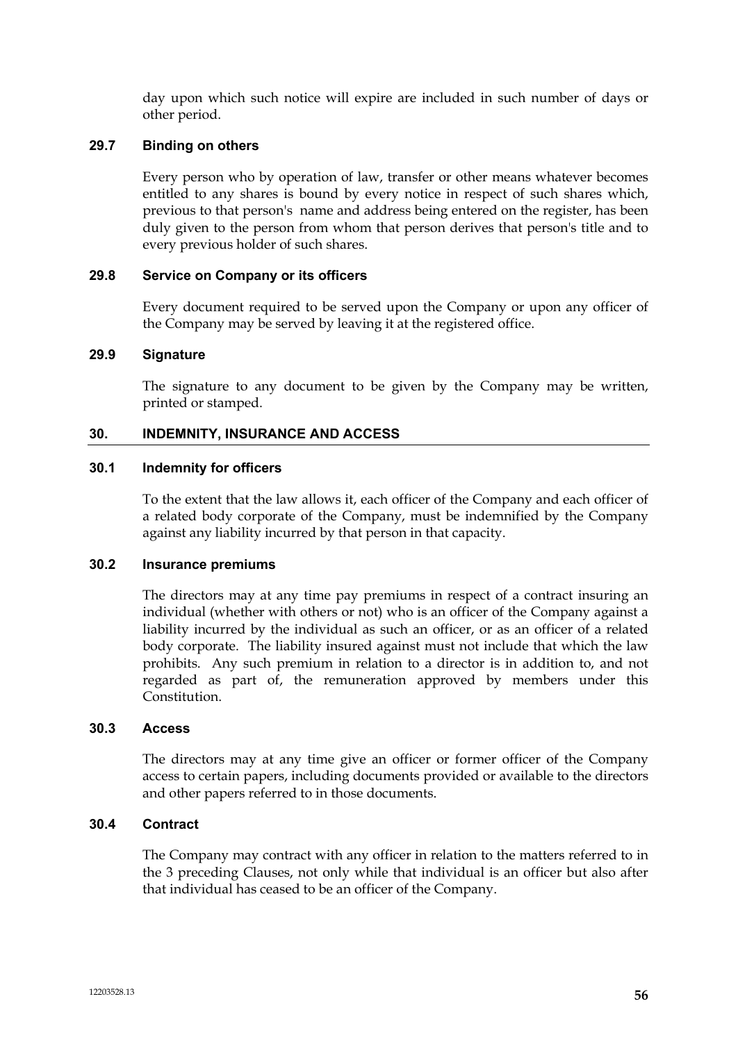day upon which such notice will expire are included in such number of days or other period.

### 29.7 Binding on others

Every person who by operation of law, transfer or other means whatever becomes entitled to any shares is bound by every notice in respect of such shares which, previous to that person's name and address being entered on the register, has been duly given to the person from whom that person derives that person's title and to every previous holder of such shares.

### 29.8 Service on Company or its officers

Every document required to be served upon the Company or upon any officer of the Company may be served by leaving it at the registered office.

### 29.9 Signature

The signature to any document to be given by the Company may be written, printed or stamped.

## 30. INDEMNITY, INSURANCE AND ACCESS

### 30.1 Indemnity for officers

To the extent that the law allows it, each officer of the Company and each officer of a related body corporate of the Company, must be indemnified by the Company against any liability incurred by that person in that capacity.

### 30.2 Insurance premiums

The directors may at any time pay premiums in respect of a contract insuring an individual (whether with others or not) who is an officer of the Company against a liability incurred by the individual as such an officer, or as an officer of a related body corporate. The liability insured against must not include that which the law prohibits. Any such premium in relation to a director is in addition to, and not regarded as part of, the remuneration approved by members under this Constitution.

### 30.3 Access

The directors may at any time give an officer or former officer of the Company access to certain papers, including documents provided or available to the directors and other papers referred to in those documents.

### 30.4 Contract

The Company may contract with any officer in relation to the matters referred to in the 3 preceding Clauses, not only while that individual is an officer but also after that individual has ceased to be an officer of the Company.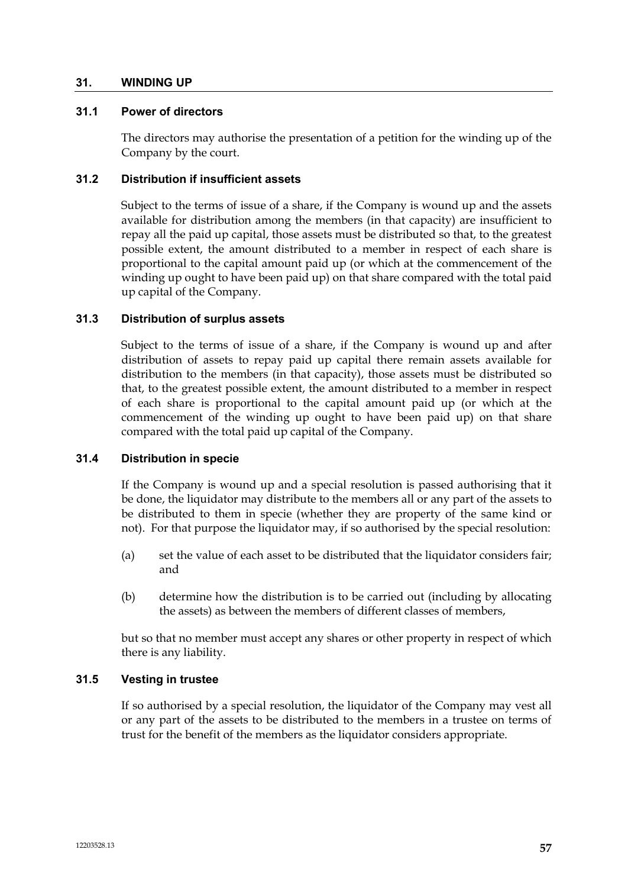## 31. WINDING UP

### 31.1 Power of directors

The directors may authorise the presentation of a petition for the winding up of the Company by the court.

### 31.2 Distribution if insufficient assets

Subject to the terms of issue of a share, if the Company is wound up and the assets available for distribution among the members (in that capacity) are insufficient to repay all the paid up capital, those assets must be distributed so that, to the greatest possible extent, the amount distributed to a member in respect of each share is proportional to the capital amount paid up (or which at the commencement of the winding up ought to have been paid up) on that share compared with the total paid up capital of the Company.

### 31.3 Distribution of surplus assets

Subject to the terms of issue of a share, if the Company is wound up and after distribution of assets to repay paid up capital there remain assets available for distribution to the members (in that capacity), those assets must be distributed so that, to the greatest possible extent, the amount distributed to a member in respect of each share is proportional to the capital amount paid up (or which at the commencement of the winding up ought to have been paid up) on that share compared with the total paid up capital of the Company.

### 31.4 Distribution in specie

If the Company is wound up and a special resolution is passed authorising that it be done, the liquidator may distribute to the members all or any part of the assets to be distributed to them in specie (whether they are property of the same kind or not). For that purpose the liquidator may, if so authorised by the special resolution:

(a) set the value of each asset to be distributed that the liquidator considers fair; and

(b) determine how the distribution is to be carried out (including by allocating the assets) as between the members of different classes of members,

but so that no member must accept any shares or other property in respect of which there is any liability.

### 31.5 Vesting in trustee

If so authorised by a special resolution, the liquidator of the Company may vest all or any part of the assets to be distributed to the members in a trustee on terms of trust for the benefit of the members as the liquidator considers appropriate.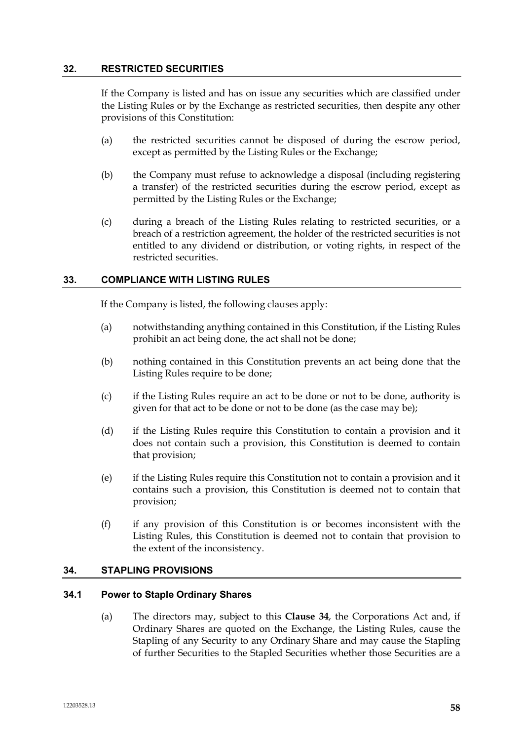## 32. RESTRICTED SECURITIES

If the Company is listed and has on issue any securities which are classified under the Listing Rules or by the Exchange as restricted securities, then despite any other provisions of this Constitution:

(a) the restricted securities cannot be disposed of during the escrow period, except as permitted by the Listing Rules or the Exchange;

(b) the Company must refuse to acknowledge a disposal (including registering a transfer) of the restricted securities during the escrow period, except as permitted by the Listing Rules or the Exchange;

(c) during a breach of the Listing Rules relating to restricted securities, or a breach of a restriction agreement, the holder of the restricted securities is not entitled to any dividend or distribution, or voting rights, in respect of the restricted securities.

## 33. COMPLIANCE WITH LISTING RULES

If the Company is listed, the following clauses apply:

(a) notwithstanding anything contained in this Constitution, if the Listing Rules prohibit an act being done, the act shall not be done;

(b) nothing contained in this Constitution prevents an act being done that the Listing Rules require to be done;

(c) if the Listing Rules require an act to be done or not to be done, authority is given for that act to be done or not to be done (as the case may be);

(d) if the Listing Rules require this Constitution to contain a provision and it does not contain such a provision, this Constitution is deemed to contain that provision;

(e) if the Listing Rules require this Constitution not to contain a provision and it contains such a provision, this Constitution is deemed not to contain that provision;

(f) if any provision of this Constitution is or becomes inconsistent with the Listing Rules, this Constitution is deemed not to contain that provision to the extent of the inconsistency.

## 34. STAPLING PROVISIONS

### 34.1 Power to Staple Ordinary Shares

(a) The directors may, subject to this **Clause 34**, the Corporations Act and, if Ordinary Shares are quoted on the Exchange, the Listing Rules, cause the Stapling of any Security to any Ordinary Share and may cause the Stapling of further Securities to the Stapled Securities whether those Securities are a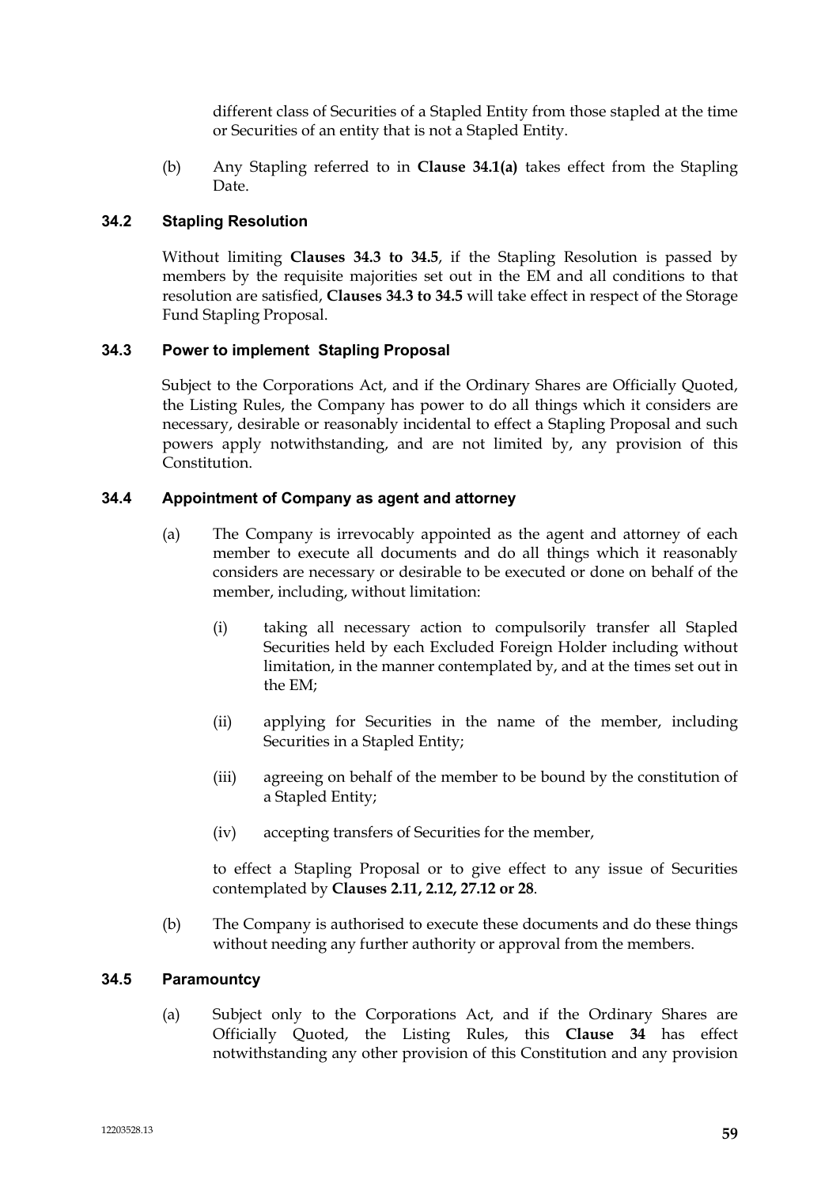different class of Securities of a Stapled Entity from those stapled at the time or Securities of an entity that is not a Stapled Entity.

(b) Any Stapling referred to in **Clause 34.1(a)** takes effect from the Stapling Date.

### 34.2 Stapling Resolution

Without limiting **Clauses 34.3 to 34.5**, if the Stapling Resolution is passed by members by the requisite majorities set out in the EM and all conditions to that resolution are satisfied, **Clauses 34.3 to 34.5** will take effect in respect of the Storage Fund Stapling Proposal.

### 34.3 Power to implement Stapling Proposal

Subject to the Corporations Act, and if the Ordinary Shares are Officially Quoted, the Listing Rules, the Company has power to do all things which it considers are necessary, desirable or reasonably incidental to effect a Stapling Proposal and such powers apply notwithstanding, and are not limited by, any provision of this Constitution.

### 34.4 Appointment of Company as agent and attorney

(a) The Company is irrevocably appointed as the agent and attorney of each member to execute all documents and do all things which it reasonably considers are necessary or desirable to be executed or done on behalf of the member, including, without limitation:

(i) taking all necessary action to compulsorily transfer all Stapled Securities held by each Excluded Foreign Holder including without limitation, in the manner contemplated by, and at the times set out in the EM;

(ii) applying for Securities in the name of the member, including Securities in a Stapled Entity;

(iii) agreeing on behalf of the member to be bound by the constitution of a Stapled Entity;

(iv) accepting transfers of Securities for the member,

to effect a Stapling Proposal or to give effect to any issue of Securities contemplated by **Clauses 2.11, 2.12, 27.12 or 28**.

(b) The Company is authorised to execute these documents and do these things without needing any further authority or approval from the members.

### 34.5 Paramountcy

(a) Subject only to the Corporations Act, and if the Ordinary Shares are Officially Quoted, the Listing Rules, this **Clause 34** has effect notwithstanding any other provision of this Constitution and any provision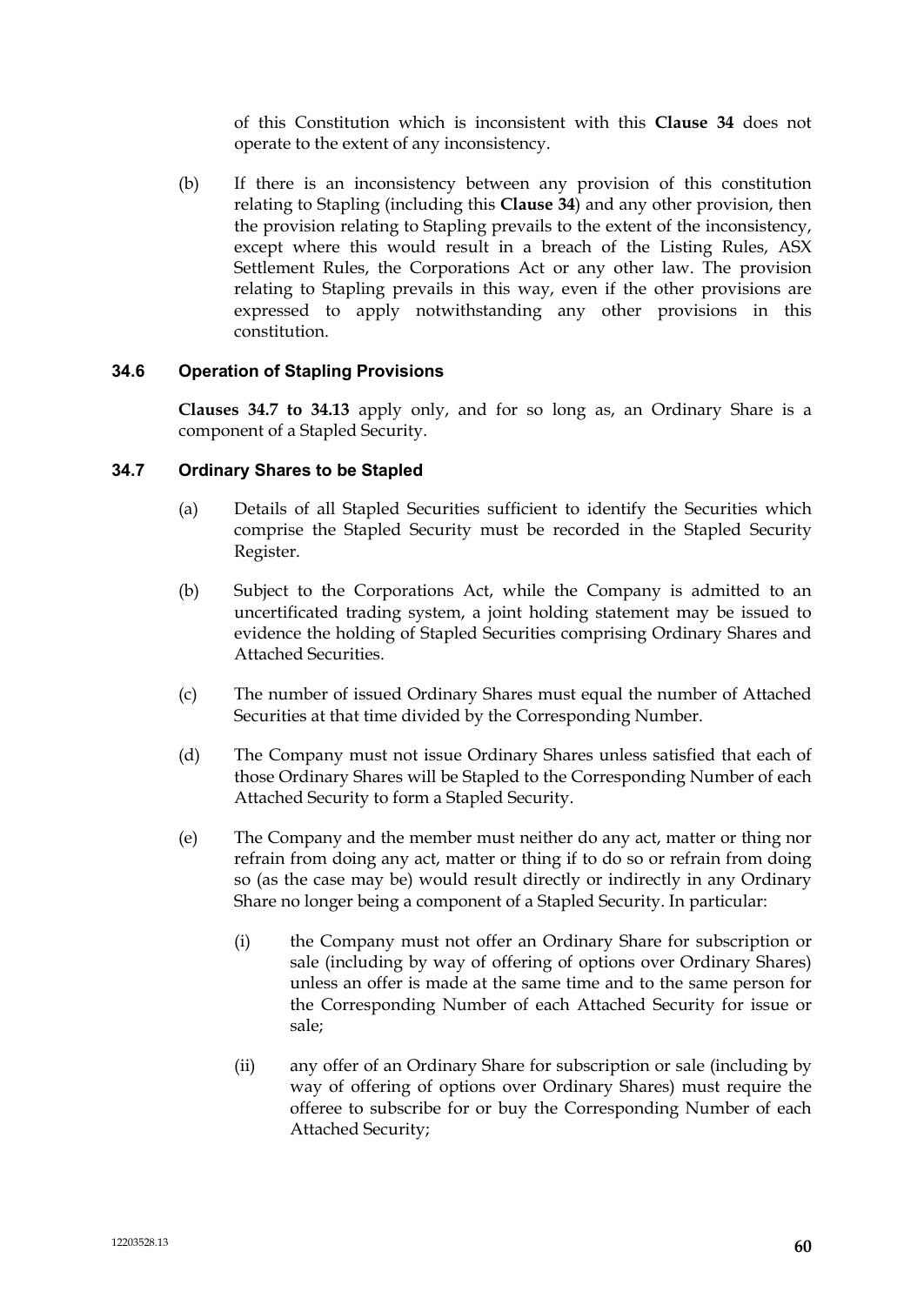of this Constitution which is inconsistent with this **Clause 34** does not operate to the extent of any inconsistency.

(b) If there is an inconsistency between any provision of this constitution relating to Stapling (including this **Clause 34**) and any other provision, then the provision relating to Stapling prevails to the extent of the inconsistency, except where this would result in a breach of the Listing Rules, ASX Settlement Rules, the Corporations Act or any other law. The provision relating to Stapling prevails in this way, even if the other provisions are expressed to apply notwithstanding any other provisions in this constitution.

### 34.6 Operation of Stapling Provisions

**Clauses 34.7 to 34.13** apply only, and for so long as, an Ordinary Share is a component of a Stapled Security.

### 34.7 Ordinary Shares to be Stapled

(a) Details of all Stapled Securities sufficient to identify the Securities which comprise the Stapled Security must be recorded in the Stapled Security Register.

(b) Subject to the Corporations Act, while the Company is admitted to an uncertificated trading system, a joint holding statement may be issued to evidence the holding of Stapled Securities comprising Ordinary Shares and Attached Securities.

(c) The number of issued Ordinary Shares must equal the number of Attached Securities at that time divided by the Corresponding Number.

(d) The Company must not issue Ordinary Shares unless satisfied that each of those Ordinary Shares will be Stapled to the Corresponding Number of each Attached Security to form a Stapled Security.

(e) The Company and the member must neither do any act, matter or thing nor refrain from doing any act, matter or thing if to do so or refrain from doing so (as the case may be) would result directly or indirectly in any Ordinary Share no longer being a component of a Stapled Security. In particular:

(i) the Company must not offer an Ordinary Share for subscription or sale (including by way of offering of options over Ordinary Shares) unless an offer is made at the same time and to the same person for the Corresponding Number of each Attached Security for issue or sale;

(ii) any offer of an Ordinary Share for subscription or sale (including by way of offering of options over Ordinary Shares) must require the offeree to subscribe for or buy the Corresponding Number of each Attached Security;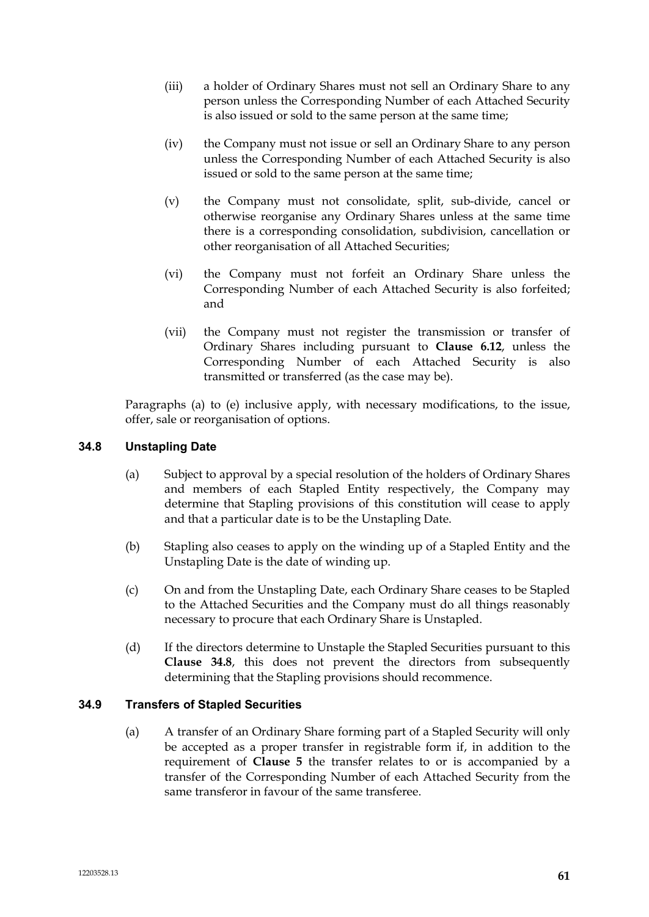(iii) a holder of Ordinary Shares must not sell an Ordinary Share to any person unless the Corresponding Number of each Attached Security is also issued or sold to the same person at the same time;

(iv) the Company must not issue or sell an Ordinary Share to any person unless the Corresponding Number of each Attached Security is also issued or sold to the same person at the same time;

(v) the Company must not consolidate, split, sub-divide, cancel or otherwise reorganise any Ordinary Shares unless at the same time there is a corresponding consolidation, subdivision, cancellation or other reorganisation of all Attached Securities;

(vi) the Company must not forfeit an Ordinary Share unless the Corresponding Number of each Attached Security is also forfeited; and

(vii) the Company must not register the transmission or transfer of Ordinary Shares including pursuant to **Clause 6.12**, unless the Corresponding Number of each Attached Security is also transmitted or transferred (as the case may be).

Paragraphs (a) to (e) inclusive apply, with necessary modifications, to the issue, offer, sale or reorganisation of options.

### 34.8 Unstapling Date

(a) Subject to approval by a special resolution of the holders of Ordinary Shares and members of each Stapled Entity respectively, the Company may determine that Stapling provisions of this constitution will cease to apply and that a particular date is to be the Unstapling Date.

(b) Stapling also ceases to apply on the winding up of a Stapled Entity and the Unstapling Date is the date of winding up.

(c) On and from the Unstapling Date, each Ordinary Share ceases to be Stapled to the Attached Securities and the Company must do all things reasonably necessary to procure that each Ordinary Share is Unstapled.

(d) If the directors determine to Unstaple the Stapled Securities pursuant to this **Clause 34.8**, this does not prevent the directors from subsequently determining that the Stapling provisions should recommence.

### 34.9 Transfers of Stapled Securities

(a) A transfer of an Ordinary Share forming part of a Stapled Security will only be accepted as a proper transfer in registrable form if, in addition to the requirement of **Clause 5** the transfer relates to or is accompanied by a transfer of the Corresponding Number of each Attached Security from the same transferor in favour of the same transferee.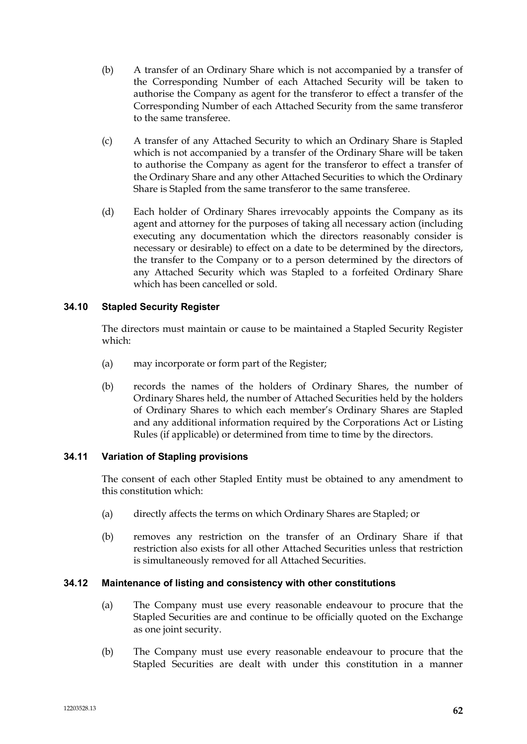(b) A transfer of an Ordinary Share which is not accompanied by a transfer of the Corresponding Number of each Attached Security will be taken to authorise the Company as agent for the transferor to effect a transfer of the Corresponding Number of each Attached Security from the same transferor to the same transferee.

(c) A transfer of any Attached Security to which an Ordinary Share is Stapled which is not accompanied by a transfer of the Ordinary Share will be taken to authorise the Company as agent for the transferor to effect a transfer of the Ordinary Share and any other Attached Securities to which the Ordinary Share is Stapled from the same transferor to the same transferee.

(d) Each holder of Ordinary Shares irrevocably appoints the Company as its agent and attorney for the purposes of taking all necessary action (including executing any documentation which the directors reasonably consider is necessary or desirable) to effect on a date to be determined by the directors, the transfer to the Company or to a person determined by the directors of any Attached Security which was Stapled to a forfeited Ordinary Share which has been cancelled or sold.

### 34.10 Stapled Security Register

The directors must maintain or cause to be maintained a Stapled Security Register which:

(a) may incorporate or form part of the Register;

(b) records the names of the holders of Ordinary Shares, the number of Ordinary Shares held, the number of Attached Securities held by the holders of Ordinary Shares to which each member's Ordinary Shares are Stapled and any additional information required by the Corporations Act or Listing Rules (if applicable) or determined from time to time by the directors.

### 34.11 Variation of Stapling provisions

The consent of each other Stapled Entity must be obtained to any amendment to this constitution which:

(a) directly affects the terms on which Ordinary Shares are Stapled; or

(b) removes any restriction on the transfer of an Ordinary Share if that restriction also exists for all other Attached Securities unless that restriction is simultaneously removed for all Attached Securities.

### 34.12 Maintenance of listing and consistency with other constitutions

(a) The Company must use every reasonable endeavour to procure that the Stapled Securities are and continue to be officially quoted on the Exchange as one joint security.

(b) The Company must use every reasonable endeavour to procure that the Stapled Securities are dealt with under this constitution in a manner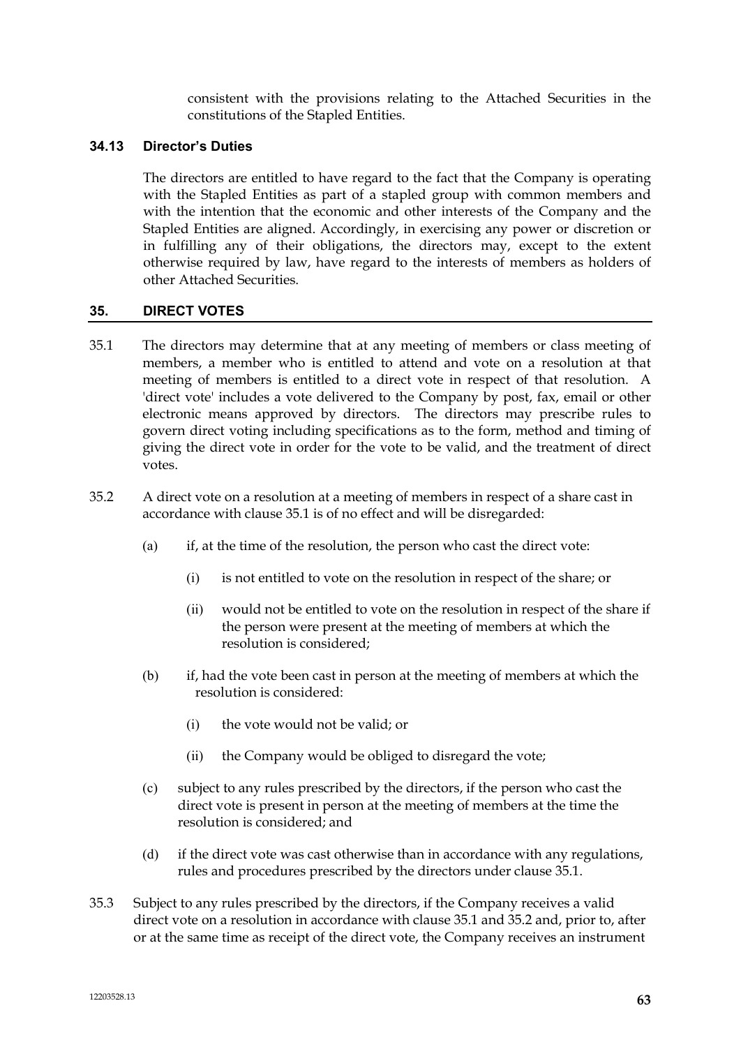consistent with the provisions relating to the Attached Securities in the constitutions of the Stapled Entities.

### 34.13 Director's Duties

The directors are entitled to have regard to the fact that the Company is operating with the Stapled Entities as part of a stapled group with common members and with the intention that the economic and other interests of the Company and the Stapled Entities are aligned. Accordingly, in exercising any power or discretion or in fulfilling any of their obligations, the directors may, except to the extent otherwise required by law, have regard to the interests of members as holders of other Attached Securities.

## 35. DIRECT VOTES

35.1 The directors may determine that at any meeting of members or class meeting of members, a member who is entitled to attend and vote on a resolution at that meeting of members is entitled to a direct vote in respect of that resolution. A 'direct vote' includes a vote delivered to the Company by post, fax, email or other electronic means approved by directors. The directors may prescribe rules to govern direct voting including specifications as to the form, method and timing of giving the direct vote in order for the vote to be valid, and the treatment of direct votes.

35.2 A direct vote on a resolution at a meeting of members in respect of a share cast in accordance with clause 35.1 is of no effect and will be disregarded:

(a) if, at the time of the resolution, the person who cast the direct vote:

(i) is not entitled to vote on the resolution in respect of the share; or

(ii) would not be entitled to vote on the resolution in respect of the share if the person were present at the meeting of members at which the resolution is considered;

(b) if, had the vote been cast in person at the meeting of members at which the resolution is considered:

(i) the vote would not be valid; or

(ii) the Company would be obliged to disregard the vote;

(c) subject to any rules prescribed by the directors, if the person who cast the direct vote is present in person at the meeting of members at the time the resolution is considered; and

(d) if the direct vote was cast otherwise than in accordance with any regulations, rules and procedures prescribed by the directors under clause 35.1.

35.3 Subject to any rules prescribed by the directors, if the Company receives a valid direct vote on a resolution in accordance with clause 35.1 and 35.2 and, prior to, after or at the same time as receipt of the direct vote, the Company receives an instrument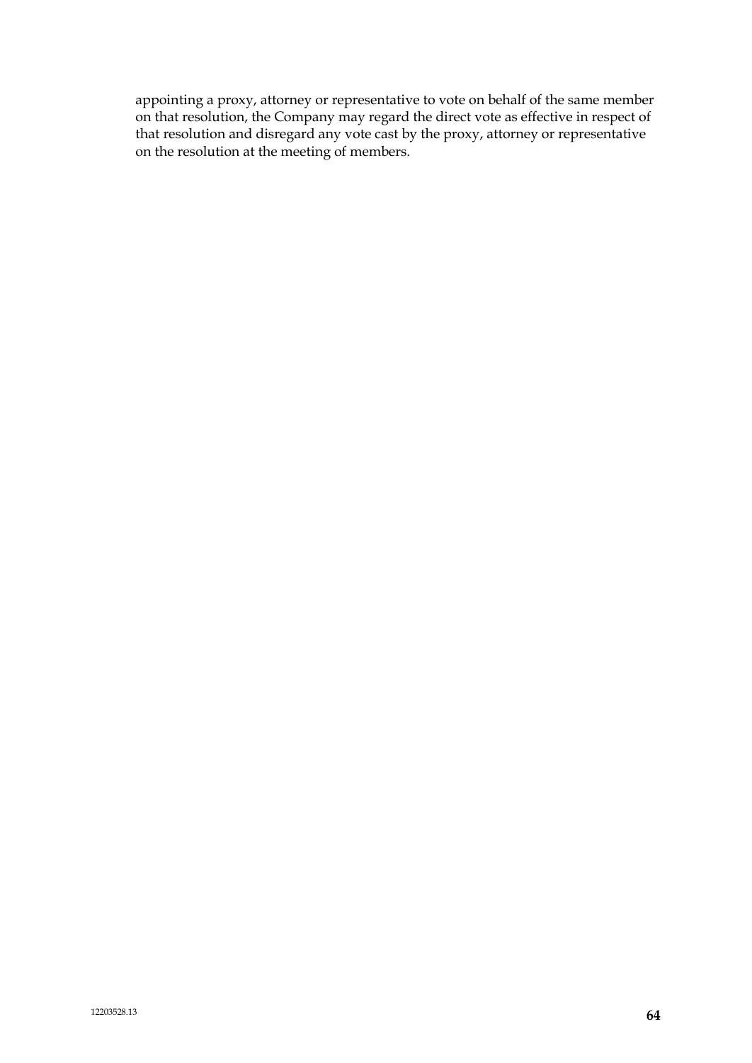appointing a proxy, attorney or representative to vote on behalf of the same member on that resolution, the Company may regard the direct vote as effective in respect of that resolution and disregard any vote cast by the proxy, attorney or representative on the resolution at the meeting of members.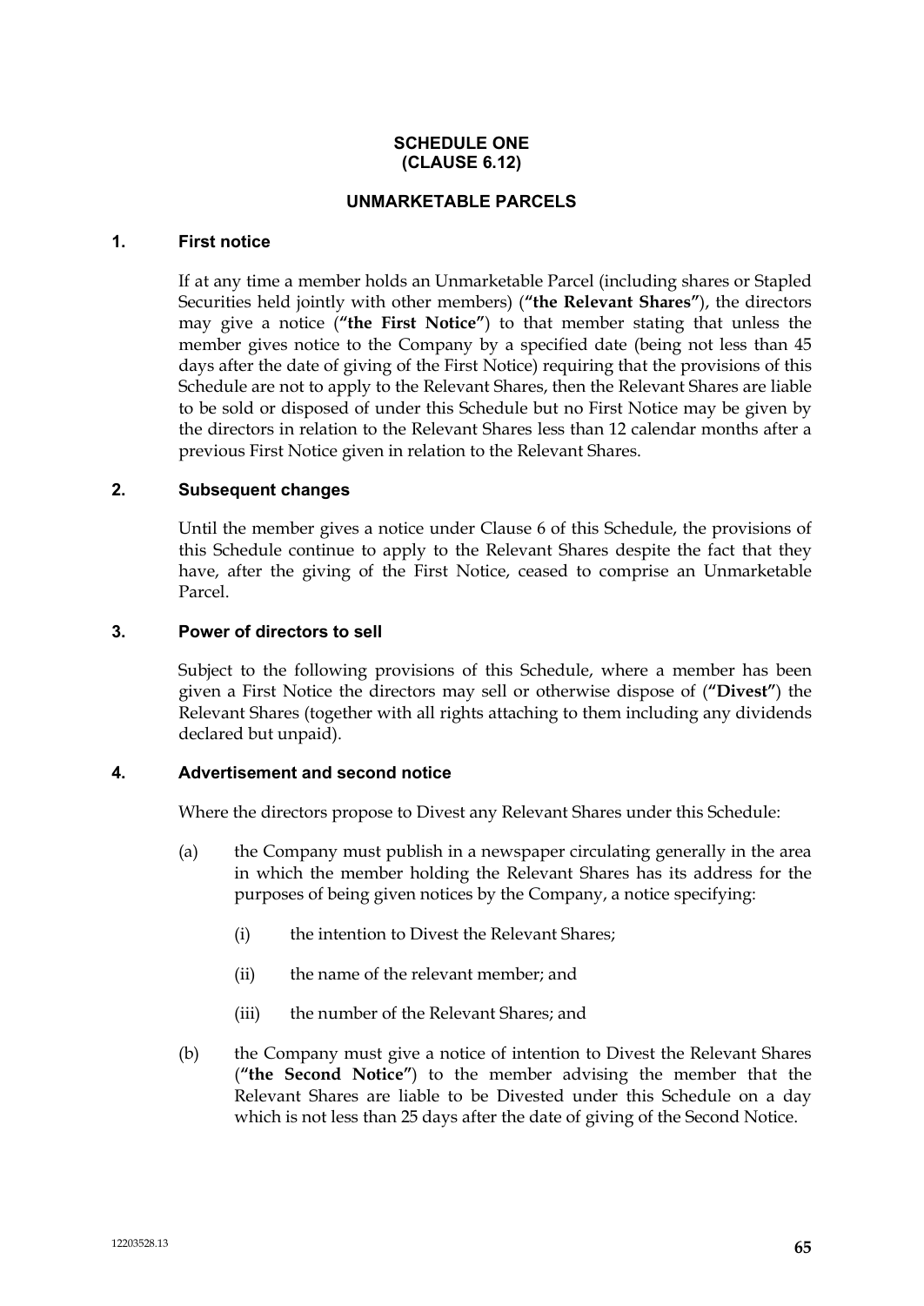# SCHEDULE ONE
# (CLAUSE 6.12)

## UNMARKETABLE PARCELS

### 1. First notice

If at any time a member holds an Unmarketable Parcel (including shares or Stapled Securities held jointly with other members) (**"the Relevant Shares"**), the directors may give a notice (**"the First Notice"**) to that member stating that unless the member gives notice to the Company by a specified date (being not less than 45 days after the date of giving of the First Notice) requiring that the provisions of this Schedule are not to apply to the Relevant Shares, then the Relevant Shares are liable to be sold or disposed of under this Schedule but no First Notice may be given by the directors in relation to the Relevant Shares less than 12 calendar months after a previous First Notice given in relation to the Relevant Shares.

### 2. Subsequent changes

Until the member gives a notice under Clause 6 of this Schedule, the provisions of this Schedule continue to apply to the Relevant Shares despite the fact that they have, after the giving of the First Notice, ceased to comprise an Unmarketable Parcel.

### 3. Power of directors to sell

Subject to the following provisions of this Schedule, where a member has been given a First Notice the directors may sell or otherwise dispose of (**"Divest"**) the Relevant Shares (together with all rights attaching to them including any dividends declared but unpaid).

### 4. Advertisement and second notice

Where the directors propose to Divest any Relevant Shares under this Schedule:

(a) the Company must publish in a newspaper circulating generally in the area in which the member holding the Relevant Shares has its address for the purposes of being given notices by the Company, a notice specifying:

(i) the intention to Divest the Relevant Shares;

(ii) the name of the relevant member; and

(iii) the number of the Relevant Shares; and

(b) the Company must give a notice of intention to Divest the Relevant Shares (**"the Second Notice"**) to the member advising the member that the Relevant Shares are liable to be Divested under this Schedule on a day which is not less than 25 days after the date of giving of the Second Notice.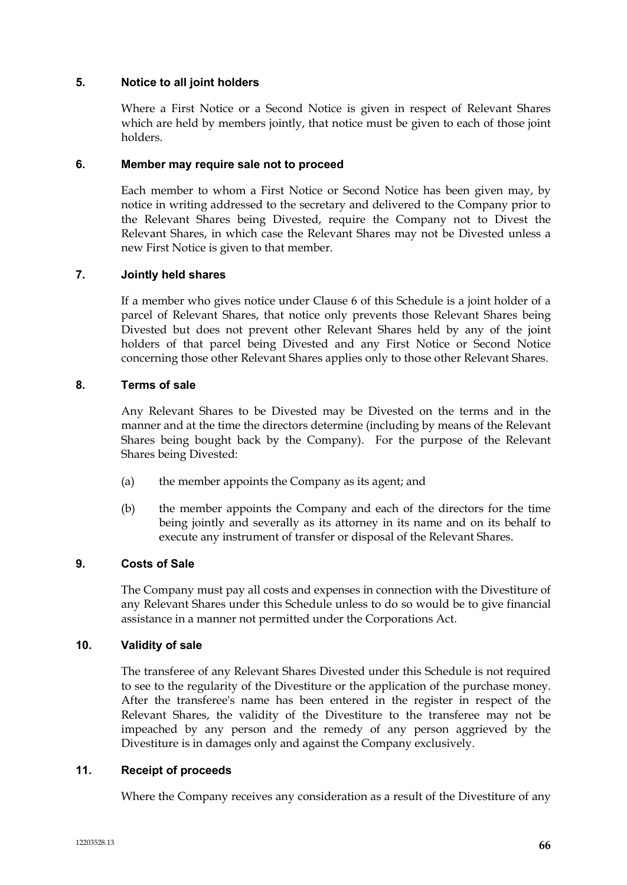### 5. Notice to all joint holders

Where a First Notice or a Second Notice is given in respect of Relevant Shares which are held by members jointly, that notice must be given to each of those joint holders.

### 6. Member may require sale not to proceed

Each member to whom a First Notice or Second Notice has been given may, by notice in writing addressed to the secretary and delivered to the Company prior to the Relevant Shares being Divested, require the Company not to Divest the Relevant Shares, in which case the Relevant Shares may not be Divested unless a new First Notice is given to that member.

### 7. Jointly held shares

If a member who gives notice under Clause 6 of this Schedule is a joint holder of a parcel of Relevant Shares, that notice only prevents those Relevant Shares being Divested but does not prevent other Relevant Shares held by any of the joint holders of that parcel being Divested and any First Notice or Second Notice concerning those other Relevant Shares applies only to those other Relevant Shares.

### 8. Terms of sale

Any Relevant Shares to be Divested may be Divested on the terms and in the manner and at the time the directors determine (including by means of the Relevant Shares being bought back by the Company). For the purpose of the Relevant Shares being Divested:

(a) the member appoints the Company as its agent; and

(b) the member appoints the Company and each of the directors for the time being jointly and severally as its attorney in its name and on its behalf to execute any instrument of transfer or disposal of the Relevant Shares.

### 9. Costs of Sale

The Company must pay all costs and expenses in connection with the Divestiture of any Relevant Shares under this Schedule unless to do so would be to give financial assistance in a manner not permitted under the Corporations Act.

### 10. Validity of sale

The transferee of any Relevant Shares Divested under this Schedule is not required to see to the regularity of the Divestiture or the application of the purchase money. After the transferee's name has been entered in the register in respect of the Relevant Shares, the validity of the Divestiture to the transferee may not be impeached by any person and the remedy of any person aggrieved by the Divestiture is in damages only and against the Company exclusively.

### 11. Receipt of proceeds

Where the Company receives any consideration as a result of the Divestiture of any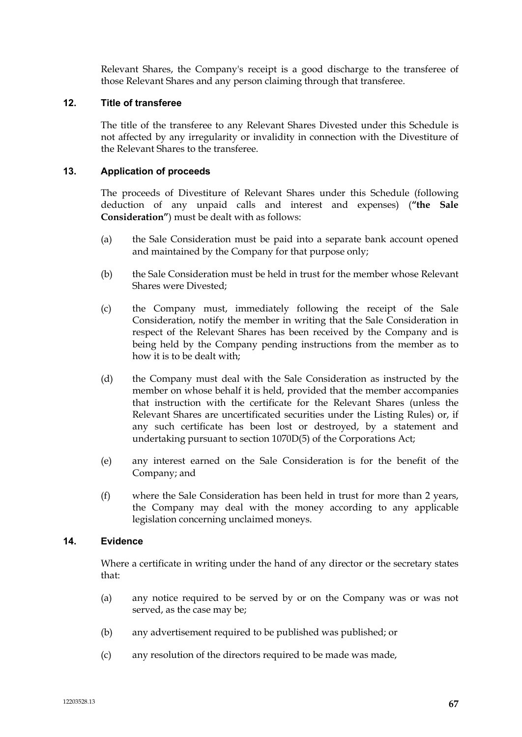Relevant Shares, the Company's receipt is a good discharge to the transferee of those Relevant Shares and any person claiming through that transferee.

### 12. Title of transferee

The title of the transferee to any Relevant Shares Divested under this Schedule is not affected by any irregularity or invalidity in connection with the Divestiture of the Relevant Shares to the transferee.

### 13. Application of proceeds

The proceeds of Divestiture of Relevant Shares under this Schedule (following deduction of any unpaid calls and interest and expenses) (**"the Sale Consideration"**) must be dealt with as follows:

(a) the Sale Consideration must be paid into a separate bank account opened and maintained by the Company for that purpose only;

(b) the Sale Consideration must be held in trust for the member whose Relevant Shares were Divested;

(c) the Company must, immediately following the receipt of the Sale Consideration, notify the member in writing that the Sale Consideration in respect of the Relevant Shares has been received by the Company and is being held by the Company pending instructions from the member as to how it is to be dealt with;

(d) the Company must deal with the Sale Consideration as instructed by the member on whose behalf it is held, provided that the member accompanies that instruction with the certificate for the Relevant Shares (unless the Relevant Shares are uncertificated securities under the Listing Rules) or, if any such certificate has been lost or destroyed, by a statement and undertaking pursuant to section 1070D(5) of the Corporations Act;

(e) any interest earned on the Sale Consideration is for the benefit of the Company; and

(f) where the Sale Consideration has been held in trust for more than 2 years, the Company may deal with the money according to any applicable legislation concerning unclaimed moneys.

### 14. Evidence

Where a certificate in writing under the hand of any director or the secretary states that:

(a) any notice required to be served by or on the Company was or was not served, as the case may be;

(b) any advertisement required to be published was published; or

(c) any resolution of the directors required to be made was made,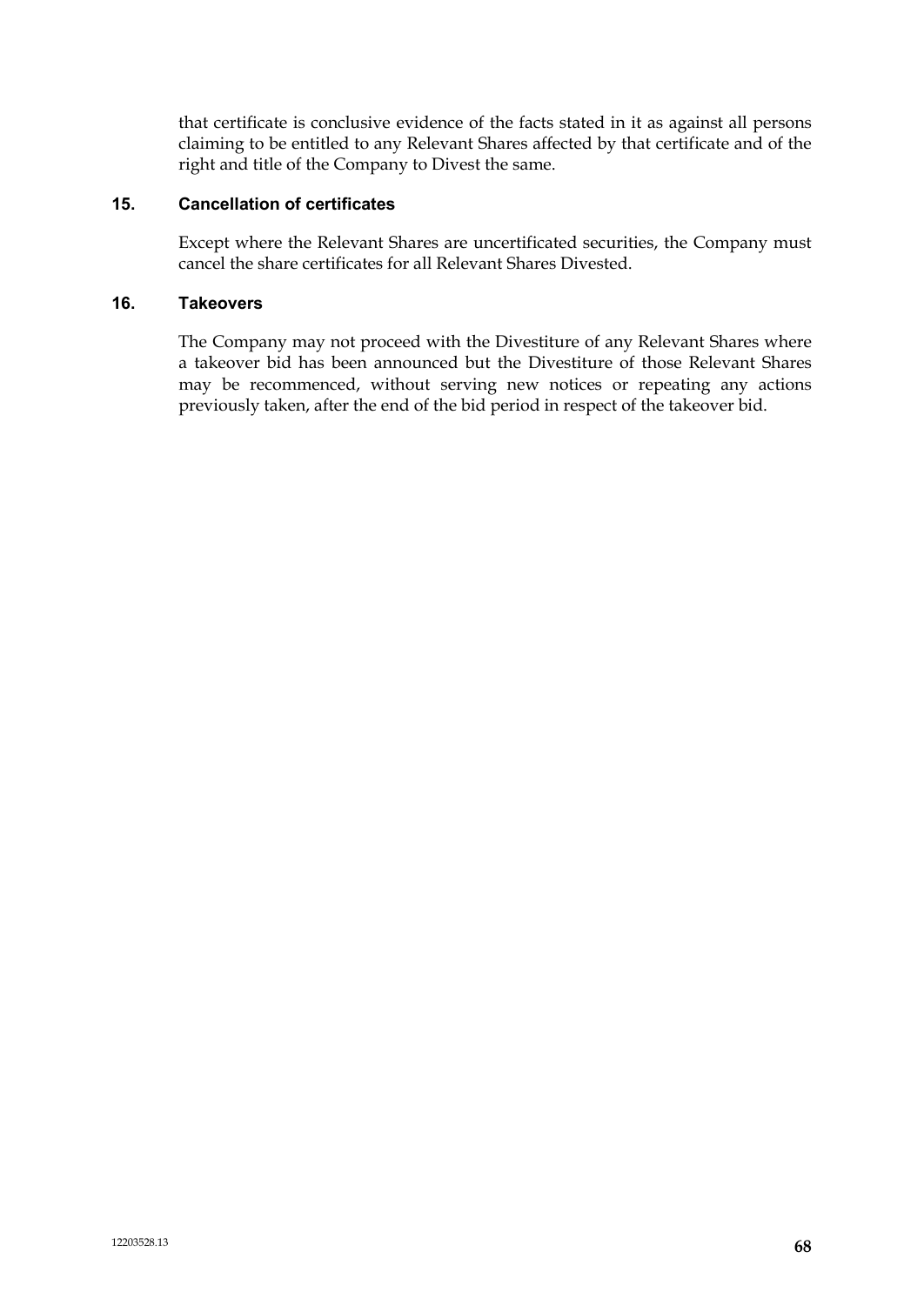that certificate is conclusive evidence of the facts stated in it as against all persons claiming to be entitled to any Relevant Shares affected by that certificate and of the right and title of the Company to Divest the same.

### 15. Cancellation of certificates

Except where the Relevant Shares are uncertificated securities, the Company must cancel the share certificates for all Relevant Shares Divested.

### 16. Takeovers

The Company may not proceed with the Divestiture of any Relevant Shares where a takeover bid has been announced but the Divestiture of those Relevant Shares may be recommenced, without serving new notices or repeating any actions previously taken, after the end of the bid period in respect of the takeover bid.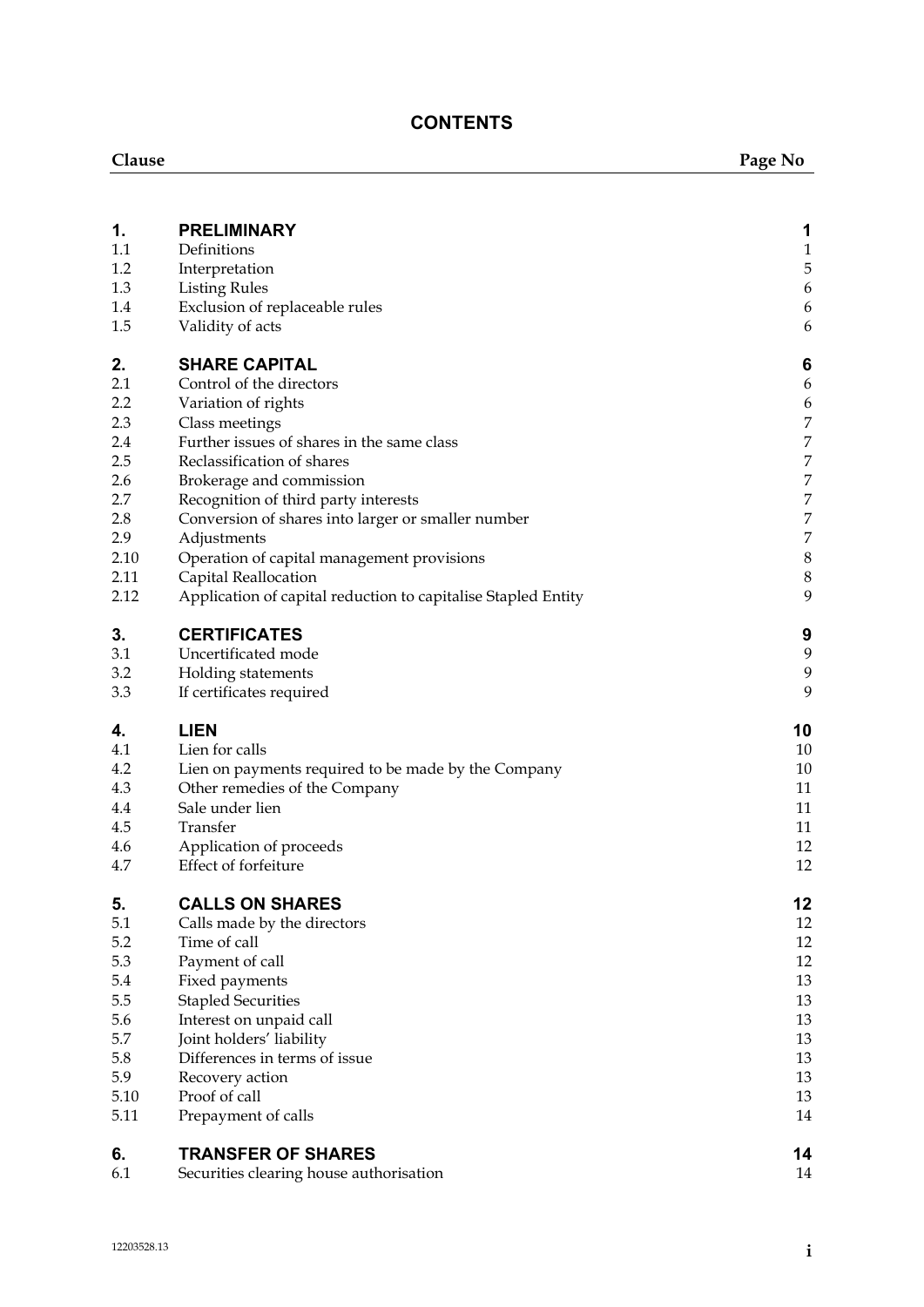## CONTENTS

| Clause | | Page No |
|---|---|---|
| **1.** | **PRELIMINARY** | **1** |
| 1.1 | Definitions | 1 |
| 1.2 | Interpretation | 5 |
| 1.3 | Listing Rules | 6 |
| 1.4 | Exclusion of replaceable rules | 6 |
| 1.5 | Validity of acts | 6 |
| **2.** | **SHARE CAPITAL** | **6** |
| 2.1 | Control of the directors | 6 |
| 2.2 | Variation of rights | 6 |
| 2.3 | Class meetings | 7 |
| 2.4 | Further issues of shares in the same class | 7 |
| 2.5 | Reclassification of shares | 7 |
| 2.6 | Brokerage and commission | 7 |
| 2.7 | Recognition of third party interests | 7 |
| 2.8 | Conversion of shares into larger or smaller number | 7 |
| 2.9 | Adjustments | 7 |
| 2.10 | Operation of capital management provisions | 8 |
| 2.11 | Capital Reallocation | 8 |
| 2.12 | Application of capital reduction to capitalise Stapled Entity | 9 |
| **3.** | **CERTIFICATES** | **9** |
| 3.1 | Uncertificated mode | 9 |
| 3.2 | Holding statements | 9 |
| 3.3 | If certificates required | 9 |
| **4.** | **LIEN** | **10** |
| 4.1 | Lien for calls | 10 |
| 4.2 | Lien on payments required to be made by the Company | 10 |
| 4.3 | Other remedies of the Company | 11 |
| 4.4 | Sale under lien | 11 |
| 4.5 | Transfer | 11 |
| 4.6 | Application of proceeds | 12 |
| 4.7 | Effect of forfeiture | 12 |
| **5.** | **CALLS ON SHARES** | **12** |
| 5.1 | Calls made by the directors | 12 |
| 5.2 | Time of call | 12 |
| 5.3 | Payment of call | 12 |
| 5.4 | Fixed payments | 13 |
| 5.5 | Stapled Securities | 13 |
| 5.6 | Interest on unpaid call | 13 |
| 5.7 | Joint holders' liability | 13 |
| 5.8 | Differences in terms of issue | 13 |
| 5.9 | Recovery action | 13 |
| 5.10 | Proof of call | 13 |
| 5.11 | Prepayment of calls | 14 |
| **6.** | **TRANSFER OF SHARES** | **14** |
| 6.1 | Securities clearing house authorisation | 14 |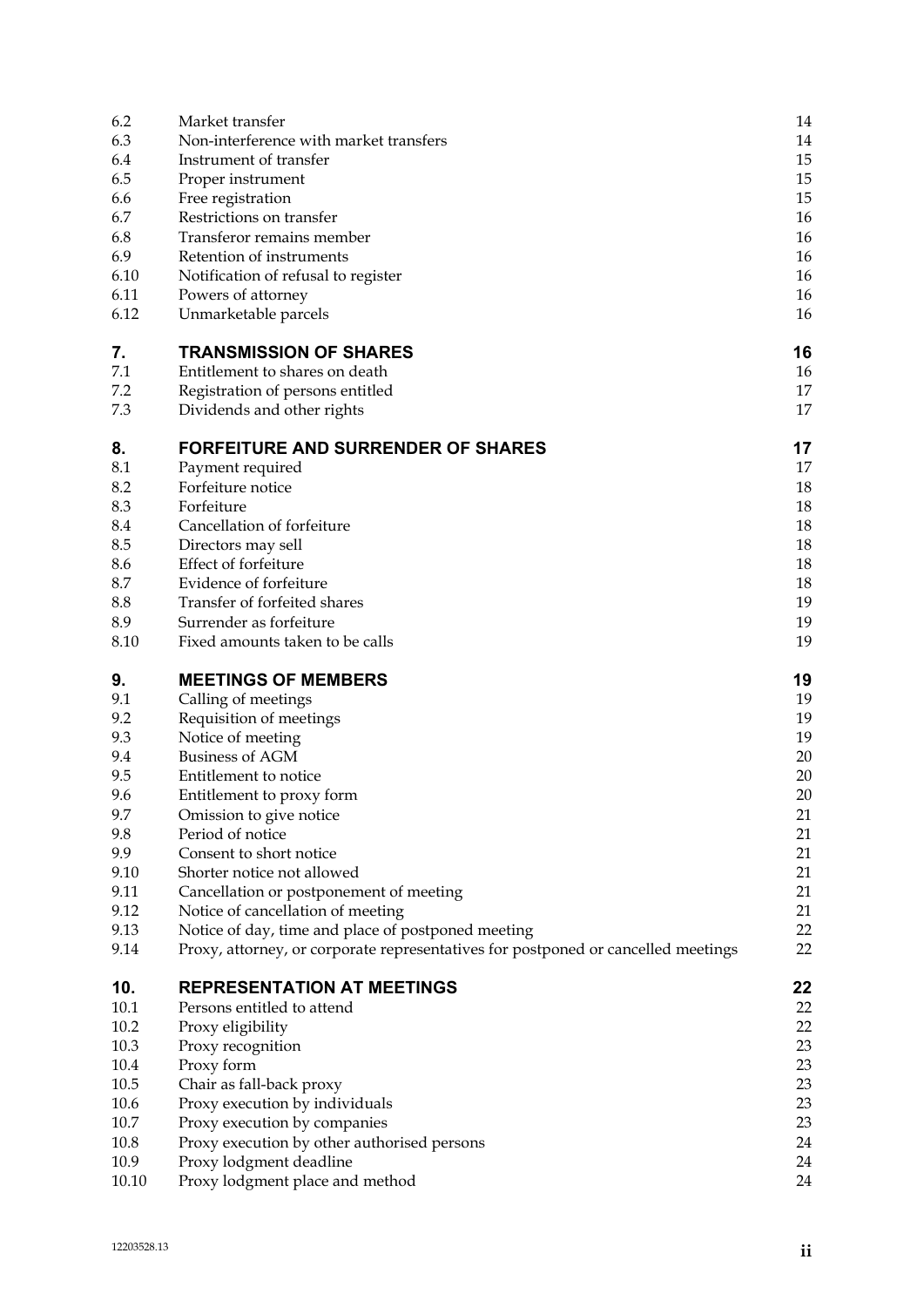| | | |
|---|---|---|
| 6.2 | Market transfer | 14 |
| 6.3 | Non-interference with market transfers | 14 |
| 6.4 | Instrument of transfer | 15 |
| 6.5 | Proper instrument | 15 |
| 6.6 | Free registration | 15 |
| 6.7 | Restrictions on transfer | 16 |
| 6.8 | Transferor remains member | 16 |
| 6.9 | Retention of instruments | 16 |
| 6.10 | Notification of refusal to register | 16 |
| 6.11 | Powers of attorney | 16 |
| 6.12 | Unmarketable parcels | 16 |
| **7.** | **TRANSMISSION OF SHARES** | **16** |
| 7.1 | Entitlement to shares on death | 16 |
| 7.2 | Registration of persons entitled | 17 |
| 7.3 | Dividends and other rights | 17 |
| **8.** | **FORFEITURE AND SURRENDER OF SHARES** | **17** |
| 8.1 | Payment required | 17 |
| 8.2 | Forfeiture notice | 18 |
| 8.3 | Forfeiture | 18 |
| 8.4 | Cancellation of forfeiture | 18 |
| 8.5 | Directors may sell | 18 |
| 8.6 | Effect of forfeiture | 18 |
| 8.7 | Evidence of forfeiture | 18 |
| 8.8 | Transfer of forfeited shares | 19 |
| 8.9 | Surrender as forfeiture | 19 |
| 8.10 | Fixed amounts taken to be calls | 19 |
| **9.** | **MEETINGS OF MEMBERS** | **19** |
| 9.1 | Calling of meetings | 19 |
| 9.2 | Requisition of meetings | 19 |
| 9.3 | Notice of meeting | 19 |
| 9.4 | Business of AGM | 20 |
| 9.5 | Entitlement to notice | 20 |
| 9.6 | Entitlement to proxy form | 20 |
| 9.7 | Omission to give notice | 21 |
| 9.8 | Period of notice | 21 |
| 9.9 | Consent to short notice | 21 |
| 9.10 | Shorter notice not allowed | 21 |
| 9.11 | Cancellation or postponement of meeting | 21 |
| 9.12 | Notice of cancellation of meeting | 21 |
| 9.13 | Notice of day, time and place of postponed meeting | 22 |
| 9.14 | Proxy, attorney, or corporate representatives for postponed or cancelled meetings | 22 |
| **10.** | **REPRESENTATION AT MEETINGS** | **22** |
| 10.1 | Persons entitled to attend | 22 |
| 10.2 | Proxy eligibility | 22 |
| 10.3 | Proxy recognition | 23 |
| 10.4 | Proxy form | 23 |
| 10.5 | Chair as fall-back proxy | 23 |
| 10.6 | Proxy execution by individuals | 23 |
| 10.7 | Proxy execution by companies | 23 |
| 10.8 | Proxy execution by other authorised persons | 24 |
| 10.9 | Proxy lodgment deadline | 24 |
| 10.10 | Proxy lodgment place and method | 24 |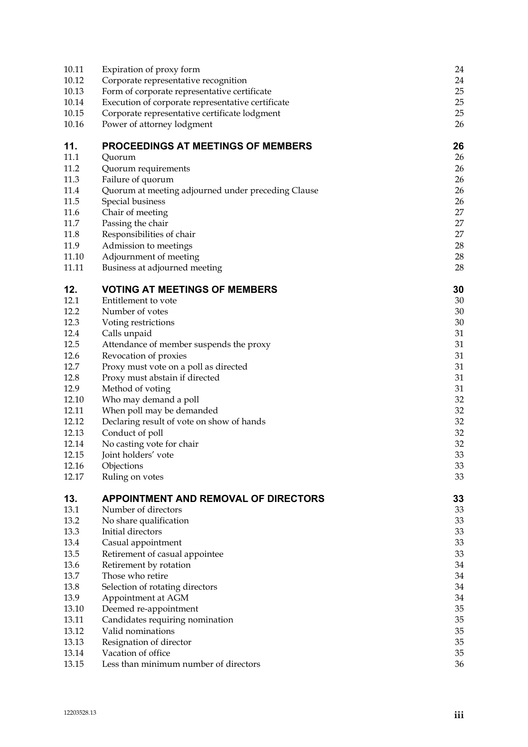| | | |
|---|---|---|
| 10.11 | Expiration of proxy form | 24 |
| 10.12 | Corporate representative recognition | 24 |
| 10.13 | Form of corporate representative certificate | 25 |
| 10.14 | Execution of corporate representative certificate | 25 |
| 10.15 | Corporate representative certificate lodgment | 25 |
| 10.16 | Power of attorney lodgment | 26 |
| **11.** | **PROCEEDINGS AT MEETINGS OF MEMBERS** | **26** |
| 11.1 | Quorum | 26 |
| 11.2 | Quorum requirements | 26 |
| 11.3 | Failure of quorum | 26 |
| 11.4 | Quorum at meeting adjourned under preceding Clause | 26 |
| 11.5 | Special business | 26 |
| 11.6 | Chair of meeting | 27 |
| 11.7 | Passing the chair | 27 |
| 11.8 | Responsibilities of chair | 27 |
| 11.9 | Admission to meetings | 28 |
| 11.10 | Adjournment of meeting | 28 |
| 11.11 | Business at adjourned meeting | 28 |
| **12.** | **VOTING AT MEETINGS OF MEMBERS** | **30** |
| 12.1 | Entitlement to vote | 30 |
| 12.2 | Number of votes | 30 |
| 12.3 | Voting restrictions | 30 |
| 12.4 | Calls unpaid | 31 |
| 12.5 | Attendance of member suspends the proxy | 31 |
| 12.6 | Revocation of proxies | 31 |
| 12.7 | Proxy must vote on a poll as directed | 31 |
| 12.8 | Proxy must abstain if directed | 31 |
| 12.9 | Method of voting | 31 |
| 12.10 | Who may demand a poll | 32 |
| 12.11 | When poll may be demanded | 32 |
| 12.12 | Declaring result of vote on show of hands | 32 |
| 12.13 | Conduct of poll | 32 |
| 12.14 | No casting vote for chair | 32 |
| 12.15 | Joint holders' vote | 33 |
| 12.16 | Objections | 33 |
| 12.17 | Ruling on votes | 33 |
| **13.** | **APPOINTMENT AND REMOVAL OF DIRECTORS** | **33** |
| 13.1 | Number of directors | 33 |
| 13.2 | No share qualification | 33 |
| 13.3 | Initial directors | 33 |
| 13.4 | Casual appointment | 33 |
| 13.5 | Retirement of casual appointee | 33 |
| 13.6 | Retirement by rotation | 34 |
| 13.7 | Those who retire | 34 |
| 13.8 | Selection of rotating directors | 34 |
| 13.9 | Appointment at AGM | 34 |
| 13.10 | Deemed re-appointment | 35 |
| 13.11 | Candidates requiring nomination | 35 |
| 13.12 | Valid nominations | 35 |
| 13.13 | Resignation of director | 35 |
| 13.14 | Vacation of office | 35 |
| 13.15 | Less than minimum number of directors | 36 |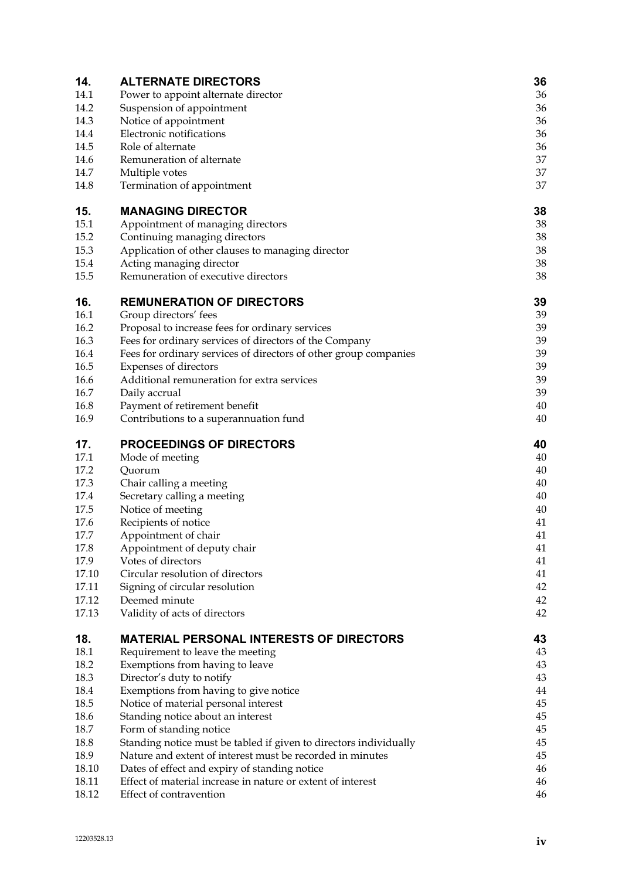| | | |
|---|---|---|
| **14.** | **ALTERNATE DIRECTORS** | **36** |
| 14.1 | Power to appoint alternate director | 36 |
| 14.2 | Suspension of appointment | 36 |
| 14.3 | Notice of appointment | 36 |
| 14.4 | Electronic notifications | 36 |
| 14.5 | Role of alternate | 36 |
| 14.6 | Remuneration of alternate | 37 |
| 14.7 | Multiple votes | 37 |
| 14.8 | Termination of appointment | 37 |
| **15.** | **MANAGING DIRECTOR** | **38** |
| 15.1 | Appointment of managing directors | 38 |
| 15.2 | Continuing managing directors | 38 |
| 15.3 | Application of other clauses to managing director | 38 |
| 15.4 | Acting managing director | 38 |
| 15.5 | Remuneration of executive directors | 38 |
| **16.** | **REMUNERATION OF DIRECTORS** | **39** |
| 16.1 | Group directors' fees | 39 |
| 16.2 | Proposal to increase fees for ordinary services | 39 |
| 16.3 | Fees for ordinary services of directors of the Company | 39 |
| 16.4 | Fees for ordinary services of directors of other group companies | 39 |
| 16.5 | Expenses of directors | 39 |
| 16.6 | Additional remuneration for extra services | 39 |
| 16.7 | Daily accrual | 39 |
| 16.8 | Payment of retirement benefit | 40 |
| 16.9 | Contributions to a superannuation fund | 40 |
| **17.** | **PROCEEDINGS OF DIRECTORS** | **40** |
| 17.1 | Mode of meeting | 40 |
| 17.2 | Quorum | 40 |
| 17.3 | Chair calling a meeting | 40 |
| 17.4 | Secretary calling a meeting | 40 |
| 17.5 | Notice of meeting | 40 |
| 17.6 | Recipients of notice | 41 |
| 17.7 | Appointment of chair | 41 |
| 17.8 | Appointment of deputy chair | 41 |
| 17.9 | Votes of directors | 41 |
| 17.10 | Circular resolution of directors | 41 |
| 17.11 | Signing of circular resolution | 42 |
| 17.12 | Deemed minute | 42 |
| 17.13 | Validity of acts of directors | 42 |
| **18.** | **MATERIAL PERSONAL INTERESTS OF DIRECTORS** | **43** |
| 18.1 | Requirement to leave the meeting | 43 |
| 18.2 | Exemptions from having to leave | 43 |
| 18.3 | Director's duty to notify | 43 |
| 18.4 | Exemptions from having to give notice | 44 |
| 18.5 | Notice of material personal interest | 45 |
| 18.6 | Standing notice about an interest | 45 |
| 18.7 | Form of standing notice | 45 |
| 18.8 | Standing notice must be tabled if given to directors individually | 45 |
| 18.9 | Nature and extent of interest must be recorded in minutes | 45 |
| 18.10 | Dates of effect and expiry of standing notice | 46 |
| 18.11 | Effect of material increase in nature or extent of interest | 46 |
| 18.12 | Effect of contravention | 46 |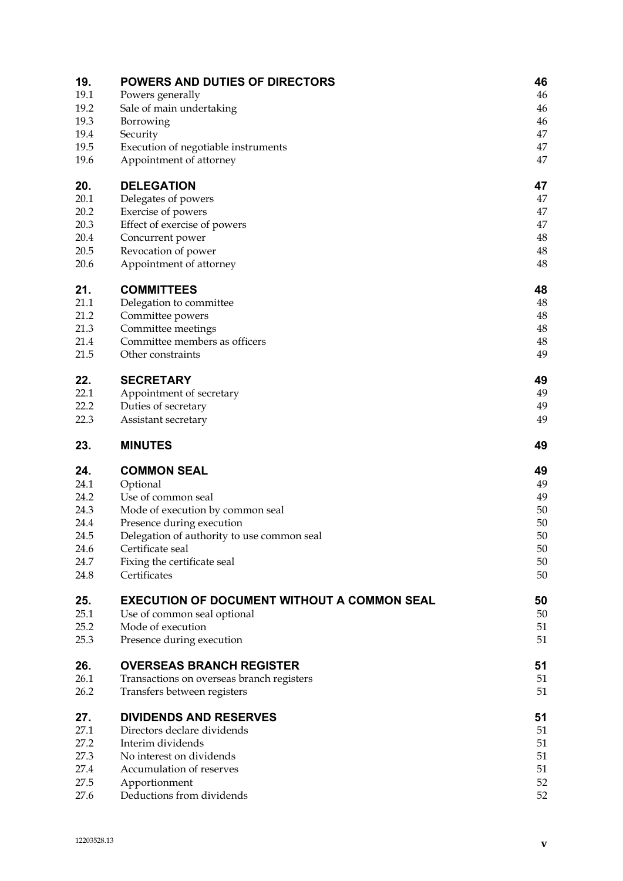| | | |
|---|---|---|
| **19.** | **POWERS AND DUTIES OF DIRECTORS** | **46** |
| 19.1 | Powers generally | 46 |
| 19.2 | Sale of main undertaking | 46 |
| 19.3 | Borrowing | 46 |
| 19.4 | Security | 47 |
| 19.5 | Execution of negotiable instruments | 47 |
| 19.6 | Appointment of attorney | 47 |
| **20.** | **DELEGATION** | **47** |
| 20.1 | Delegates of powers | 47 |
| 20.2 | Exercise of powers | 47 |
| 20.3 | Effect of exercise of powers | 47 |
| 20.4 | Concurrent power | 48 |
| 20.5 | Revocation of power | 48 |
| 20.6 | Appointment of attorney | 48 |
| **21.** | **COMMITTEES** | **48** |
| 21.1 | Delegation to committee | 48 |
| 21.2 | Committee powers | 48 |
| 21.3 | Committee meetings | 48 |
| 21.4 | Committee members as officers | 48 |
| 21.5 | Other constraints | 49 |
| **22.** | **SECRETARY** | **49** |
| 22.1 | Appointment of secretary | 49 |
| 22.2 | Duties of secretary | 49 |
| 22.3 | Assistant secretary | 49 |
| **23.** | **MINUTES** | **49** |
| **24.** | **COMMON SEAL** | **49** |
| 24.1 | Optional | 49 |
| 24.2 | Use of common seal | 49 |
| 24.3 | Mode of execution by common seal | 50 |
| 24.4 | Presence during execution | 50 |
| 24.5 | Delegation of authority to use common seal | 50 |
| 24.6 | Certificate seal | 50 |
| 24.7 | Fixing the certificate seal | 50 |
| 24.8 | Certificates | 50 |
| **25.** | **EXECUTION OF DOCUMENT WITHOUT A COMMON SEAL** | **50** |
| 25.1 | Use of common seal optional | 50 |
| 25.2 | Mode of execution | 51 |
| 25.3 | Presence during execution | 51 |
| **26.** | **OVERSEAS BRANCH REGISTER** | **51** |
| 26.1 | Transactions on overseas branch registers | 51 |
| 26.2 | Transfers between registers | 51 |
| **27.** | **DIVIDENDS AND RESERVES** | **51** |
| 27.1 | Directors declare dividends | 51 |
| 27.2 | Interim dividends | 51 |
| 27.3 | No interest on dividends | 51 |
| 27.4 | Accumulation of reserves | 51 |
| 27.5 | Apportionment | 52 |
| 27.6 | Deductions from dividends | 52 |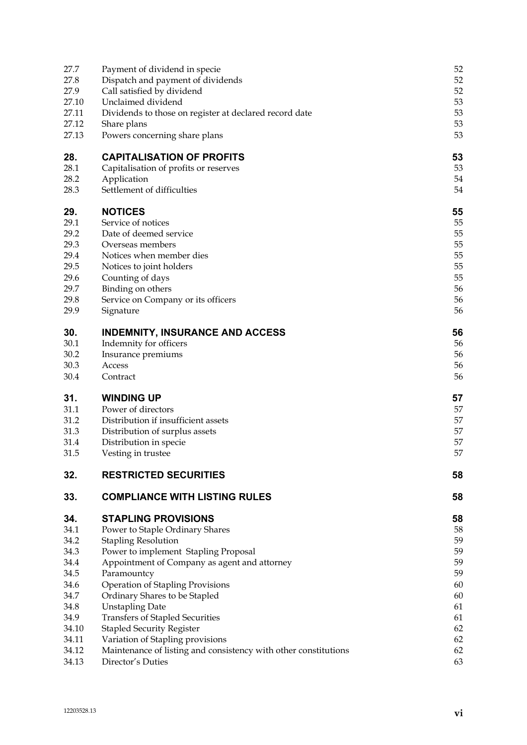| | | |
|---|---|---|
| 27.7 | Payment of dividend in specie | 52 |
| 27.8 | Dispatch and payment of dividends | 52 |
| 27.9 | Call satisfied by dividend | 52 |
| 27.10 | Unclaimed dividend | 53 |
| 27.11 | Dividends to those on register at declared record date | 53 |
| 27.12 | Share plans | 53 |
| 27.13 | Powers concerning share plans | 53 |
| **28.** | **CAPITALISATION OF PROFITS** | **53** |
| 28.1 | Capitalisation of profits or reserves | 53 |
| 28.2 | Application | 54 |
| 28.3 | Settlement of difficulties | 54 |
| **29.** | **NOTICES** | **55** |
| 29.1 | Service of notices | 55 |
| 29.2 | Date of deemed service | 55 |
| 29.3 | Overseas members | 55 |
| 29.4 | Notices when member dies | 55 |
| 29.5 | Notices to joint holders | 55 |
| 29.6 | Counting of days | 55 |
| 29.7 | Binding on others | 56 |
| 29.8 | Service on Company or its officers | 56 |
| 29.9 | Signature | 56 |
| **30.** | **INDEMNITY, INSURANCE AND ACCESS** | **56** |
| 30.1 | Indemnity for officers | 56 |
| 30.2 | Insurance premiums | 56 |
| 30.3 | Access | 56 |
| 30.4 | Contract | 56 |
| **31.** | **WINDING UP** | **57** |
| 31.1 | Power of directors | 57 |
| 31.2 | Distribution if insufficient assets | 57 |
| 31.3 | Distribution of surplus assets | 57 |
| 31.4 | Distribution in specie | 57 |
| 31.5 | Vesting in trustee | 57 |
| **32.** | **RESTRICTED SECURITIES** | **58** |
| **33.** | **COMPLIANCE WITH LISTING RULES** | **58** |
| **34.** | **STAPLING PROVISIONS** | **58** |
| 34.1 | Power to Staple Ordinary Shares | 58 |
| 34.2 | Stapling Resolution | 59 |
| 34.3 | Power to implement Stapling Proposal | 59 |
| 34.4 | Appointment of Company as agent and attorney | 59 |
| 34.5 | Paramountcy | 59 |
| 34.6 | Operation of Stapling Provisions | 60 |
| 34.7 | Ordinary Shares to be Stapled | 60 |
| 34.8 | Unstapling Date | 61 |
| 34.9 | Transfers of Stapled Securities | 61 |
| 34.10 | Stapled Security Register | 62 |
| 34.11 | Variation of Stapling provisions | 62 |
| 34.12 | Maintenance of listing and consistency with other constitutions | 62 |
| 34.13 | Director's Duties | 63 |